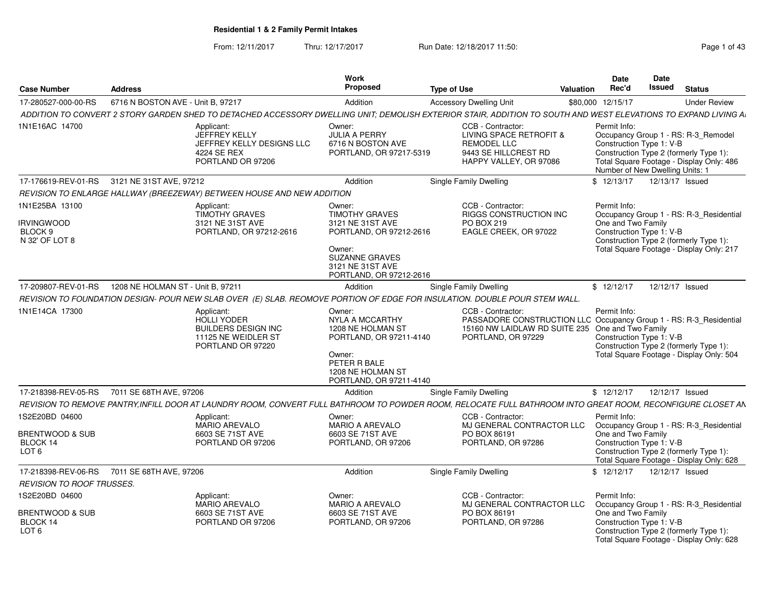## Residential 1 & 2 Family Permit Intakes

From: 12/11/2017 Thru: 12/17/2017 Run Date: 12/18/2017 11:50:

| Case Number | Address | Work Proposed | Type of Use | Valuation | Date Rec'd | Date Issued | Status |
|---|---|---|---|---|---|---|---|
| 17-280527-000-00-RS | 6716 N BOSTON AVE - Unit B, 97217 | Addition | Accessory Dwelling Unit | $80,000 | 12/15/17 | | Under Review |
| *ADDITION TO CONVERT 2 STORY GARDEN SHED TO DETACHED ACCESSORY DWELLING UNIT; DEMOLISH EXTERIOR STAIR, ADDITION TO SOUTH AND WEST ELEVATIONS TO EXPAND LIVING A* | | | | | | | |
| 1N1E16AC 14700 | Applicant: JEFFREY KELLY JEFFREY KELLY DESIGNS LLC 4224 SE REX PORTLAND OR 97206 | Owner: JULIA A PERRY 6716 N BOSTON AVE PORTLAND, OR 97217-5319 | CCB - Contractor: LIVING SPACE RETROFIT & REMODEL LLC 9443 SE HILLCREST RD HAPPY VALLEY, OR 97086 | | Permit Info: Occupancy Group 1 - RS: R-3_Remodel Construction Type 1: V-B Construction Type 2 (formerly Type 1): Total Square Footage - Display Only: 486 Number of New Dwelling Units: 1 | | |
| 17-176619-REV-01-RS | 3121 NE 31ST AVE, 97212 | Addition | Single Family Dwelling | $ | 12/13/17 | 12/13/17 | Issued |
| *REVISION TO ENLARGE HALLWAY (BREEZEWAY) BETWEEN HOUSE AND NEW ADDITION* | | | | | | | |
| 1N1E25BA 13100 IRVINGWOOD BLOCK 9 N 32' OF LOT 8 | Applicant: TIMOTHY GRAVES 3121 NE 31ST AVE PORTLAND, OR 97212-2616 | Owner: TIMOTHY GRAVES 3121 NE 31ST AVE PORTLAND, OR 97212-2616 Owner: SUZANNE GRAVES 3121 NE 31ST AVE PORTLAND, OR 97212-2616 | CCB - Contractor: RIGGS CONSTRUCTION INC PO BOX 219 EAGLE CREEK, OR 97022 | | Permit Info: Occupancy Group 1 - RS: R-3_Residential One and Two Family Construction Type 1: V-B Construction Type 2 (formerly Type 1): Total Square Footage - Display Only: 217 | | |
| 17-209807-REV-01-RS | 1208 NE HOLMAN ST - Unit B, 97211 | Addition | Single Family Dwelling | $ | 12/12/17 | 12/12/17 | Issued |
| *REVISION TO FOUNDATION DESIGN- POUR NEW SLAB OVER (E) SLAB. REOMOVE PORTION OF EDGE FOR INSULATION. DOUBLE POUR STEM WALL.* | | | | | | | |
| 1N1E14CA 17300 | Applicant: HOLLI YODER BUILDERS DESIGN INC 11125 NE WEIDLER ST PORTLAND OR 97220 | Owner: NYLA A MCCARTHY 1208 NE HOLMAN ST PORTLAND, OR 97211-4140 Owner: PETER R BALE 1208 NE HOLMAN ST PORTLAND, OR 97211-4140 | CCB - Contractor: PASSADORE CONSTRUCTION LLC 15160 NW LAIDLAW RD SUITE 235 PORTLAND, OR 97229 | | Permit Info: Occupancy Group 1 - RS: R-3_Residential One and Two Family Construction Type 1: V-B Construction Type 2 (formerly Type 1): Total Square Footage - Display Only: 504 | | |
| 17-218398-REV-05-RS | 7011 SE 68TH AVE, 97206 | Addition | Single Family Dwelling | $ | 12/12/17 | 12/12/17 | Issued |
| *REVISION TO REMOVE PANTRY,INFILL DOOR AT LAUNDRY ROOM, CONVERT FULL BATHROOM TO POWDER ROOM, RELOCATE FULL BATHROOM INTO GREAT ROOM, RECONFIGURE CLOSET AN* | | | | | | | |
| 1S2E20BD 04600 BRENTWOOD & SUB BLOCK 14 LOT 6 | Applicant: MARIO AREVALO 6603 SE 71ST AVE PORTLAND OR 97206 | Owner: MARIO A AREVALO 6603 SE 71ST AVE PORTLAND, OR 97206 | CCB - Contractor: MJ GENERAL CONTRACTOR LLC PO BOX 86191 PORTLAND, OR 97286 | | Permit Info: Occupancy Group 1 - RS: R-3_Residential One and Two Family Construction Type 1: V-B Construction Type 2 (formerly Type 1): Total Square Footage - Display Only: 628 | | |
| 17-218398-REV-06-RS | 7011 SE 68TH AVE, 97206 | Addition | Single Family Dwelling | $ | 12/12/17 | 12/12/17 | Issued |
| *REVISION TO ROOF TRUSSES.* | | | | | | | |
| 1S2E20BD 04600 BRENTWOOD & SUB BLOCK 14 LOT 6 | Applicant: MARIO AREVALO 6603 SE 71ST AVE PORTLAND OR 97206 | Owner: MARIO A AREVALO 6603 SE 71ST AVE PORTLAND, OR 97206 | CCB - Contractor: MJ GENERAL CONTRACTOR LLC PO BOX 86191 PORTLAND, OR 97286 | | Permit Info: Occupancy Group 1 - RS: R-3_Residential One and Two Family Construction Type 1: V-B Construction Type 2 (formerly Type 1): Total Square Footage - Display Only: 628 | | |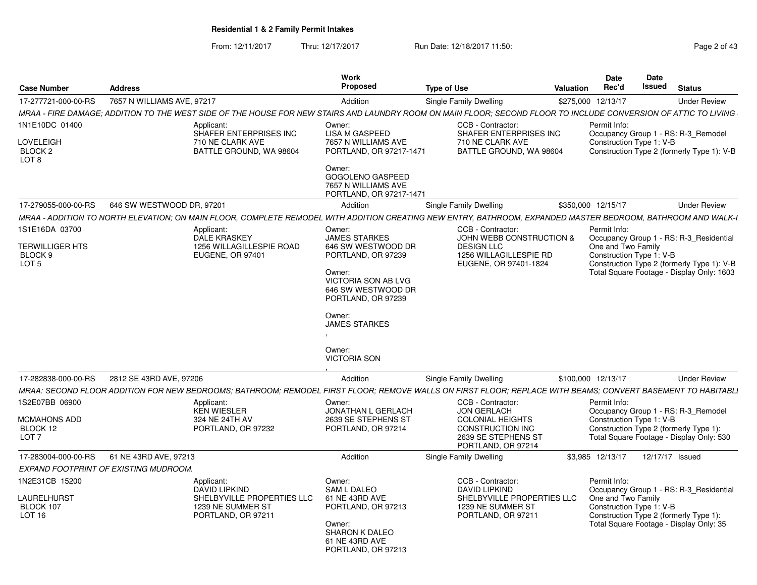# Residential 1 & 2 Family Permit Intakes

From: 12/11/2017 Thru: 12/17/2017 Run Date: 12/18/2017 11:50:

| Case Number | Address | Work Proposed | Type of Use | Valuation | Date Rec'd | Date Issued | Status |
|---|---|---|---|---|---|---|---|
| 17-277721-000-00-RS | 7657 N WILLIAMS AVE, 97217 | Addition | Single Family Dwelling | $275,000 | 12/13/17 | | Under Review |

*MRAA - FIRE DAMAGE; ADDITION TO THE WEST SIDE OF THE HOUSE FOR NEW STAIRS AND LAUNDRY ROOM ON MAIN FLOOR; SECOND FLOOR TO INCLUDE CONVERSION OF ATTIC TO LIVING*

1N1E10DC 01400
LOVELEIGH
BLOCK 2
LOT 8

Applicant:
SHAFER ENTERPRISES INC
710 NE CLARK AVE
BATTLE GROUND, WA 98604

Owner:
LISA M GASPEED
7657 N WILLIAMS AVE
PORTLAND, OR 97217-1471

Owner:
GOGOLENO GASPEED
7657 N WILLIAMS AVE
PORTLAND, OR 97217-1471

CCB - Contractor:
SHAFER ENTERPRISES INC
710 NE CLARK AVE
BATTLE GROUND, WA 98604

Permit Info:
Occupancy Group 1 - RS: R-3_Remodel
Construction Type 1: V-B
Construction Type 2 (formerly Type 1): V-B

| Case Number | Address | Work Proposed | Type of Use | Valuation | Date Rec'd | Date Issued | Status |
|---|---|---|---|---|---|---|---|
| 17-279055-000-00-RS | 646 SW WESTWOOD DR, 97201 | Addition | Single Family Dwelling | $350,000 | 12/15/17 | | Under Review |

*MRAA - ADDITION TO NORTH ELEVATION; ON MAIN FLOOR, COMPLETE REMODEL WITH ADDITION CREATING NEW ENTRY, BATHROOM, EXPANDED MASTER BEDROOM, BATHROOM AND WALK-I*

1S1E16DA 03700
TERWILLIGER HTS
BLOCK 9
LOT 5

Applicant:
DALE KRASKEY
1256 WILLAGILLESPIE ROAD
EUGENE, OR 97401

Owner:
JAMES STARKES
646 SW WESTWOOD DR
PORTLAND, OR 97239

Owner:
VICTORIA SON AB LVG
646 SW WESTWOOD DR
PORTLAND, OR 97239

Owner:
JAMES STARKES
,

Owner:
VICTORIA SON
,

CCB - Contractor:
JOHN WEBB CONSTRUCTION & DESIGN LLC
1256 WILLAGILLESPIE RD
EUGENE, OR 97401-1824

Permit Info:
Occupancy Group 1 - RS: R-3_Residential One and Two Family
Construction Type 1: V-B
Construction Type 2 (formerly Type 1): V-B
Total Square Footage - Display Only: 1603

| Case Number | Address | Work Proposed | Type of Use | Valuation | Date Rec'd | Date Issued | Status |
|---|---|---|---|---|---|---|---|
| 17-282838-000-00-RS | 2812 SE 43RD AVE, 97206 | Addition | Single Family Dwelling | $100,000 | 12/13/17 | | Under Review |

*MRAA: SECOND FLOOR ADDITION FOR NEW BEDROOMS; BATHROOM; REMODEL FIRST FLOOR; REMOVE WALLS ON FIRST FLOOR; REPLACE WITH BEAMS; CONVERT BASEMENT TO HABITABLI*

1S2E07BB 06900
MCMAHONS ADD
BLOCK 12
LOT 7

Applicant:
KEN WIESLER
324 NE 24TH AV
PORTLAND, OR 97232

Owner:
JONATHAN L GERLACH
2639 SE STEPHENS ST
PORTLAND, OR 97214

CCB - Contractor:
JON GERLACH
COLONIAL HEIGHTS CONSTRUCTION INC
2639 SE STEPHENS ST
PORTLAND, OR 97214

Permit Info:
Occupancy Group 1 - RS: R-3_Remodel
Construction Type 1: V-B
Construction Type 2 (formerly Type 1):
Total Square Footage - Display Only: 530

| Case Number | Address | Work Proposed | Type of Use | Valuation | Date Rec'd | Date Issued | Status |
|---|---|---|---|---|---|---|---|
| 17-283004-000-00-RS | 61 NE 43RD AVE, 97213 | Addition | Single Family Dwelling | $3,985 | 12/13/17 | 12/17/17 | Issued |

*EXPAND FOOTPRINT OF EXISTING MUDROOM.*

1N2E31CB 15200
LAURELHURST
BLOCK 107
LOT 16

Applicant:
DAVID LIPKIND
SHELBYVILLE PROPERTIES LLC
1239 NE SUMMER ST
PORTLAND, OR 97211

Owner:
SAM L DALEO
61 NE 43RD AVE
PORTLAND, OR 97213

Owner:
SHARON K DALEO
61 NE 43RD AVE
PORTLAND, OR 97213

CCB - Contractor:
DAVID LIPKIND
SHELBYVILLE PROPERTIES LLC
1239 NE SUMMER ST
PORTLAND, OR 97211

Permit Info:
Occupancy Group 1 - RS: R-3_Residential One and Two Family
Construction Type 1: V-B
Construction Type 2 (formerly Type 1):
Total Square Footage - Display Only: 35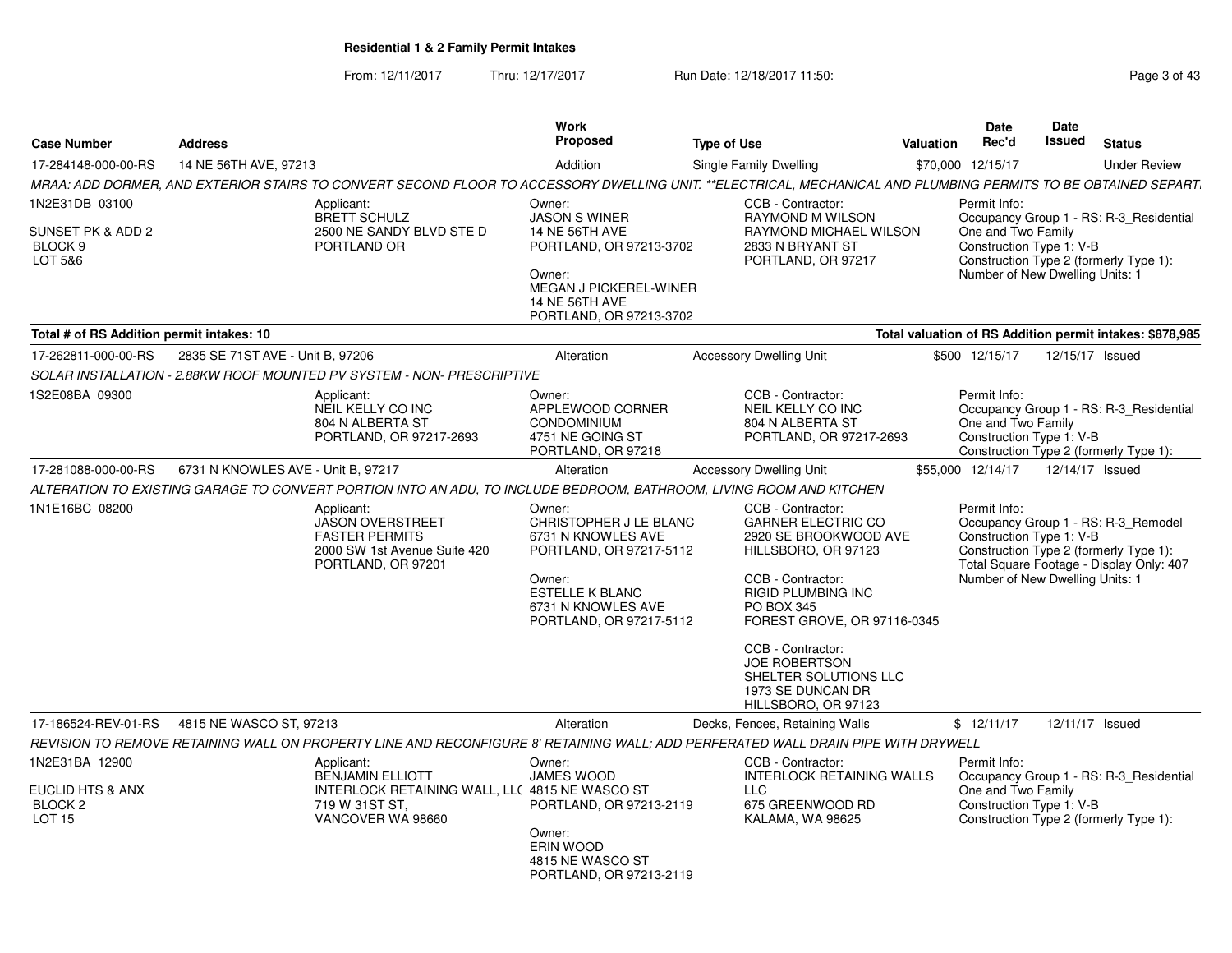**Residential 1 & 2 Family Permit Intakes**

From: 12/11/2017 Thru: 12/17/2017 Run Date: 12/18/2017 11:50:

| Case Number | Address | Work Proposed | Type of Use | Valuation | Date Rec'd | Date Issued | Status |
|---|---|---|---|---|---|---|---|
| 17-284148-000-00-RS | 14 NE 56TH AVE, 97213 | Addition | Single Family Dwelling | $70,000 | 12/15/17 | | Under Review |

MRAA: ADD DORMER, AND EXTERIOR STAIRS TO CONVERT SECOND FLOOR TO ACCESSORY DWELLING UNIT. **ELECTRICAL, MECHANICAL AND PLUMBING PERMITS TO BE OBTAINED SEPART.

1N2E31DB 03100

SUNSET PK & ADD 2
BLOCK 9
LOT 5&6

Applicant:
BRETT SCHULZ
2500 NE SANDY BLVD STE D
PORTLAND OR

Owner:
JASON S WINER
14 NE 56TH AVE
PORTLAND, OR 97213-3702

Owner:
MEGAN J PICKEREL-WINER
14 NE 56TH AVE
PORTLAND, OR 97213-3702

CCB - Contractor:
RAYMOND M WILSON
RAYMOND MICHAEL WILSON
2833 N BRYANT ST
PORTLAND, OR 97217

Permit Info:
Occupancy Group 1 - RS: R-3_Residential One and Two Family
Construction Type 1: V-B
Construction Type 2 (formerly Type 1):
Number of New Dwelling Units: 1

**Total # of RS Addition permit intakes: 10**

**Total valuation of RS Addition permit intakes: $878,985**

| Case Number | Address | Work Proposed | Type of Use | Valuation | Date Rec'd | Date Issued | Status |
|---|---|---|---|---|---|---|---|
| 17-262811-000-00-RS | 2835 SE 71ST AVE - Unit B, 97206 | Alteration | Accessory Dwelling Unit | $500 | 12/15/17 | 12/15/17 | Issued |

SOLAR INSTALLATION - 2.88KW ROOF MOUNTED PV SYSTEM - NON- PRESCRIPTIVE

1S2E08BA 09300

Applicant:
NEIL KELLY CO INC
804 N ALBERTA ST
PORTLAND, OR 97217-2693

Owner:
APPLEWOOD CORNER CONDOMINIUM
4751 NE GOING ST
PORTLAND, OR 97218

CCB - Contractor:
NEIL KELLY CO INC
804 N ALBERTA ST
PORTLAND, OR 97217-2693

Permit Info:
Occupancy Group 1 - RS: R-3_Residential One and Two Family
Construction Type 1: V-B
Construction Type 2 (formerly Type 1):

| Case Number | Address | Work Proposed | Type of Use | Valuation | Date Rec'd | Date Issued | Status |
|---|---|---|---|---|---|---|---|
| 17-281088-000-00-RS | 6731 N KNOWLES AVE - Unit B, 97217 | Alteration | Accessory Dwelling Unit | $55,000 | 12/14/17 | 12/14/17 | Issued |

ALTERATION TO EXISTING GARAGE TO CONVERT PORTION INTO AN ADU, TO INCLUDE BEDROOM, BATHROOM, LIVING ROOM AND KITCHEN

1N1E16BC 08200

Applicant:
JASON OVERSTREET
FASTER PERMITS
2000 SW 1st Avenue Suite 420
PORTLAND, OR 97201

Owner:
CHRISTOPHER J LE BLANC
6731 N KNOWLES AVE
PORTLAND, OR 97217-5112

Owner:
ESTELLE K BLANC
6731 N KNOWLES AVE
PORTLAND, OR 97217-5112

CCB - Contractor:
GARNER ELECTRIC CO
2920 SE BROOKWOOD AVE
HILLSBORO, OR 97123

CCB - Contractor:
RIGID PLUMBING INC
PO BOX 345
FOREST GROVE, OR 97116-0345

CCB - Contractor:
JOE ROBERTSON
SHELTER SOLUTIONS LLC
1973 SE DUNCAN DR
HILLSBORO, OR 97123

Permit Info:
Occupancy Group 1 - RS: R-3_Remodel
Construction Type 1: V-B
Construction Type 2 (formerly Type 1):
Total Square Footage - Display Only: 407
Number of New Dwelling Units: 1

| Case Number | Address | Work Proposed | Type of Use | Valuation | Date Rec'd | Date Issued | Status |
|---|---|---|---|---|---|---|---|
| 17-186524-REV-01-RS | 4815 NE WASCO ST, 97213 | Alteration | Decks, Fences, Retaining Walls | $ | 12/11/17 | 12/11/17 | Issued |

REVISION TO REMOVE RETAINING WALL ON PROPERTY LINE AND RECONFIGURE 8' RETAINING WALL; ADD PERFERATED WALL DRAIN PIPE WITH DRYWELL

1N2E31BA 12900

EUCLID HTS & ANX
BLOCK 2
LOT 15

Applicant:
BENJAMIN ELLIOTT
INTERLOCK RETAINING WALL, LL(
719 W 31ST ST,
VANCOVER WA 98660

Owner:
JAMES WOOD
4815 NE WASCO ST
PORTLAND, OR 97213-2119

Owner:
ERIN WOOD
4815 NE WASCO ST
PORTLAND, OR 97213-2119

CCB - Contractor:
INTERLOCK RETAINING WALLS LLC
675 GREENWOOD RD
KALAMA, WA 98625

Permit Info:
Occupancy Group 1 - RS: R-3_Residential One and Two Family
Construction Type 1: V-B
Construction Type 2 (formerly Type 1):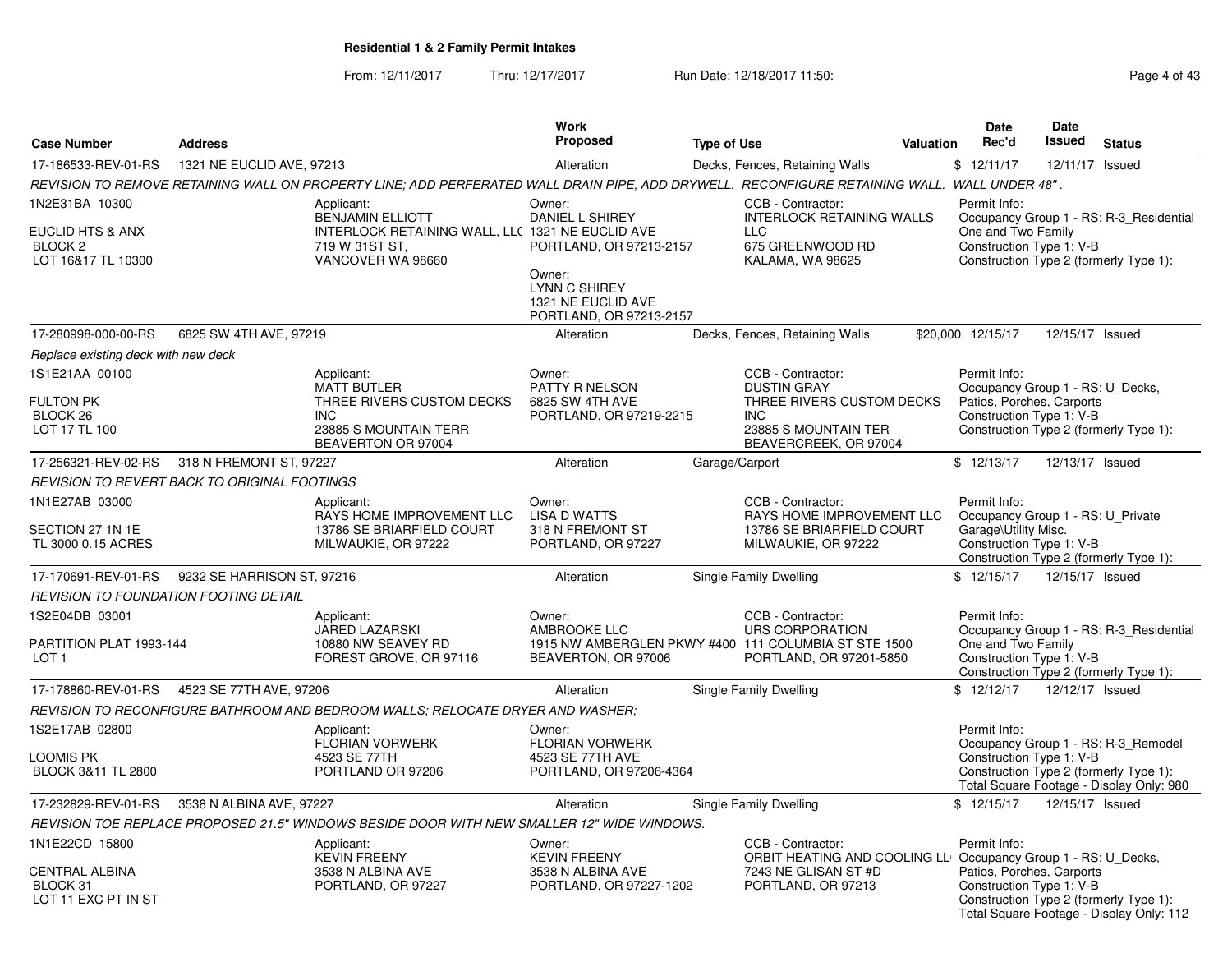**Residential 1 & 2 Family Permit Intakes**

From: 12/11/2017 Thru: 12/17/2017 Run Date: 12/18/2017 11:50:

| Case Number | Address | Work Proposed | Type of Use | Valuation | Date Rec'd | Date Issued | Status |
|---|---|---|---|---|---|---|---|
| 17-186533-REV-01-RS | 1321 NE EUCLID AVE, 97213 | Alteration | Decks, Fences, Retaining Walls | $ | 12/11/17 | 12/11/17 | Issued |

*REVISION TO REMOVE RETAINING WALL ON PROPERTY LINE; ADD PERFERATED WALL DRAIN PIPE, ADD DRYWELL. RECONFIGURE RETAINING WALL. WALL UNDER 48".*

1N2E31BA 10300
EUCLID HTS & ANX
BLOCK 2
LOT 16&17 TL 10300

Applicant:
BENJAMIN ELLIOTT
INTERLOCK RETAINING WALL, LL(
719 W 31ST ST,
VANCOVER WA 98660

Owner:
DANIEL L SHIREY
1321 NE EUCLID AVE
PORTLAND, OR 97213-2157

Owner:
LYNN C SHIREY
1321 NE EUCLID AVE
PORTLAND, OR 97213-2157

CCB - Contractor:
INTERLOCK RETAINING WALLS LLC
675 GREENWOOD RD
KALAMA, WA 98625

Permit Info:
Occupancy Group 1 - RS: R-3_Residential One and Two Family
Construction Type 1: V-B
Construction Type 2 (formerly Type 1):

| Case Number | Address | Work Proposed | Type of Use | Valuation | Date Rec'd | Date Issued | Status |
|---|---|---|---|---|---|---|---|
| 17-280998-000-00-RS | 6825 SW 4TH AVE, 97219 | Alteration | Decks, Fences, Retaining Walls | $20,000 | 12/15/17 | 12/15/17 | Issued |

*Replace existing deck with new deck*

1S1E21AA 00100
FULTON PK
BLOCK 26
LOT 17 TL 100

Applicant:
MATT BUTLER
THREE RIVERS CUSTOM DECKS INC
23885 S MOUNTAIN TERR
BEAVERTON OR 97004

Owner:
PATTY R NELSON
6825 SW 4TH AVE
PORTLAND, OR 97219-2215

CCB - Contractor:
DUSTIN GRAY
THREE RIVERS CUSTOM DECKS INC
23885 S MOUNTAIN TER
BEAVERCREEK, OR 97004

Permit Info:
Occupancy Group 1 - RS: U_Decks, Patios, Porches, Carports
Construction Type 1: V-B
Construction Type 2 (formerly Type 1):

| Case Number | Address | Work Proposed | Type of Use | Valuation | Date Rec'd | Date Issued | Status |
|---|---|---|---|---|---|---|---|
| 17-256321-REV-02-RS | 318 N FREMONT ST, 97227 | Alteration | Garage/Carport | $ | 12/13/17 | 12/13/17 | Issued |

*REVISION TO REVERT BACK TO ORIGINAL FOOTINGS*

1N1E27AB 03000
SECTION 27 1N 1E
TL 3000 0.15 ACRES

Applicant:
RAYS HOME IMPROVEMENT LLC
13786 SE BRIARFIELD COURT
MILWAUKIE, OR 97222

Owner:
LISA D WATTS
318 N FREMONT ST
PORTLAND, OR 97227

CCB - Contractor:
RAYS HOME IMPROVEMENT LLC
13786 SE BRIARFIELD COURT
MILWAUKIE, OR 97222

Permit Info:
Occupancy Group 1 - RS: U_Private Garage\Utility Misc.
Construction Type 1: V-B
Construction Type 2 (formerly Type 1):

| Case Number | Address | Work Proposed | Type of Use | Valuation | Date Rec'd | Date Issued | Status |
|---|---|---|---|---|---|---|---|
| 17-170691-REV-01-RS | 9232 SE HARRISON ST, 97216 | Alteration | Single Family Dwelling | $ | 12/15/17 | 12/15/17 | Issued |

*REVISION TO FOUNDATION FOOTING DETAIL*

1S2E04DB 03001
PARTITION PLAT 1993-144
LOT 1

Applicant:
JARED LAZARSKI
10880 NW SEAVEY RD
FOREST GROVE, OR 97116

Owner:
AMBROOKE LLC
1915 NW AMBERGLEN PKWY #400
BEAVERTON, OR 97006

CCB - Contractor:
URS CORPORATION
111 COLUMBIA ST STE 1500
PORTLAND, OR 97201-5850

Permit Info:
Occupancy Group 1 - RS: R-3_Residential One and Two Family
Construction Type 1: V-B
Construction Type 2 (formerly Type 1):

| Case Number | Address | Work Proposed | Type of Use | Valuation | Date Rec'd | Date Issued | Status |
|---|---|---|---|---|---|---|---|
| 17-178860-REV-01-RS | 4523 SE 77TH AVE, 97206 | Alteration | Single Family Dwelling | $ | 12/12/17 | 12/12/17 | Issued |

*REVISION TO RECONFIGURE BATHROOM AND BEDROOM WALLS; RELOCATE DRYER AND WASHER;*

1S2E17AB 02800
LOOMIS PK
BLOCK 3&11 TL 2800

Applicant:
FLORIAN VORWERK
4523 SE 77TH
PORTLAND OR 97206

Owner:
FLORIAN VORWERK
4523 SE 77TH AVE
PORTLAND, OR 97206-4364

Permit Info:
Occupancy Group 1 - RS: R-3_Remodel
Construction Type 1: V-B
Construction Type 2 (formerly Type 1):
Total Square Footage - Display Only: 980

| Case Number | Address | Work Proposed | Type of Use | Valuation | Date Rec'd | Date Issued | Status |
|---|---|---|---|---|---|---|---|
| 17-232829-REV-01-RS | 3538 N ALBINA AVE, 97227 | Alteration | Single Family Dwelling | $ | 12/15/17 | 12/15/17 | Issued |

*REVISION TOE REPLACE PROPOSED 21.5" WINDOWS BESIDE DOOR WITH NEW SMALLER 12" WIDE WINDOWS.*

1N1E22CD 15800
CENTRAL ALBINA
BLOCK 31
LOT 11 EXC PT IN ST

Applicant:
KEVIN FREENY
3538 N ALBINA AVE
PORTLAND, OR 97227

Owner:
KEVIN FREENY
3538 N ALBINA AVE
PORTLAND, OR 97227-1202

CCB - Contractor:
ORBIT HEATING AND COOLING LL(
7243 NE GLISAN ST #D
PORTLAND, OR 97213

Permit Info:
Occupancy Group 1 - RS: U_Decks, Patios, Porches, Carports
Construction Type 1: V-B
Construction Type 2 (formerly Type 1):
Total Square Footage - Display Only: 112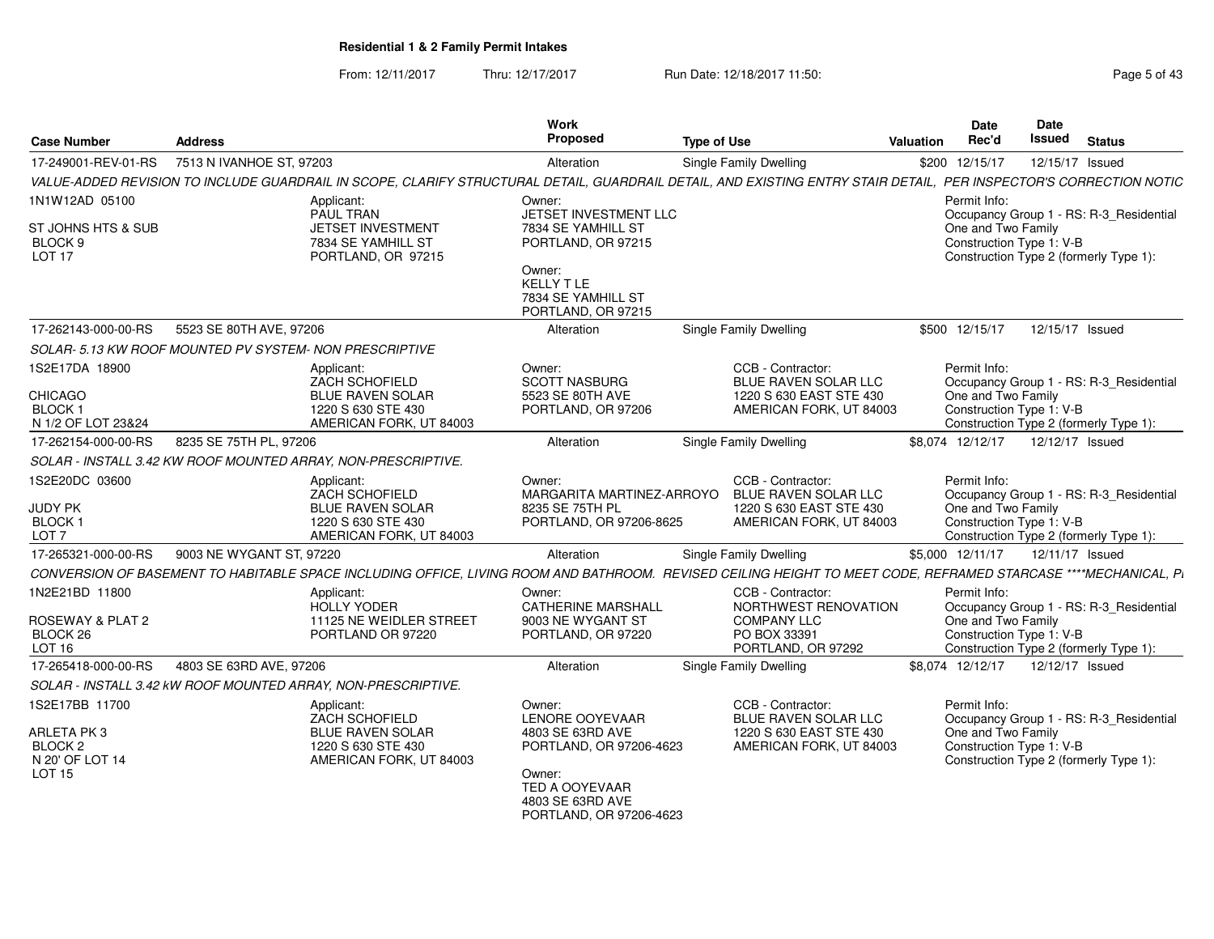**Residential 1 & 2 Family Permit Intakes**

From: 12/11/2017 Thru: 12/17/2017 Run Date: 12/18/2017 11:50:

| Case Number | Address | | Work Proposed | Type of Use | | Valuation | Date Rec'd | Date Issued | Status |
|---|---|---|---|---|---|---|---|---|---|
| 17-249001-REV-01-RS | 7513 N IVANHOE ST, 97203 | | Alteration | Single Family Dwelling | | $200 | 12/15/17 | 12/15/17 | Issued |
| VALUE-ADDED REVISION TO INCLUDE GUARDRAIL IN SCOPE, CLARIFY STRUCTURAL DETAIL, GUARDRAIL DETAIL, AND EXISTING ENTRY STAIR DETAIL, PER INSPECTOR'S CORRECTION NOTIC | | | | | | | | | |
| 1N1W12AD 05100<br><br>ST JOHNS HTS & SUB<br>BLOCK 9<br>LOT 17 | | Applicant:<br>PAUL TRAN<br>JETSET INVESTMENT<br>7834 SE YAMHILL ST<br>PORTLAND, OR 97215 | Owner:<br>JETSET INVESTMENT LLC<br>7834 SE YAMHILL ST<br>PORTLAND, OR 97215<br><br>Owner:<br>KELLY T LE<br>7834 SE YAMHILL ST<br>PORTLAND, OR 97215 | | | | Permit Info:<br>Occupancy Group 1 - RS: R-3_Residential One and Two Family<br>Construction Type 1: V-B<br>Construction Type 2 (formerly Type 1): | | |
| 17-262143-000-00-RS | 5523 SE 80TH AVE, 97206 | | Alteration | Single Family Dwelling | | $500 | 12/15/17 | 12/15/17 | Issued |
| SOLAR- 5.13 KW ROOF MOUNTED PV SYSTEM- NON PRESCRIPTIVE | | | | | | | | | |
| 1S2E17DA 18900<br><br>CHICAGO<br>BLOCK 1<br>N 1/2 OF LOT 23&24 | | Applicant:<br>ZACH SCHOFIELD<br>BLUE RAVEN SOLAR<br>1220 S 630 STE 430<br>AMERICAN FORK, UT 84003 | Owner:<br>SCOTT NASBURG<br>5523 SE 80TH AVE<br>PORTLAND, OR 97206 | CCB - Contractor:<br>BLUE RAVEN SOLAR LLC<br>1220 S 630 EAST STE 430<br>AMERICAN FORK, UT 84003 | | | Permit Info:<br>Occupancy Group 1 - RS: R-3_Residential One and Two Family<br>Construction Type 1: V-B<br>Construction Type 2 (formerly Type 1): | | |
| 17-262154-000-00-RS | 8235 SE 75TH PL, 97206 | | Alteration | Single Family Dwelling | | $8,074 | 12/12/17 | 12/12/17 | Issued |
| SOLAR - INSTALL 3.42 KW ROOF MOUNTED ARRAY, NON-PRESCRIPTIVE. | | | | | | | | | |
| 1S2E20DC 03600<br><br>JUDY PK<br>BLOCK 1<br>LOT 7 | | Applicant:<br>ZACH SCHOFIELD<br>BLUE RAVEN SOLAR<br>1220 S 630 STE 430<br>AMERICAN FORK, UT 84003 | Owner:<br>MARGARITA MARTINEZ-ARROYO<br>8235 SE 75TH PL<br>PORTLAND, OR 97206-8625 | CCB - Contractor:<br>BLUE RAVEN SOLAR LLC<br>1220 S 630 EAST STE 430<br>AMERICAN FORK, UT 84003 | | | Permit Info:<br>Occupancy Group 1 - RS: R-3_Residential One and Two Family<br>Construction Type 1: V-B<br>Construction Type 2 (formerly Type 1): | | |
| 17-265321-000-00-RS | 9003 NE WYGANT ST, 97220 | | Alteration | Single Family Dwelling | | $5,000 | 12/11/17 | 12/11/17 | Issued |
| CONVERSION OF BASEMENT TO HABITABLE SPACE INCLUDING OFFICE, LIVING ROOM AND BATHROOM. REVISED CEILING HEIGHT TO MEET CODE, REFRAMED STARCASE ****MECHANICAL, PI | | | | | | | | | |
| 1N2E21BD 11800<br><br>ROSEWAY & PLAT 2<br>BLOCK 26<br>LOT 16 | | Applicant:<br>HOLLY YODER<br>11125 NE WEIDLER STREET<br>PORTLAND OR 97220 | Owner:<br>CATHERINE MARSHALL<br>9003 NE WYGANT ST<br>PORTLAND, OR 97220 | CCB - Contractor:<br>NORTHWEST RENOVATION COMPANY LLC<br>PO BOX 33391<br>PORTLAND, OR 97292 | | | Permit Info:<br>Occupancy Group 1 - RS: R-3_Residential One and Two Family<br>Construction Type 1: V-B<br>Construction Type 2 (formerly Type 1): | | |
| 17-265418-000-00-RS | 4803 SE 63RD AVE, 97206 | | Alteration | Single Family Dwelling | | $8,074 | 12/12/17 | 12/12/17 | Issued |
| SOLAR - INSTALL 3.42 kW ROOF MOUNTED ARRAY, NON-PRESCRIPTIVE. | | | | | | | | | |
| 1S2E17BB 11700<br><br>ARLETA PK 3<br>BLOCK 2<br>N 20' OF LOT 14<br>LOT 15 | | Applicant:<br>ZACH SCHOFIELD<br>BLUE RAVEN SOLAR<br>1220 S 630 STE 430<br>AMERICAN FORK, UT 84003 | Owner:<br>LENORE OOYEVAAR<br>4803 SE 63RD AVE<br>PORTLAND, OR 97206-4623<br><br>Owner:<br>TED A OOYEVAAR<br>4803 SE 63RD AVE<br>PORTLAND, OR 97206-4623 | CCB - Contractor:<br>BLUE RAVEN SOLAR LLC<br>1220 S 630 EAST STE 430<br>AMERICAN FORK, UT 84003 | | | Permit Info:<br>Occupancy Group 1 - RS: R-3_Residential One and Two Family<br>Construction Type 1: V-B<br>Construction Type 2 (formerly Type 1): | | |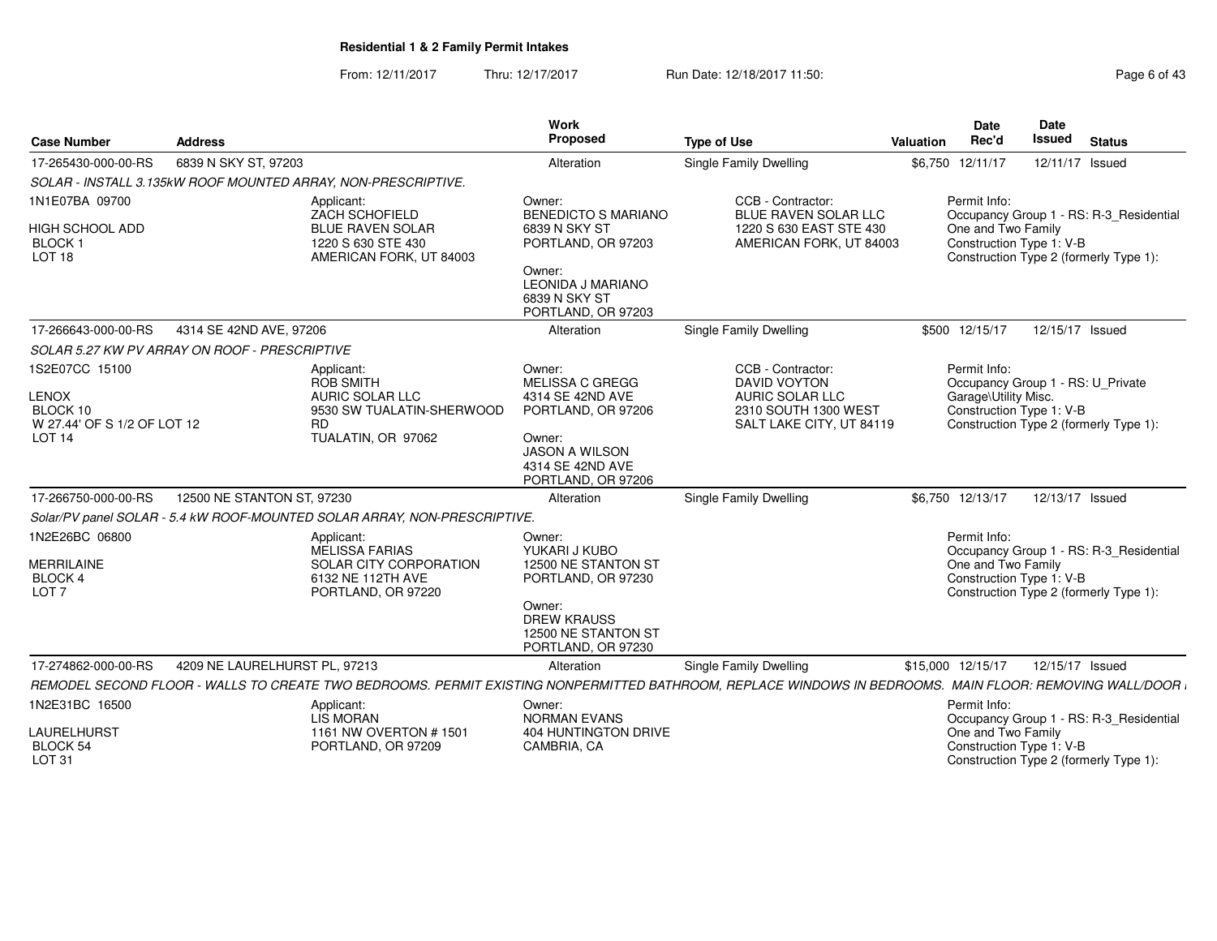**Residential 1 & 2 Family Permit Intakes**

From: 12/11/2017 Thru: 12/17/2017 Run Date: 12/18/2017 11:50:

| Case Number | Address | Work Proposed | Type of Use | Valuation | Date Rec'd | Date Issued | Status |
|---|---|---|---|---|---|---|---|
| 17-265430-000-00-RS | 6839 N SKY ST, 97203 | Alteration | Single Family Dwelling | $6,750 | 12/11/17 | 12/11/17 | Issued |

SOLAR - INSTALL 3.135kW ROOF MOUNTED ARRAY, NON-PRESCRIPTIVE.

1N1E07BA 09700
HIGH SCHOOL ADD
BLOCK 1
LOT 18

Applicant:
ZACH SCHOFIELD
BLUE RAVEN SOLAR
1220 S 630 STE 430
AMERICAN FORK, UT 84003

Owner:
BENEDICTO S MARIANO
6839 N SKY ST
PORTLAND, OR 97203

Owner:
LEONIDA J MARIANO
6839 N SKY ST
PORTLAND, OR 97203

CCB - Contractor:
BLUE RAVEN SOLAR LLC
1220 S 630 EAST STE 430
AMERICAN FORK, UT 84003

Permit Info:
Occupancy Group 1 - RS: R-3_Residential One and Two Family
Construction Type 1: V-B
Construction Type 2 (formerly Type 1):

| Case Number | Address | Work Proposed | Type of Use | Valuation | Date Rec'd | Date Issued | Status |
|---|---|---|---|---|---|---|---|
| 17-266643-000-00-RS | 4314 SE 42ND AVE, 97206 | Alteration | Single Family Dwelling | $500 | 12/15/17 | 12/15/17 | Issued |

SOLAR 5.27 KW PV ARRAY ON ROOF - PRESCRIPTIVE

1S2E07CC 15100
LENOX
BLOCK 10
W 27.44' OF S 1/2 OF LOT 12
LOT 14

Applicant:
ROB SMITH
AURIC SOLAR LLC
9530 SW TUALATIN-SHERWOOD RD
TUALATIN, OR 97062

Owner:
MELISSA C GREGG
4314 SE 42ND AVE
PORTLAND, OR 97206

Owner:
JASON A WILSON
4314 SE 42ND AVE
PORTLAND, OR 97206

CCB - Contractor:
DAVID VOYTON
AURIC SOLAR LLC
2310 SOUTH 1300 WEST
SALT LAKE CITY, UT 84119

Permit Info:
Occupancy Group 1 - RS: U_Private Garage\Utility Misc.
Construction Type 1: V-B
Construction Type 2 (formerly Type 1):

| Case Number | Address | Work Proposed | Type of Use | Valuation | Date Rec'd | Date Issued | Status |
|---|---|---|---|---|---|---|---|
| 17-266750-000-00-RS | 12500 NE STANTON ST, 97230 | Alteration | Single Family Dwelling | $6,750 | 12/13/17 | 12/13/17 | Issued |

Solar/PV panel SOLAR - 5.4 kW ROOF-MOUNTED SOLAR ARRAY, NON-PRESCRIPTIVE.

1N2E26BC 06800
MERRILAINE
BLOCK 4
LOT 7

Applicant:
MELISSA FARIAS
SOLAR CITY CORPORATION
6132 NE 112TH AVE
PORTLAND, OR 97220

Owner:
YUKARI J KUBO
12500 NE STANTON ST
PORTLAND, OR 97230

Owner:
DREW KRAUSS
12500 NE STANTON ST
PORTLAND, OR 97230

Permit Info:
Occupancy Group 1 - RS: R-3_Residential One and Two Family
Construction Type 1: V-B
Construction Type 2 (formerly Type 1):

| Case Number | Address | Work Proposed | Type of Use | Valuation | Date Rec'd | Date Issued | Status |
|---|---|---|---|---|---|---|---|
| 17-274862-000-00-RS | 4209 NE LAURELHURST PL, 97213 | Alteration | Single Family Dwelling | $15,000 | 12/15/17 | 12/15/17 | Issued |

REMODEL SECOND FLOOR - WALLS TO CREATE TWO BEDROOMS. PERMIT EXISTING NONPERMITTED BATHROOM, REPLACE WINDOWS IN BEDROOMS. MAIN FLOOR: REMOVING WALL/DOOR

1N2E31BC 16500
LAURELHURST
BLOCK 54
LOT 31

Applicant:
LIS MORAN
1161 NW OVERTON # 1501
PORTLAND, OR 97209

Owner:
NORMAN EVANS
404 HUNTINGTON DRIVE
CAMBRIA, CA

Permit Info:
Occupancy Group 1 - RS: R-3_Residential One and Two Family
Construction Type 1: V-B
Construction Type 2 (formerly Type 1):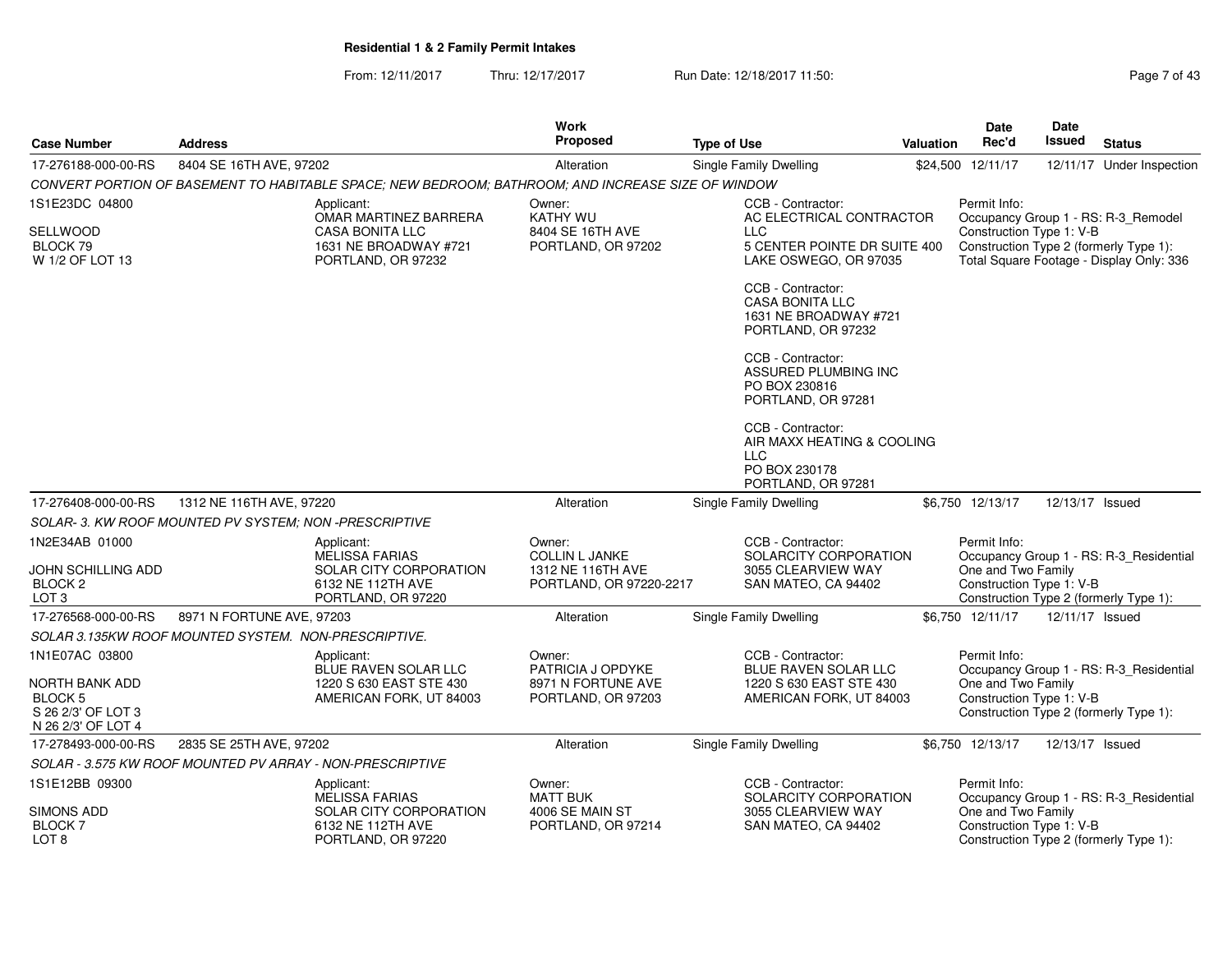**Residential 1 & 2 Family Permit Intakes**

From: 12/11/2017 Thru: 12/17/2017 Run Date: 12/18/2017 11:50:

| Case Number | Address | Work Proposed | Type of Use | Valuation | Date Rec'd | Date Issued | Status |
|---|---|---|---|---|---|---|---|
| 17-276188-000-00-RS | 8404 SE 16TH AVE, 97202 | Alteration | Single Family Dwelling | $24,500 | 12/11/17 | 12/11/17 | Under Inspection |

*CONVERT PORTION OF BASEMENT TO HABITABLE SPACE; NEW BEDROOM; BATHROOM; AND INCREASE SIZE OF WINDOW*

1S1E23DC 04800
SELLWOOD
BLOCK 79
W 1/2 OF LOT 13

Applicant:
OMAR MARTINEZ BARRERA
CASA BONITA LLC
1631 NE BROADWAY #721
PORTLAND, OR 97232

Owner:
KATHY WU
8404 SE 16TH AVE
PORTLAND, OR 97202

CCB - Contractor:
AC ELECTRICAL CONTRACTOR LLC
5 CENTER POINTE DR SUITE 400
LAKE OSWEGO, OR 97035

CCB - Contractor:
CASA BONITA LLC
1631 NE BROADWAY #721
PORTLAND, OR 97232

CCB - Contractor:
ASSURED PLUMBING INC
PO BOX 230816
PORTLAND, OR 97281

CCB - Contractor:
AIR MAXX HEATING & COOLING LLC
PO BOX 230178
PORTLAND, OR 97281

Permit Info:
Occupancy Group 1 - RS: R-3_Remodel
Construction Type 1: V-B
Construction Type 2 (formerly Type 1):
Total Square Footage - Display Only: 336

| Case Number | Address | Work Proposed | Type of Use | Valuation | Date Rec'd | Date Issued | Status |
|---|---|---|---|---|---|---|---|
| 17-276408-000-00-RS | 1312 NE 116TH AVE, 97220 | Alteration | Single Family Dwelling | $6,750 | 12/13/17 | 12/13/17 | Issued |

*SOLAR- 3. KW ROOF MOUNTED PV SYSTEM; NON -PRESCRIPTIVE*

1N2E34AB 01000
JOHN SCHILLING ADD
BLOCK 2
LOT 3

Applicant:
MELISSA FARIAS
SOLAR CITY CORPORATION
6132 NE 112TH AVE
PORTLAND, OR 97220

Owner:
COLLIN L JANKE
1312 NE 116TH AVE
PORTLAND, OR 97220-2217

CCB - Contractor:
SOLARCITY CORPORATION
3055 CLEARVIEW WAY
SAN MATEO, CA 94402

Permit Info:
Occupancy Group 1 - RS: R-3_Residential One and Two Family
Construction Type 1: V-B
Construction Type 2 (formerly Type 1):

| Case Number | Address | Work Proposed | Type of Use | Valuation | Date Rec'd | Date Issued | Status |
|---|---|---|---|---|---|---|---|
| 17-276568-000-00-RS | 8971 N FORTUNE AVE, 97203 | Alteration | Single Family Dwelling | $6,750 | 12/11/17 | 12/11/17 | Issued |

*SOLAR 3.135KW ROOF MOUNTED SYSTEM. NON-PRESCRIPTIVE.*

1N1E07AC 03800
NORTH BANK ADD
BLOCK 5
S 26 2/3' OF LOT 3
N 26 2/3' OF LOT 4

Applicant:
BLUE RAVEN SOLAR LLC
1220 S 630 EAST STE 430
AMERICAN FORK, UT 84003

Owner:
PATRICIA J OPDYKE
8971 N FORTUNE AVE
PORTLAND, OR 97203

CCB - Contractor:
BLUE RAVEN SOLAR LLC
1220 S 630 EAST STE 430
AMERICAN FORK, UT 84003

Permit Info:
Occupancy Group 1 - RS: R-3_Residential One and Two Family
Construction Type 1: V-B
Construction Type 2 (formerly Type 1):

| Case Number | Address | Work Proposed | Type of Use | Valuation | Date Rec'd | Date Issued | Status |
|---|---|---|---|---|---|---|---|
| 17-278493-000-00-RS | 2835 SE 25TH AVE, 97202 | Alteration | Single Family Dwelling | $6,750 | 12/13/17 | 12/13/17 | Issued |

*SOLAR - 3.575 KW ROOF MOUNTED PV ARRAY - NON-PRESCRIPTIVE*

1S1E12BB 09300
SIMONS ADD
BLOCK 7
LOT 8

Applicant:
MELISSA FARIAS
SOLAR CITY CORPORATION
6132 NE 112TH AVE
PORTLAND, OR 97220

Owner:
MATT BUK
4006 SE MAIN ST
PORTLAND, OR 97214

CCB - Contractor:
SOLARCITY CORPORATION
3055 CLEARVIEW WAY
SAN MATEO, CA 94402

Permit Info:
Occupancy Group 1 - RS: R-3_Residential One and Two Family
Construction Type 1: V-B
Construction Type 2 (formerly Type 1):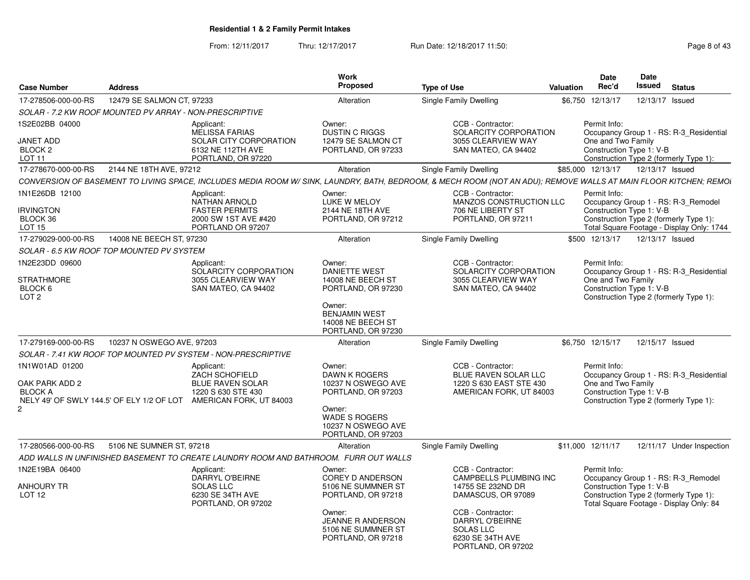# Residential 1 & 2 Family Permit Intakes

From: 12/11/2017 Thru: 12/17/2017 Run Date: 12/18/2017 11:50:

| Case Number | Address | Work Proposed | Type of Use | Valuation | Date Rec'd | Date Issued | Status |
|---|---|---|---|---|---|---|---|
| 17-278506-000-00-RS | 12479 SE SALMON CT, 97233 | Alteration | Single Family Dwelling | $6,750 | 12/13/17 | 12/13/17 | Issued |

*SOLAR - 7.2 KW ROOF MOUNTED PV ARRAY - NON-PRESCRIPTIVE*

- 1S2E02BB 04000
- JANET ADD
- BLOCK 2
- LOT 11

Applicant: MELISSA FARIAS, SOLAR CITY CORPORATION, 6132 NE 112TH AVE, PORTLAND, OR 97220

Owner: DUSTIN C RIGGS, 12479 SE SALMON CT, PORTLAND, OR 97233

CCB - Contractor: SOLARCITY CORPORATION, 3055 CLEARVIEW WAY, SAN MATEO, CA 94402

Permit Info: Occupancy Group 1 - RS: R-3_Residential One and Two Family; Construction Type 1: V-B; Construction Type 2 (formerly Type 1):

---

| Case Number | Address | Work Proposed | Type of Use | Valuation | Date Rec'd | Date Issued | Status |
|---|---|---|---|---|---|---|---|
| 17-278670-000-00-RS | 2144 NE 18TH AVE, 97212 | Alteration | Single Family Dwelling | $85,000 | 12/13/17 | 12/13/17 | Issued |

*CONVERSION OF BASEMENT TO LIVING SPACE, INCLUDES MEDIA ROOM W/ SINK, LAUNDRY, BATH, BEDROOM, & MECH ROOM (NOT AN ADU); REMOVE WALLS AT MAIN FLOOR KITCHEN; REMOI*

- 1N1E26DB 12100
- IRVINGTON
- BLOCK 36
- LOT 15

Applicant: NATHAN ARNOLD, FASTER PERMITS, 2000 SW 1ST AVE #420, PORTLAND OR 97207

Owner: LUKE W MELOY, 2144 NE 18TH AVE, PORTLAND, OR 97212

CCB - Contractor: MANZOS CONSTRUCTION LLC, 706 NE LIBERTY ST, PORTLAND, OR 97211

Permit Info: Occupancy Group 1 - RS: R-3_Remodel; Construction Type 1: V-B; Construction Type 2 (formerly Type 1):; Total Square Footage - Display Only: 1744

---

| Case Number | Address | Work Proposed | Type of Use | Valuation | Date Rec'd | Date Issued | Status |
|---|---|---|---|---|---|---|---|
| 17-279029-000-00-RS | 14008 NE BEECH ST, 97230 | Alteration | Single Family Dwelling | $500 | 12/13/17 | 12/13/17 | Issued |

*SOLAR - 6.5 KW ROOF TOP MOUNTED PV SYSTEM*

- 1N2E23DD 09600
- STRATHMORE
- BLOCK 6
- LOT 2

Applicant: SOLARCITY CORPORATION, 3055 CLEARVIEW WAY, SAN MATEO, CA 94402

Owner: DANIETTE WEST, 14008 NE BEECH ST, PORTLAND, OR 97230

Owner: BENJAMIN WEST, 14008 NE BEECH ST, PORTLAND, OR 97230

CCB - Contractor: SOLARCITY CORPORATION, 3055 CLEARVIEW WAY, SAN MATEO, CA 94402

Permit Info: Occupancy Group 1 - RS: R-3_Residential One and Two Family; Construction Type 1: V-B; Construction Type 2 (formerly Type 1):

---

| Case Number | Address | Work Proposed | Type of Use | Valuation | Date Rec'd | Date Issued | Status |
|---|---|---|---|---|---|---|---|
| 17-279169-000-00-RS | 10237 N OSWEGO AVE, 97203 | Alteration | Single Family Dwelling | $6,750 | 12/15/17 | 12/15/17 | Issued |

*SOLAR - 7.41 KW ROOF TOP MOUNTED PV SYSTEM - NON-PRESCRIPTIVE*

- 1N1W01AD 01200
- OAK PARK ADD 2
- BLOCK A
- NELY 49' OF SWLY 144.5' OF ELY 1/2 OF LOT 2

Applicant: ZACH SCHOFIELD, BLUE RAVEN SOLAR, 1220 S 630 STE 430, AMERICAN FORK, UT 84003

Owner: DAWN K ROGERS, 10237 N OSWEGO AVE, PORTLAND, OR 97203

Owner: WADE S ROGERS, 10237 N OSWEGO AVE, PORTLAND, OR 97203

CCB - Contractor: BLUE RAVEN SOLAR LLC, 1220 S 630 EAST STE 430, AMERICAN FORK, UT 84003

Permit Info: Occupancy Group 1 - RS: R-3_Residential One and Two Family; Construction Type 1: V-B; Construction Type 2 (formerly Type 1):

---

| Case Number | Address | Work Proposed | Type of Use | Valuation | Date Rec'd | Date Issued | Status |
|---|---|---|---|---|---|---|---|
| 17-280566-000-00-RS | 5106 NE SUMNER ST, 97218 | Alteration | Single Family Dwelling | $11,000 | 12/11/17 | 12/11/17 | Under Inspection |

*ADD WALLS IN UNFINISHED BASEMENT TO CREATE LAUNDRY ROOM AND BATHROOM. FURR OUT WALLS*

- 1N2E19BA 06400
- ANHOURY TR
- LOT 12

Applicant: DARRYL O'BEIRNE, SOLAS LLC, 6230 SE 34TH AVE, PORTLAND, OR 97202

Owner: COREY D ANDERSON, 5106 NE SUMMNER ST, PORTLAND, OR 97218

Owner: JEANNE R ANDERSON, 5106 NE SUMMNER ST, PORTLAND, OR 97218

CCB - Contractor: CAMPBELLS PLUMBING INC, 14755 SE 232ND DR, DAMASCUS, OR 97089

CCB - Contractor: DARRYL O'BEIRNE, SOLAS LLC, 6230 SE 34TH AVE, PORTLAND, OR 97202

Permit Info: Occupancy Group 1 - RS: R-3_Remodel; Construction Type 1: V-B; Construction Type 2 (formerly Type 1):; Total Square Footage - Display Only: 84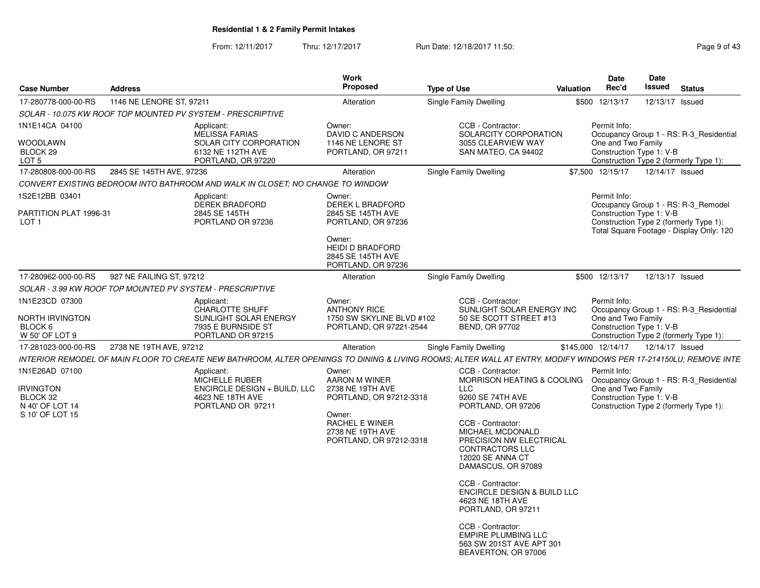## Residential 1 & 2 Family Permit Intakes

From: 12/11/2017 Thru: 12/17/2017 Run Date: 12/18/2017 11:50:

| Case Number | Address | Work Proposed | Type of Use | Valuation | Date Rec'd | Date Issued | Status |
|---|---|---|---|---|---|---|---|
| 17-280778-000-00-RS | 1146 NE LENORE ST, 97211 | Alteration | Single Family Dwelling | $500 | 12/13/17 | 12/13/17 | Issued |

*SOLAR - 10.075 KW ROOF TOP MOUNTED PV SYSTEM - PRESCRIPTIVE*

1N1E14CA 04100

WOODLAWN
BLOCK 29
LOT 5

Applicant:
MELISSA FARIAS
SOLAR CITY CORPORATION
6132 NE 112TH AVE
PORTLAND, OR 97220

Owner:
DAVID C ANDERSON
1146 NE LENORE ST
PORTLAND, OR 97211

CCB - Contractor:
SOLARCITY CORPORATION
3055 CLEARVIEW WAY
SAN MATEO, CA 94402

Permit Info:
Occupancy Group 1 - RS: R-3_Residential One and Two Family
Construction Type 1: V-B
Construction Type 2 (formerly Type 1):

| Case Number | Address | Work Proposed | Type of Use | Valuation | Date Rec'd | Date Issued | Status |
|---|---|---|---|---|---|---|---|
| 17-280808-000-00-RS | 2845 SE 145TH AVE, 97236 | Alteration | Single Family Dwelling | $7,500 | 12/15/17 | 12/14/17 | Issued |

*CONVERT EXISTING BEDROOM INTO BATHROOM AND WALK IN CLOSET; NO CHANGE TO WINDOW*

1S2E12BB 03401

PARTITION PLAT 1996-31
LOT 1

Applicant:
DEREK BRADFORD
2845 SE 145TH
PORTLAND OR 97236

Owner:
DEREK L BRADFORD
2845 SE 145TH AVE
PORTLAND, OR 97236

Owner:
HEIDI D BRADFORD
2845 SE 145TH AVE
PORTLAND, OR 97236

Permit Info:
Occupancy Group 1 - RS: R-3_Remodel
Construction Type 1: V-B
Construction Type 2 (formerly Type 1):
Total Square Footage - Display Only: 120

| Case Number | Address | Work Proposed | Type of Use | Valuation | Date Rec'd | Date Issued | Status |
|---|---|---|---|---|---|---|---|
| 17-280962-000-00-RS | 927 NE FAILING ST, 97212 | Alteration | Single Family Dwelling | $500 | 12/13/17 | 12/13/17 | Issued |

*SOLAR - 3.99 KW ROOF TOP MOUNTED PV SYSTEM - PRESCRIPTIVE*

1N1E23CD 07300

NORTH IRVINGTON
BLOCK 6
W 50' OF LOT 9

Applicant:
CHARLOTTE SHUFF
SUNLIGHT SOLAR ENERGY
7935 E BURNSIDE ST
PORTLAND OR 97215

Owner:
ANTHONY RICE
1750 SW SKYLINE BLVD #102
PORTLAND, OR 97221-2544

CCB - Contractor:
SUNLIGHT SOLAR ENERGY INC
50 SE SCOTT STREET #13
BEND, OR 97702

Permit Info:
Occupancy Group 1 - RS: R-3_Residential One and Two Family
Construction Type 1: V-B
Construction Type 2 (formerly Type 1):

| Case Number | Address | Work Proposed | Type of Use | Valuation | Date Rec'd | Date Issued | Status |
|---|---|---|---|---|---|---|---|
| 17-281023-000-00-RS | 2738 NE 19TH AVE, 97212 | Alteration | Single Family Dwelling | $145,000 | 12/14/17 | 12/14/17 | Issued |

*INTERIOR REMODEL OF MAIN FLOOR TO CREATE NEW BATHROOM, ALTER OPENINGS TO DINING & LIVING ROOMS; ALTER WALL AT ENTRY, MODIFY WINDOWS PER 17-214150LU; REMOVE INTE*

1N1E26AD 07100

IRVINGTON
BLOCK 32
N 40' OF LOT 14
S 10' OF LOT 15

Applicant:
MICHELLE RUBER
ENCIRCLE DESIGN + BUILD, LLC
4623 NE 18TH AVE
PORTLAND OR 97211

Owner:
AARON M WINER
2738 NE 19TH AVE
PORTLAND, OR 97212-3318

Owner:
RACHEL E WINER
2738 NE 19TH AVE
PORTLAND, OR 97212-3318

CCB - Contractor:
MORRISON HEATING & COOLING LLC
9260 SE 74TH AVE
PORTLAND, OR 97206

CCB - Contractor:
MICHAEL MCDONALD
PRECISION NW ELECTRICAL CONTRACTORS LLC
12020 SE ANNA CT
DAMASCUS, OR 97089

CCB - Contractor:
ENCIRCLE DESIGN & BUILD LLC
4623 NE 18TH AVE
PORTLAND, OR 97211

CCB - Contractor:
EMPIRE PLUMBING LLC
563 SW 201ST AVE APT 301
BEAVERTON, OR 97006

Permit Info:
Occupancy Group 1 - RS: R-3_Residential One and Two Family
Construction Type 1: V-B
Construction Type 2 (formerly Type 1):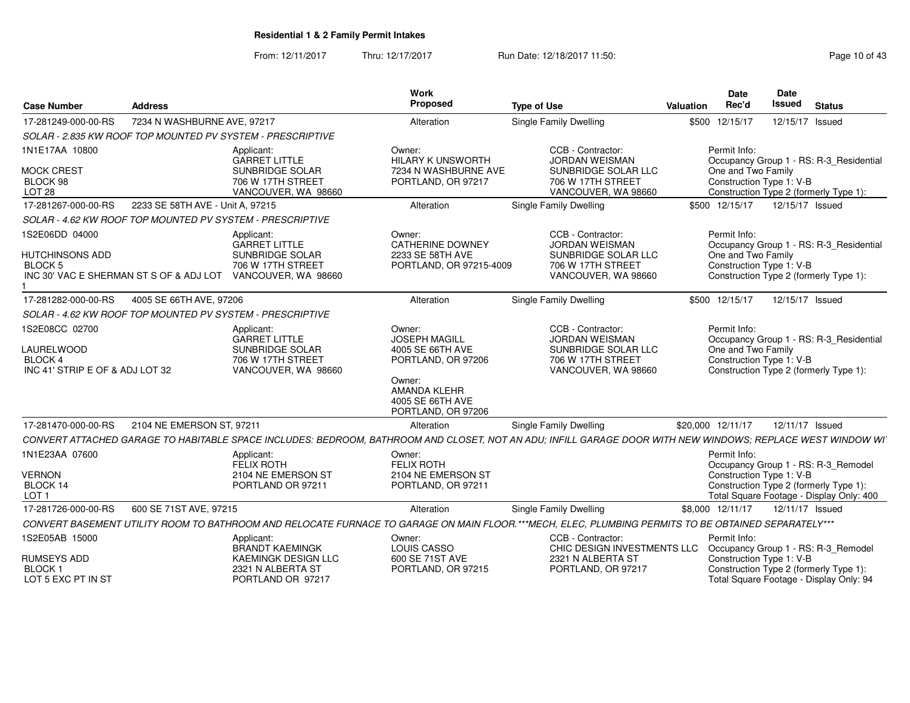**Residential 1 & 2 Family Permit Intakes**

From: 12/11/2017 Thru: 12/17/2017 Run Date: 12/18/2017 11:50:

| Case Number | Address | Work Proposed | Type of Use | Valuation | Date Rec'd | Date Issued | Status |
|---|---|---|---|---|---|---|---|
| 17-281249-000-00-RS | 7234 N WASHBURNE AVE, 97217 | Alteration | Single Family Dwelling | $500 | 12/15/17 | 12/15/17 | Issued |

SOLAR - 2.835 KW ROOF TOP MOUNTED PV SYSTEM - PRESCRIPTIVE

1N1E17AA 10800
MOCK CREST
BLOCK 98
LOT 28

Applicant: GARRET LITTLE, SUNBRIDGE SOLAR, 706 W 17TH STREET, VANCOUVER, WA 98660

Owner: HILARY K UNSWORTH, 7234 N WASHBURNE AVE, PORTLAND, OR 97217

CCB - Contractor: JORDAN WEISMAN, SUNBRIDGE SOLAR LLC, 706 W 17TH STREET, VANCOUVER, WA 98660

Permit Info: Occupancy Group 1 - RS: R-3_Residential One and Two Family; Construction Type 1: V-B; Construction Type 2 (formerly Type 1):

| Case Number | Address | Work Proposed | Type of Use | Valuation | Date Rec'd | Date Issued | Status |
|---|---|---|---|---|---|---|---|
| 17-281267-000-00-RS | 2233 SE 58TH AVE - Unit A, 97215 | Alteration | Single Family Dwelling | $500 | 12/15/17 | 12/15/17 | Issued |

SOLAR - 4.62 KW ROOF TOP MOUNTED PV SYSTEM - PRESCRIPTIVE

1S2E06DD 04000
HUTCHINSONS ADD
BLOCK 5
INC 30' VAC E SHERMAN ST S OF & ADJ LOT 1

Applicant: GARRET LITTLE, SUNBRIDGE SOLAR, 706 W 17TH STREET, VANCOUVER, WA 98660

Owner: CATHERINE DOWNEY, 2233 SE 58TH AVE, PORTLAND, OR 97215-4009

CCB - Contractor: JORDAN WEISMAN, SUNBRIDGE SOLAR LLC, 706 W 17TH STREET, VANCOUVER, WA 98660

Permit Info: Occupancy Group 1 - RS: R-3_Residential One and Two Family; Construction Type 1: V-B; Construction Type 2 (formerly Type 1):

| Case Number | Address | Work Proposed | Type of Use | Valuation | Date Rec'd | Date Issued | Status |
|---|---|---|---|---|---|---|---|
| 17-281282-000-00-RS | 4005 SE 66TH AVE, 97206 | Alteration | Single Family Dwelling | $500 | 12/15/17 | 12/15/17 | Issued |

SOLAR - 4.62 KW ROOF TOP MOUNTED PV SYSTEM - PRESCRIPTIVE

1S2E08CC 02700
LAURELWOOD
BLOCK 4
INC 41' STRIP E OF & ADJ LOT 32

Applicant: GARRET LITTLE, SUNBRIDGE SOLAR, 706 W 17TH STREET, VANCOUVER, WA 98660

Owner: JOSEPH MAGILL, 4005 SE 66TH AVE, PORTLAND, OR 97206

Owner: AMANDA KLEHR, 4005 SE 66TH AVE, PORTLAND, OR 97206

CCB - Contractor: JORDAN WEISMAN, SUNBRIDGE SOLAR LLC, 706 W 17TH STREET, VANCOUVER, WA 98660

Permit Info: Occupancy Group 1 - RS: R-3_Residential One and Two Family; Construction Type 1: V-B; Construction Type 2 (formerly Type 1):

| Case Number | Address | Work Proposed | Type of Use | Valuation | Date Rec'd | Date Issued | Status |
|---|---|---|---|---|---|---|---|
| 17-281470-000-00-RS | 2104 NE EMERSON ST, 97211 | Alteration | Single Family Dwelling | $20,000 | 12/11/17 | 12/11/17 | Issued |

CONVERT ATTACHED GARAGE TO HABITABLE SPACE INCLUDES: BEDROOM, BATHROOM AND CLOSET, NOT AN ADU; INFILL GARAGE DOOR WITH NEW WINDOWS; REPLACE WEST WINDOW WI

1N1E23AA 07600
VERNON
BLOCK 14
LOT 1

Applicant: FELIX ROTH, 2104 NE EMERSON ST, PORTLAND OR 97211

Owner: FELIX ROTH, 2104 NE EMERSON ST, PORTLAND, OR 97211

Permit Info: Occupancy Group 1 - RS: R-3_Remodel; Construction Type 1: V-B; Construction Type 2 (formerly Type 1):; Total Square Footage - Display Only: 400

| Case Number | Address | Work Proposed | Type of Use | Valuation | Date Rec'd | Date Issued | Status |
|---|---|---|---|---|---|---|---|
| 17-281726-000-00-RS | 600 SE 71ST AVE, 97215 | Alteration | Single Family Dwelling | $8,000 | 12/11/17 | 12/11/17 | Issued |

CONVERT BASEMENT UTILITY ROOM TO BATHROOM AND RELOCATE FURNACE TO GARAGE ON MAIN FLOOR.***MECH, ELEC, PLUMBING PERMITS TO BE OBTAINED SEPARATELY***

1S2E05AB 15000
RUMSEYS ADD
BLOCK 1
LOT 5 EXC PT IN ST

Applicant: BRANDT KAEMINGK, KAEMINGK DESIGN LLC, 2321 N ALBERTA ST, PORTLAND OR 97217

Owner: LOUIS CASSO, 600 SE 71ST AVE, PORTLAND, OR 97215

CCB - Contractor: CHIC DESIGN INVESTMENTS LLC, 2321 N ALBERTA ST, PORTLAND, OR 97217

Permit Info: Occupancy Group 1 - RS: R-3_Remodel; Construction Type 1: V-B; Construction Type 2 (formerly Type 1):; Total Square Footage - Display Only: 94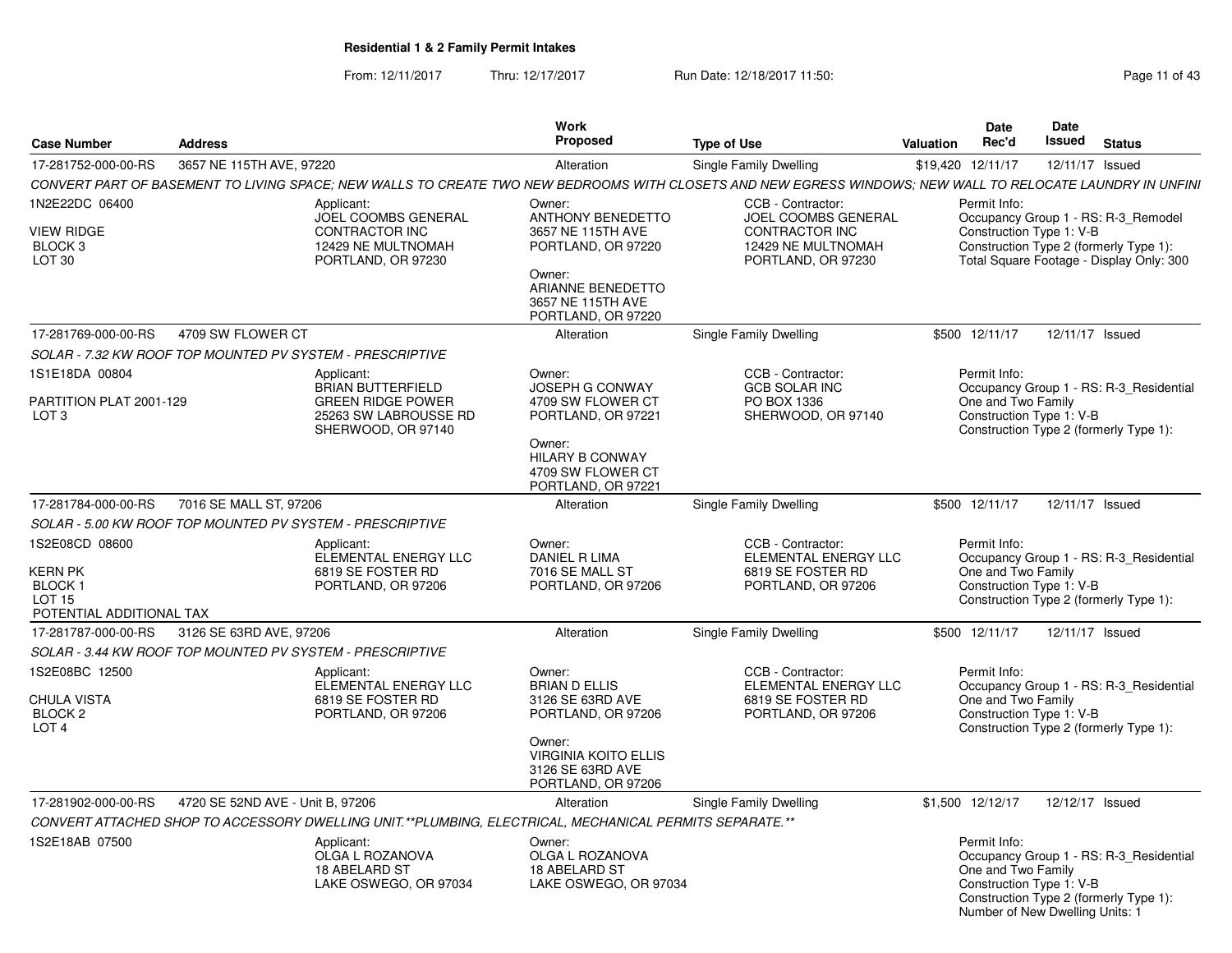## Residential 1 & 2 Family Permit Intakes

From: 12/11/2017 Thru: 12/17/2017 Run Date: 12/18/2017 11:50:

| Case Number | Address | Work Proposed | Type of Use | Valuation | Date Rec'd | Date Issued | Status |
|---|---|---|---|---|---|---|---|
| 17-281752-000-00-RS | 3657 NE 115TH AVE, 97220 | Alteration | Single Family Dwelling | $19,420 | 12/11/17 | 12/11/17 | Issued |

*CONVERT PART OF BASEMENT TO LIVING SPACE; NEW WALLS TO CREATE TWO NEW BEDROOMS WITH CLOSETS AND NEW EGRESS WINDOWS; NEW WALL TO RELOCATE LAUNDRY IN UNFINI*

1N2E22DC 06400
VIEW RIDGE
BLOCK 3
LOT 30

Applicant:
JOEL COOMBS GENERAL CONTRACTOR INC
12429 NE MULTNOMAH
PORTLAND, OR 97230

Owner:
ANTHONY BENEDETTO
3657 NE 115TH AVE
PORTLAND, OR 97220

Owner:
ARIANNE BENEDETTO
3657 NE 115TH AVE
PORTLAND, OR 97220

CCB - Contractor:
JOEL COOMBS GENERAL CONTRACTOR INC
12429 NE MULTNOMAH
PORTLAND, OR 97230

Permit Info:
Occupancy Group 1 - RS: R-3_Remodel
Construction Type 1: V-B
Construction Type 2 (formerly Type 1):
Total Square Footage - Display Only: 300

---

| Case Number | Address | Work Proposed | Type of Use | Valuation | Date Rec'd | Date Issued | Status |
|---|---|---|---|---|---|---|---|
| 17-281769-000-00-RS | 4709 SW FLOWER CT | Alteration | Single Family Dwelling | $500 | 12/11/17 | 12/11/17 | Issued |

*SOLAR - 7.32 KW ROOF TOP MOUNTED PV SYSTEM - PRESCRIPTIVE*

1S1E18DA 00804
PARTITION PLAT 2001-129
LOT 3

Applicant:
BRIAN BUTTERFIELD
GREEN RIDGE POWER
25263 SW LABROUSSE RD
SHERWOOD, OR 97140

Owner:
JOSEPH G CONWAY
4709 SW FLOWER CT
PORTLAND, OR 97221

Owner:
HILARY B CONWAY
4709 SW FLOWER CT
PORTLAND, OR 97221

CCB - Contractor:
GCB SOLAR INC
PO BOX 1336
SHERWOOD, OR 97140

Permit Info:
Occupancy Group 1 - RS: R-3_Residential One and Two Family
Construction Type 1: V-B
Construction Type 2 (formerly Type 1):

---

| Case Number | Address | Work Proposed | Type of Use | Valuation | Date Rec'd | Date Issued | Status |
|---|---|---|---|---|---|---|---|
| 17-281784-000-00-RS | 7016 SE MALL ST, 97206 | Alteration | Single Family Dwelling | $500 | 12/11/17 | 12/11/17 | Issued |

*SOLAR - 5.00 KW ROOF TOP MOUNTED PV SYSTEM - PRESCRIPTIVE*

1S2E08CD 08600
KERN PK
BLOCK 1
LOT 15
POTENTIAL ADDITIONAL TAX

Applicant:
ELEMENTAL ENERGY LLC
6819 SE FOSTER RD
PORTLAND, OR 97206

Owner:
DANIEL R LIMA
7016 SE MALL ST
PORTLAND, OR 97206

CCB - Contractor:
ELEMENTAL ENERGY LLC
6819 SE FOSTER RD
PORTLAND, OR 97206

Permit Info:
Occupancy Group 1 - RS: R-3_Residential One and Two Family
Construction Type 1: V-B
Construction Type 2 (formerly Type 1):

---

| Case Number | Address | Work Proposed | Type of Use | Valuation | Date Rec'd | Date Issued | Status |
|---|---|---|---|---|---|---|---|
| 17-281787-000-00-RS | 3126 SE 63RD AVE, 97206 | Alteration | Single Family Dwelling | $500 | 12/11/17 | 12/11/17 | Issued |

*SOLAR - 3.44 KW ROOF TOP MOUNTED PV SYSTEM - PRESCRIPTIVE*

1S2E08BC 12500
CHULA VISTA
BLOCK 2
LOT 4

Applicant:
ELEMENTAL ENERGY LLC
6819 SE FOSTER RD
PORTLAND, OR 97206

Owner:
BRIAN D ELLIS
3126 SE 63RD AVE
PORTLAND, OR 97206

Owner:
VIRGINIA KOITO ELLIS
3126 SE 63RD AVE
PORTLAND, OR 97206

CCB - Contractor:
ELEMENTAL ENERGY LLC
6819 SE FOSTER RD
PORTLAND, OR 97206

Permit Info:
Occupancy Group 1 - RS: R-3_Residential One and Two Family
Construction Type 1: V-B
Construction Type 2 (formerly Type 1):

---

| Case Number | Address | Work Proposed | Type of Use | Valuation | Date Rec'd | Date Issued | Status |
|---|---|---|---|---|---|---|---|
| 17-281902-000-00-RS | 4720 SE 52ND AVE - Unit B, 97206 | Alteration | Single Family Dwelling | $1,500 | 12/12/17 | 12/12/17 | Issued |

*CONVERT ATTACHED SHOP TO ACCESSORY DWELLING UNIT.**PLUMBING, ELECTRICAL, MECHANICAL PERMITS SEPARATE.***

1S2E18AB 07500

Applicant:
OLGA L ROZANOVA
18 ABELARD ST
LAKE OSWEGO, OR 97034

Owner:
OLGA L ROZANOVA
18 ABELARD ST
LAKE OSWEGO, OR 97034

Permit Info:
Occupancy Group 1 - RS: R-3_Residential One and Two Family
Construction Type 1: V-B
Construction Type 2 (formerly Type 1):
Number of New Dwelling Units: 1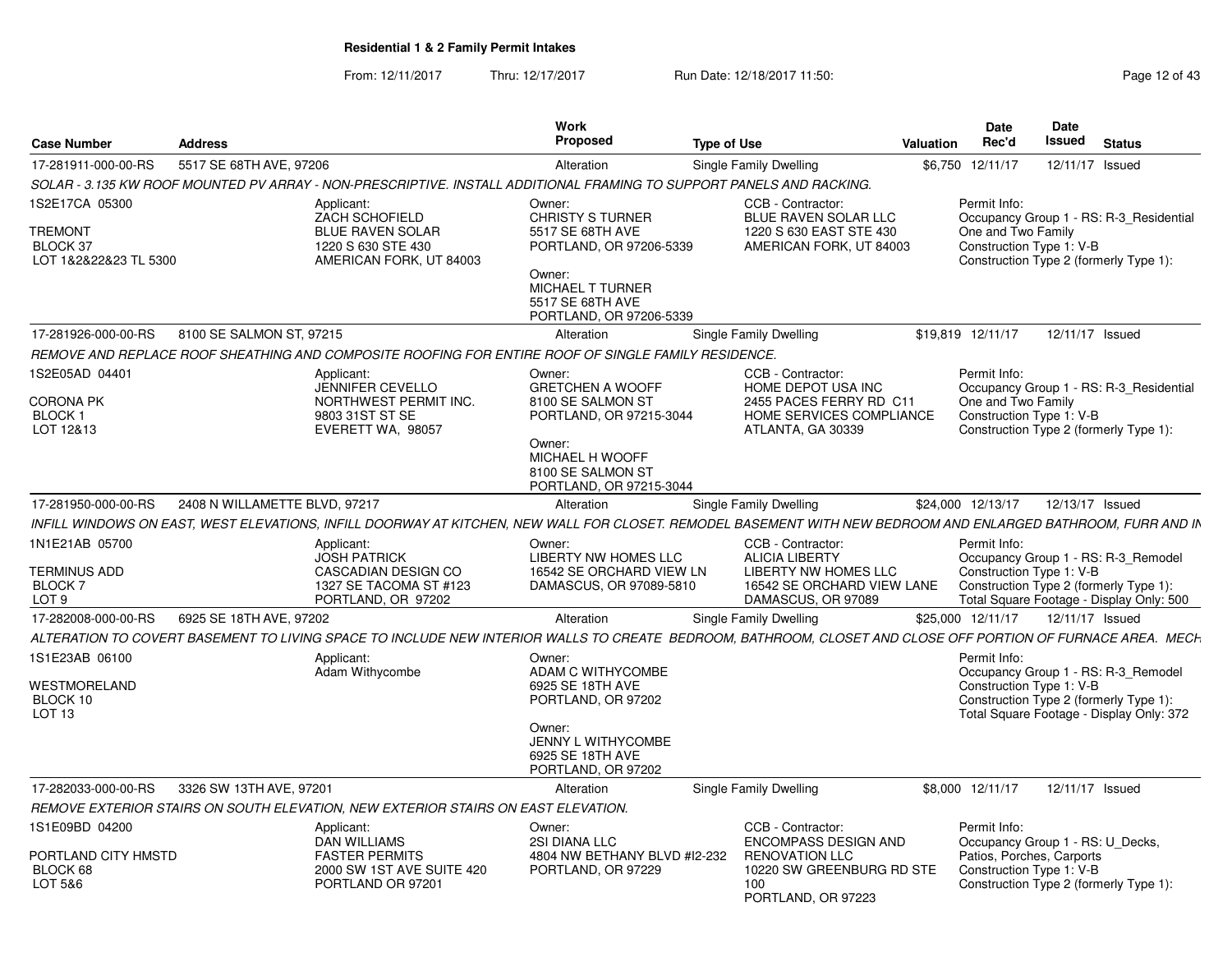**Residential 1 & 2 Family Permit Intakes**

From: 12/11/2017 Thru: 12/17/2017 Run Date: 12/18/2017 11:50:

| Case Number | Address | Work Proposed | Type of Use | Valuation | Date Rec'd | Date Issued | Status |
|---|---|---|---|---|---|---|---|
| 17-281911-000-00-RS | 5517 SE 68TH AVE, 97206 | Alteration | Single Family Dwelling | $6,750 | 12/11/17 | 12/11/17 | Issued |

SOLAR - 3.135 KW ROOF MOUNTED PV ARRAY - NON-PRESCRIPTIVE. INSTALL ADDITIONAL FRAMING TO SUPPORT PANELS AND RACKING.

1S2E17CA 05300
TREMONT
BLOCK 37
LOT 1&2&22&23 TL 5300

Applicant: ZACH SCHOFIELD, BLUE RAVEN SOLAR, 1220 S 630 STE 430, AMERICAN FORK, UT 84003

Owner: CHRISTY S TURNER, 5517 SE 68TH AVE, PORTLAND, OR 97206-5339
Owner: MICHAEL T TURNER, 5517 SE 68TH AVE, PORTLAND, OR 97206-5339

CCB - Contractor: BLUE RAVEN SOLAR LLC, 1220 S 630 EAST STE 430, AMERICAN FORK, UT 84003

Permit Info: Occupancy Group 1 - RS: R-3_Residential One and Two Family; Construction Type 1: V-B; Construction Type 2 (formerly Type 1):

| Case Number | Address | Work Proposed | Type of Use | Valuation | Date Rec'd | Date Issued | Status |
|---|---|---|---|---|---|---|---|
| 17-281926-000-00-RS | 8100 SE SALMON ST, 97215 | Alteration | Single Family Dwelling | $19,819 | 12/11/17 | 12/11/17 | Issued |

REMOVE AND REPLACE ROOF SHEATHING AND COMPOSITE ROOFING FOR ENTIRE ROOF OF SINGLE FAMILY RESIDENCE.

1S2E05AD 04401
CORONA PK
BLOCK 1
LOT 12&13

Applicant: JENNIFER CEVELLO, NORTHWEST PERMIT INC., 9803 31ST ST SE, EVERETT WA, 98057

Owner: GRETCHEN A WOOFF, 8100 SE SALMON ST, PORTLAND, OR 97215-3044
Owner: MICHAEL H WOOFF, 8100 SE SALMON ST, PORTLAND, OR 97215-3044

CCB - Contractor: HOME DEPOT USA INC, 2455 PACES FERRY RD C11, HOME SERVICES COMPLIANCE, ATLANTA, GA 30339

Permit Info: Occupancy Group 1 - RS: R-3_Residential One and Two Family; Construction Type 1: V-B; Construction Type 2 (formerly Type 1):

| Case Number | Address | Work Proposed | Type of Use | Valuation | Date Rec'd | Date Issued | Status |
|---|---|---|---|---|---|---|---|
| 17-281950-000-00-RS | 2408 N WILLAMETTE BLVD, 97217 | Alteration | Single Family Dwelling | $24,000 | 12/13/17 | 12/13/17 | Issued |

INFILL WINDOWS ON EAST, WEST ELEVATIONS, INFILL DOORWAY AT KITCHEN, NEW WALL FOR CLOSET. REMODEL BASEMENT WITH NEW BEDROOM AND ENLARGED BATHROOM, FURR AND IN

1N1E21AB 05700
TERMINUS ADD
BLOCK 7
LOT 9

Applicant: JOSH PATRICK, CASCADIAN DESIGN CO, 1327 SE TACOMA ST #123, PORTLAND, OR 97202

Owner: LIBERTY NW HOMES LLC, 16542 SE ORCHARD VIEW LN, DAMASCUS, OR 97089-5810

CCB - Contractor: ALICIA LIBERTY, LIBERTY NW HOMES LLC, 16542 SE ORCHARD VIEW LANE, DAMASCUS, OR 97089

Permit Info: Occupancy Group 1 - RS: R-3_Remodel; Construction Type 1: V-B; Construction Type 2 (formerly Type 1):; Total Square Footage - Display Only: 500

| Case Number | Address | Work Proposed | Type of Use | Valuation | Date Rec'd | Date Issued | Status |
|---|---|---|---|---|---|---|---|
| 17-282008-000-00-RS | 6925 SE 18TH AVE, 97202 | Alteration | Single Family Dwelling | $25,000 | 12/11/17 | 12/11/17 | Issued |

ALTERATION TO COVERT BASEMENT TO LIVING SPACE TO INCLUDE NEW INTERIOR WALLS TO CREATE BEDROOM, BATHROOM, CLOSET AND CLOSE OFF PORTION OF FURNACE AREA. MECH

1S1E23AB 06100
WESTMORELAND
BLOCK 10
LOT 13

Applicant: Adam Withycombe

Owner: ADAM C WITHYCOMBE, 6925 SE 18TH AVE, PORTLAND, OR 97202
Owner: JENNY L WITHYCOMBE, 6925 SE 18TH AVE, PORTLAND, OR 97202

Permit Info: Occupancy Group 1 - RS: R-3_Remodel; Construction Type 1: V-B; Construction Type 2 (formerly Type 1):; Total Square Footage - Display Only: 372

| Case Number | Address | Work Proposed | Type of Use | Valuation | Date Rec'd | Date Issued | Status |
|---|---|---|---|---|---|---|---|
| 17-282033-000-00-RS | 3326 SW 13TH AVE, 97201 | Alteration | Single Family Dwelling | $8,000 | 12/11/17 | 12/11/17 | Issued |

REMOVE EXTERIOR STAIRS ON SOUTH ELEVATION, NEW EXTERIOR STAIRS ON EAST ELEVATION.

1S1E09BD 04200
PORTLAND CITY HMSTD
BLOCK 68
LOT 5&6

Applicant: DAN WILLIAMS, FASTER PERMITS, 2000 SW 1ST AVE SUITE 420, PORTLAND OR 97201

Owner: 2SI DIANA LLC, 4804 NW BETHANY BLVD #I2-232, PORTLAND, OR 97229

CCB - Contractor: ENCOMPASS DESIGN AND RENOVATION LLC, 10220 SW GREENBURG RD STE 100, PORTLAND, OR 97223

Permit Info: Occupancy Group 1 - RS: U_Decks, Patios, Porches, Carports; Construction Type 1: V-B; Construction Type 2 (formerly Type 1):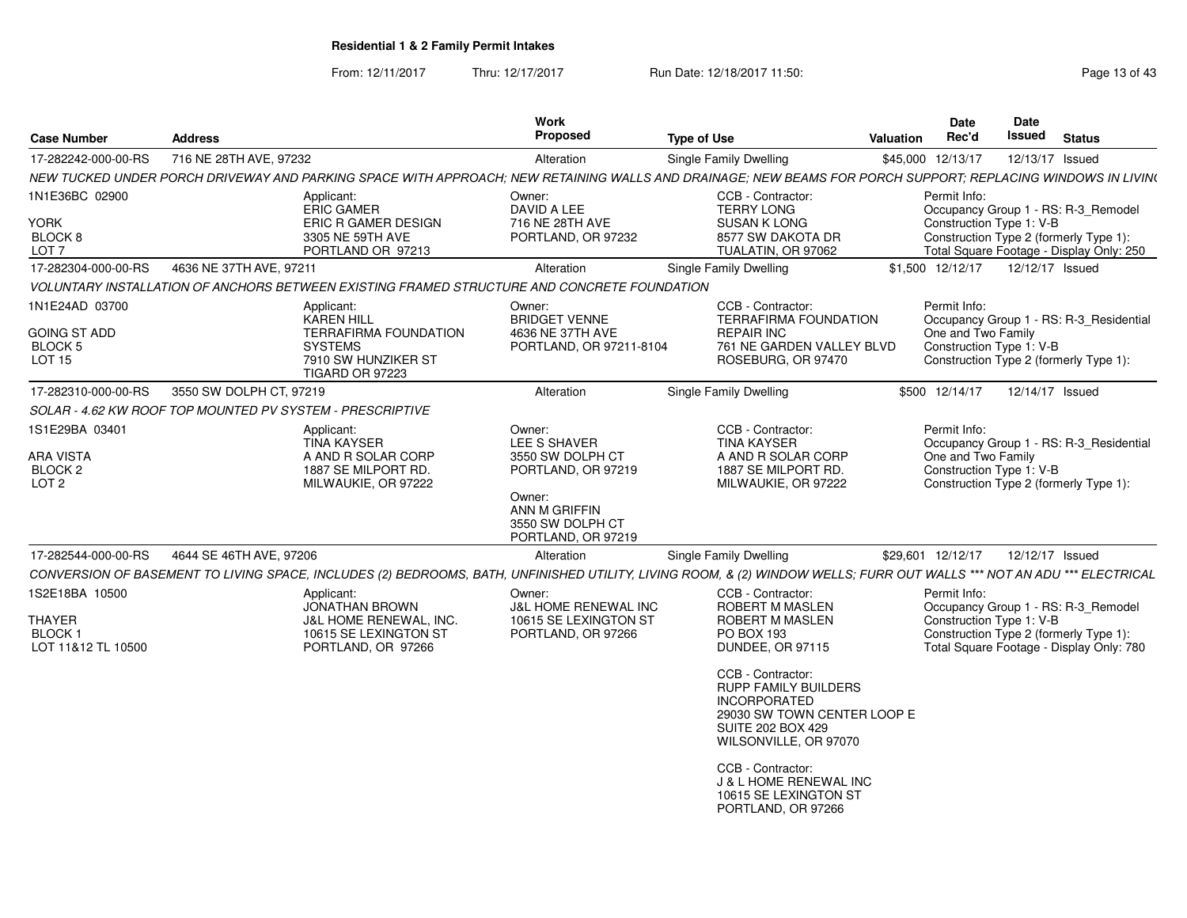**Residential 1 & 2 Family Permit Intakes**

From: 12/11/2017 Thru: 12/17/2017 Run Date: 12/18/2017 11:50:

| Case Number | Address | Work Proposed | Type of Use | Valuation | Date Rec'd | Date Issued | Status |
|---|---|---|---|---|---|---|---|
| 17-282242-000-00-RS | 716 NE 28TH AVE, 97232 | Alteration | Single Family Dwelling | $45,000 | 12/13/17 | 12/13/17 | Issued |

*NEW TUCKED UNDER PORCH DRIVEWAY AND PARKING SPACE WITH APPROACH; NEW RETAINING WALLS AND DRAINAGE; NEW BEAMS FOR PORCH SUPPORT; REPLACING WINDOWS IN LIVIN(*

1N1E36BC 02900
YORK
BLOCK 8
LOT 7

Applicant:
ERIC GAMER
ERIC R GAMER DESIGN
3305 NE 59TH AVE
PORTLAND OR 97213

Owner:
DAVID A LEE
716 NE 28TH AVE
PORTLAND, OR 97232

CCB - Contractor:
TERRY LONG
SUSAN K LONG
8577 SW DAKOTA DR
TUALATIN, OR 97062

Permit Info:
Occupancy Group 1 - RS: R-3_Remodel
Construction Type 1: V-B
Construction Type 2 (formerly Type 1):
Total Square Footage - Display Only: 250

| Case Number | Address | Work Proposed | Type of Use | Valuation | Date Rec'd | Date Issued | Status |
|---|---|---|---|---|---|---|---|
| 17-282304-000-00-RS | 4636 NE 37TH AVE, 97211 | Alteration | Single Family Dwelling | $1,500 | 12/12/17 | 12/12/17 | Issued |

*VOLUNTARY INSTALLATION OF ANCHORS BETWEEN EXISTING FRAMED STRUCTURE AND CONCRETE FOUNDATION*

1N1E24AD 03700
GOING ST ADD
BLOCK 5
LOT 15

Applicant:
KAREN HILL
TERRAFIRMA FOUNDATION SYSTEMS
7910 SW HUNZIKER ST
TIGARD OR 97223

Owner:
BRIDGET VENNE
4636 NE 37TH AVE
PORTLAND, OR 97211-8104

CCB - Contractor:
TERRAFIRMA FOUNDATION REPAIR INC
761 NE GARDEN VALLEY BLVD
ROSEBURG, OR 97470

Permit Info:
Occupancy Group 1 - RS: R-3_Residential One and Two Family
Construction Type 1: V-B
Construction Type 2 (formerly Type 1):

| Case Number | Address | Work Proposed | Type of Use | Valuation | Date Rec'd | Date Issued | Status |
|---|---|---|---|---|---|---|---|
| 17-282310-000-00-RS | 3550 SW DOLPH CT, 97219 | Alteration | Single Family Dwelling | $500 | 12/14/17 | 12/14/17 | Issued |

*SOLAR - 4.62 KW ROOF TOP MOUNTED PV SYSTEM - PRESCRIPTIVE*

1S1E29BA 03401
ARA VISTA
BLOCK 2
LOT 2

Applicant:
TINA KAYSER
A AND R SOLAR CORP
1887 SE MILPORT RD.
MILWAUKIE, OR 97222

Owner:
LEE S SHAVER
3550 SW DOLPH CT
PORTLAND, OR 97219

Owner:
ANN M GRIFFIN
3550 SW DOLPH CT
PORTLAND, OR 97219

CCB - Contractor:
TINA KAYSER
A AND R SOLAR CORP
1887 SE MILPORT RD.
MILWAUKIE, OR 97222

Permit Info:
Occupancy Group 1 - RS: R-3_Residential One and Two Family
Construction Type 1: V-B
Construction Type 2 (formerly Type 1):

| Case Number | Address | Work Proposed | Type of Use | Valuation | Date Rec'd | Date Issued | Status |
|---|---|---|---|---|---|---|---|
| 17-282544-000-00-RS | 4644 SE 46TH AVE, 97206 | Alteration | Single Family Dwelling | $29,601 | 12/12/17 | 12/12/17 | Issued |

*CONVERSION OF BASEMENT TO LIVING SPACE, INCLUDES (2) BEDROOMS, BATH, UNFINISHED UTILITY, LIVING ROOM, & (2) WINDOW WELLS; FURR OUT WALLS \*\*\* NOT AN ADU \*\*\* ELECTRICAL*

1S2E18BA 10500
THAYER
BLOCK 1
LOT 11&12 TL 10500

Applicant:
JONATHAN BROWN
J&L HOME RENEWAL, INC.
10615 SE LEXINGTON ST
PORTLAND, OR 97266

Owner:
J&L HOME RENEWAL INC
10615 SE LEXINGTON ST
PORTLAND, OR 97266

CCB - Contractor:
ROBERT M MASLEN
ROBERT M MASLEN
PO BOX 193
DUNDEE, OR 97115

CCB - Contractor:
RUPP FAMILY BUILDERS INCORPORATED
29030 SW TOWN CENTER LOOP E
SUITE 202 BOX 429
WILSONVILLE, OR 97070

CCB - Contractor:
J & L HOME RENEWAL INC
10615 SE LEXINGTON ST
PORTLAND, OR 97266

Permit Info:
Occupancy Group 1 - RS: R-3_Remodel
Construction Type 1: V-B
Construction Type 2 (formerly Type 1):
Total Square Footage - Display Only: 780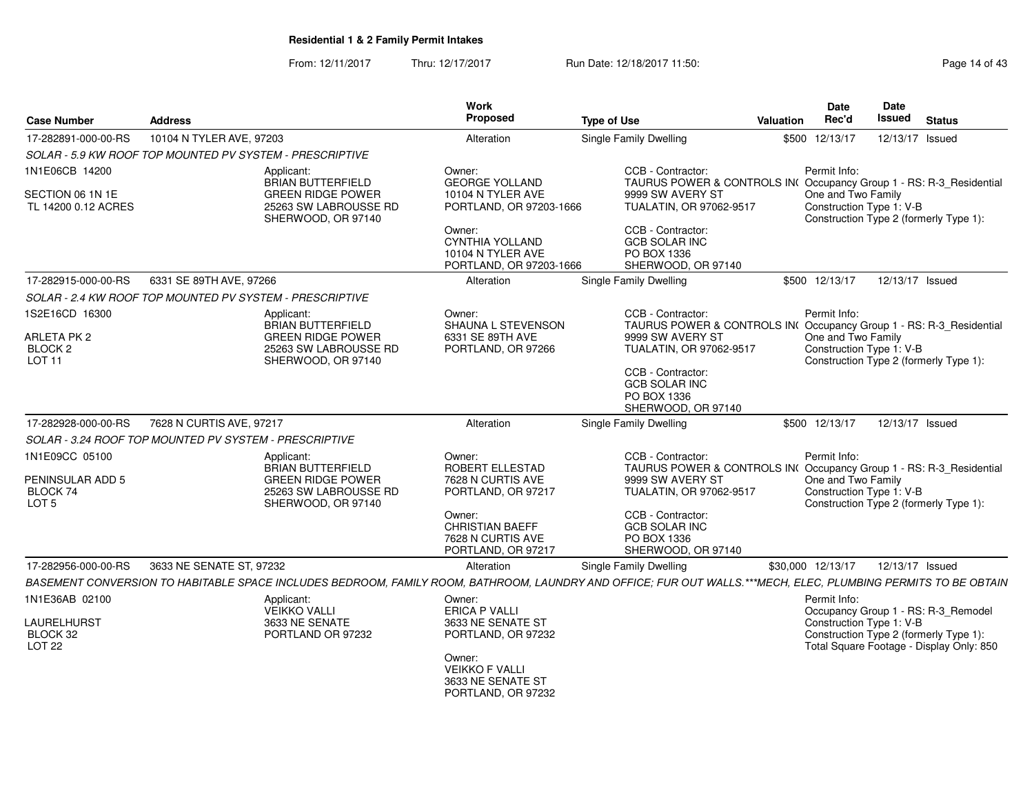**Residential 1 & 2 Family Permit Intakes**

From: 12/11/2017 Thru: 12/17/2017 Run Date: 12/18/2017 11:50:

| Case Number | Address | Work Proposed | Type of Use | Valuation | Date Rec'd | Date Issued | Status |
|---|---|---|---|---|---|---|---|
| 17-282891-000-00-RS | 10104 N TYLER AVE, 97203 | Alteration | Single Family Dwelling | $500 | 12/13/17 | 12/13/17 | Issued |

*SOLAR - 5.9 KW ROOF TOP MOUNTED PV SYSTEM - PRESCRIPTIVE*

1N1E06CB 14200

SECTION 06 1N 1E
TL 14200 0.12 ACRES

Applicant:
BRIAN BUTTERFIELD
GREEN RIDGE POWER
25263 SW LABROUSSE RD
SHERWOOD, OR 97140

Owner:
GEORGE YOLLAND
10104 N TYLER AVE
PORTLAND, OR 97203-1666

Owner:
CYNTHIA YOLLAND
10104 N TYLER AVE
PORTLAND, OR 97203-1666

CCB - Contractor:
TAURUS POWER & CONTROLS IN(
9999 SW AVERY ST
TUALATIN, OR 97062-9517

CCB - Contractor:
GCB SOLAR INC
PO BOX 1336
SHERWOOD, OR 97140

Permit Info:
Occupancy Group 1 - RS: R-3_Residential One and Two Family
Construction Type 1: V-B
Construction Type 2 (formerly Type 1):

| Case Number | Address | Work Proposed | Type of Use | Valuation | Date Rec'd | Date Issued | Status |
|---|---|---|---|---|---|---|---|
| 17-282915-000-00-RS | 6331 SE 89TH AVE, 97266 | Alteration | Single Family Dwelling | $500 | 12/13/17 | 12/13/17 | Issued |

*SOLAR - 2.4 KW ROOF TOP MOUNTED PV SYSTEM - PRESCRIPTIVE*

1S2E16CD 16300

ARLETA PK 2
BLOCK 2
LOT 11

Applicant:
BRIAN BUTTERFIELD
GREEN RIDGE POWER
25263 SW LABROUSSE RD
SHERWOOD, OR 97140

Owner:
SHAUNA L STEVENSON
6331 SE 89TH AVE
PORTLAND, OR 97266

CCB - Contractor:
TAURUS POWER & CONTROLS IN(
9999 SW AVERY ST
TUALATIN, OR 97062-9517

CCB - Contractor:
GCB SOLAR INC
PO BOX 1336
SHERWOOD, OR 97140

Permit Info:
Occupancy Group 1 - RS: R-3_Residential One and Two Family
Construction Type 1: V-B
Construction Type 2 (formerly Type 1):

| Case Number | Address | Work Proposed | Type of Use | Valuation | Date Rec'd | Date Issued | Status |
|---|---|---|---|---|---|---|---|
| 17-282928-000-00-RS | 7628 N CURTIS AVE, 97217 | Alteration | Single Family Dwelling | $500 | 12/13/17 | 12/13/17 | Issued |

*SOLAR - 3.24 ROOF TOP MOUNTED PV SYSTEM - PRESCRIPTIVE*

1N1E09CC 05100

PENINSULAR ADD 5
BLOCK 74
LOT 5

Applicant:
BRIAN BUTTERFIELD
GREEN RIDGE POWER
25263 SW LABROUSSE RD
SHERWOOD, OR 97140

Owner:
ROBERT ELLESTAD
7628 N CURTIS AVE
PORTLAND, OR 97217

Owner:
CHRISTIAN BAEFF
7628 N CURTIS AVE
PORTLAND, OR 97217

CCB - Contractor:
TAURUS POWER & CONTROLS IN(
9999 SW AVERY ST
TUALATIN, OR 97062-9517

CCB - Contractor:
GCB SOLAR INC
PO BOX 1336
SHERWOOD, OR 97140

Permit Info:
Occupancy Group 1 - RS: R-3_Residential One and Two Family
Construction Type 1: V-B
Construction Type 2 (formerly Type 1):

| Case Number | Address | Work Proposed | Type of Use | Valuation | Date Rec'd | Date Issued | Status |
|---|---|---|---|---|---|---|---|
| 17-282956-000-00-RS | 3633 NE SENATE ST, 97232 | Alteration | Single Family Dwelling | $30,000 | 12/13/17 | 12/13/17 | Issued |

*BASEMENT CONVERSION TO HABITABLE SPACE INCLUDES BEDROOM, FAMILY ROOM, BATHROOM, LAUNDRY AND OFFICE; FUR OUT WALLS.***MECH, ELEC, PLUMBING PERMITS TO BE OBTAIN*

1N1E36AB 02100

LAURELHURST
BLOCK 32
LOT 22

Applicant:
VEIKKO VALLI
3633 NE SENATE
PORTLAND OR 97232

Owner:
ERICA P VALLI
3633 NE SENATE ST
PORTLAND, OR 97232

Owner:
VEIKKO F VALLI
3633 NE SENATE ST
PORTLAND, OR 97232

Permit Info:
Occupancy Group 1 - RS: R-3_Remodel
Construction Type 1: V-B
Construction Type 2 (formerly Type 1):
Total Square Footage - Display Only: 850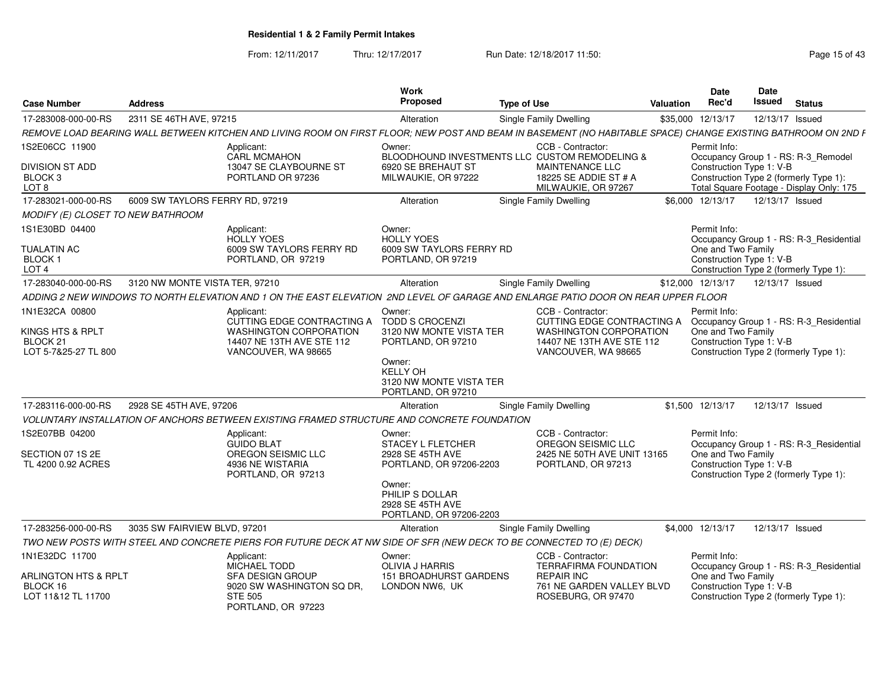# Residential 1 & 2 Family Permit Intakes

From: 12/11/2017 Thru: 12/17/2017 Run Date: 12/18/2017 11:50:

| Case Number | Address | Work Proposed | Type of Use | Valuation | Date Rec'd | Date Issued | Status |
|---|---|---|---|---|---|---|---|
| 17-283008-000-00-RS | 2311 SE 46TH AVE, 97215 | Alteration | Single Family Dwelling | $35,000 | 12/13/17 | 12/13/17 | Issued |

REMOVE LOAD BEARING WALL BETWEEN KITCHEN AND LIVING ROOM ON FIRST FLOOR; NEW POST AND BEAM IN BASEMENT (NO HABITABLE SPACE) CHANGE EXISTING BATHROOM ON 2ND F

1S2E06CC 11900
DIVISION ST ADD
BLOCK 3
LOT 8

Applicant:
CARL MCMAHON
13047 SE CLAYBOURNE ST
PORTLAND OR 97236

Owner:
BLOODHOUND INVESTMENTS LLC
6920 SE BREHAUT ST
MILWAUKIE, OR 97222

CCB - Contractor:
CUSTOM REMODELING & MAINTENANCE LLC
18225 SE ADDIE ST # A
MILWAUKIE, OR 97267

Permit Info:
Occupancy Group 1 - RS: R-3_Remodel
Construction Type 1: V-B
Construction Type 2 (formerly Type 1):
Total Square Footage - Display Only: 175

| Case Number | Address | Work Proposed | Type of Use | Valuation | Date Rec'd | Date Issued | Status |
|---|---|---|---|---|---|---|---|
| 17-283021-000-00-RS | 6009 SW TAYLORS FERRY RD, 97219 | Alteration | Single Family Dwelling | $6,000 | 12/13/17 | 12/13/17 | Issued |

MODIFY (E) CLOSET TO NEW BATHROOM

1S1E30BD 04400
TUALATIN AC
BLOCK 1
LOT 4

Applicant:
HOLLY YOES
6009 SW TAYLORS FERRY RD
PORTLAND, OR 97219

Owner:
HOLLY YOES
6009 SW TAYLORS FERRY RD
PORTLAND, OR 97219

Permit Info:
Occupancy Group 1 - RS: R-3_Residential One and Two Family
Construction Type 1: V-B
Construction Type 2 (formerly Type 1):

| Case Number | Address | Work Proposed | Type of Use | Valuation | Date Rec'd | Date Issued | Status |
|---|---|---|---|---|---|---|---|
| 17-283040-000-00-RS | 3120 NW MONTE VISTA TER, 97210 | Alteration | Single Family Dwelling | $12,000 | 12/13/17 | 12/13/17 | Issued |

ADDING 2 NEW WINDOWS TO NORTH ELEVATION AND 1 ON THE EAST ELEVATION 2ND LEVEL OF GARAGE AND ENLARGE PATIO DOOR ON REAR UPPER FLOOR

1N1E32CA 00800
KINGS HTS & RPLT
BLOCK 21
LOT 5-7&25-27 TL 800

Applicant:
CUTTING EDGE CONTRACTING A WASHINGTON CORPORATION
14407 NE 13TH AVE STE 112
VANCOUVER, WA 98665

Owner:
TODD S CROCENZI
3120 NW MONTE VISTA TER
PORTLAND, OR 97210

Owner:
KELLY OH
3120 NW MONTE VISTA TER
PORTLAND, OR 97210

CCB - Contractor:
CUTTING EDGE CONTRACTING A WASHINGTON CORPORATION
14407 NE 13TH AVE STE 112
VANCOUVER, WA 98665

Permit Info:
Occupancy Group 1 - RS: R-3_Residential One and Two Family
Construction Type 1: V-B
Construction Type 2 (formerly Type 1):

| Case Number | Address | Work Proposed | Type of Use | Valuation | Date Rec'd | Date Issued | Status |
|---|---|---|---|---|---|---|---|
| 17-283116-000-00-RS | 2928 SE 45TH AVE, 97206 | Alteration | Single Family Dwelling | $1,500 | 12/13/17 | 12/13/17 | Issued |

VOLUNTARY INSTALLATION OF ANCHORS BETWEEN EXISTING FRAMED STRUCTURE AND CONCRETE FOUNDATION

1S2E07BB 04200
SECTION 07 1S 2E
TL 4200 0.92 ACRES

Applicant:
GUIDO BLAT
OREGON SEISMIC LLC
4936 NE WISTARIA
PORTLAND, OR 97213

Owner:
STACEY L FLETCHER
2928 SE 45TH AVE
PORTLAND, OR 97206-2203

Owner:
PHILIP S DOLLAR
2928 SE 45TH AVE
PORTLAND, OR 97206-2203

CCB - Contractor:
OREGON SEISMIC LLC
2425 NE 50TH AVE UNIT 13165
PORTLAND, OR 97213

Permit Info:
Occupancy Group 1 - RS: R-3_Residential One and Two Family
Construction Type 1: V-B
Construction Type 2 (formerly Type 1):

| Case Number | Address | Work Proposed | Type of Use | Valuation | Date Rec'd | Date Issued | Status |
|---|---|---|---|---|---|---|---|
| 17-283256-000-00-RS | 3035 SW FAIRVIEW BLVD, 97201 | Alteration | Single Family Dwelling | $4,000 | 12/13/17 | 12/13/17 | Issued |

TWO NEW POSTS WITH STEEL AND CONCRETE PIERS FOR FUTURE DECK AT NW SIDE OF SFR (NEW DECK TO BE CONNECTED TO (E) DECK)

1N1E32DC 11700
ARLINGTON HTS & RPLT
BLOCK 16
LOT 11&12 TL 11700

Applicant:
MICHAEL TODD
SFA DESIGN GROUP
9020 SW WASHINGTON SQ DR, STE 505
PORTLAND, OR 97223

Owner:
OLIVIA J HARRIS
151 BROADHURST GARDENS
LONDON NW6, UK

CCB - Contractor:
TERRAFIRMA FOUNDATION REPAIR INC
761 NE GARDEN VALLEY BLVD
ROSEBURG, OR 97470

Permit Info:
Occupancy Group 1 - RS: R-3_Residential One and Two Family
Construction Type 1: V-B
Construction Type 2 (formerly Type 1):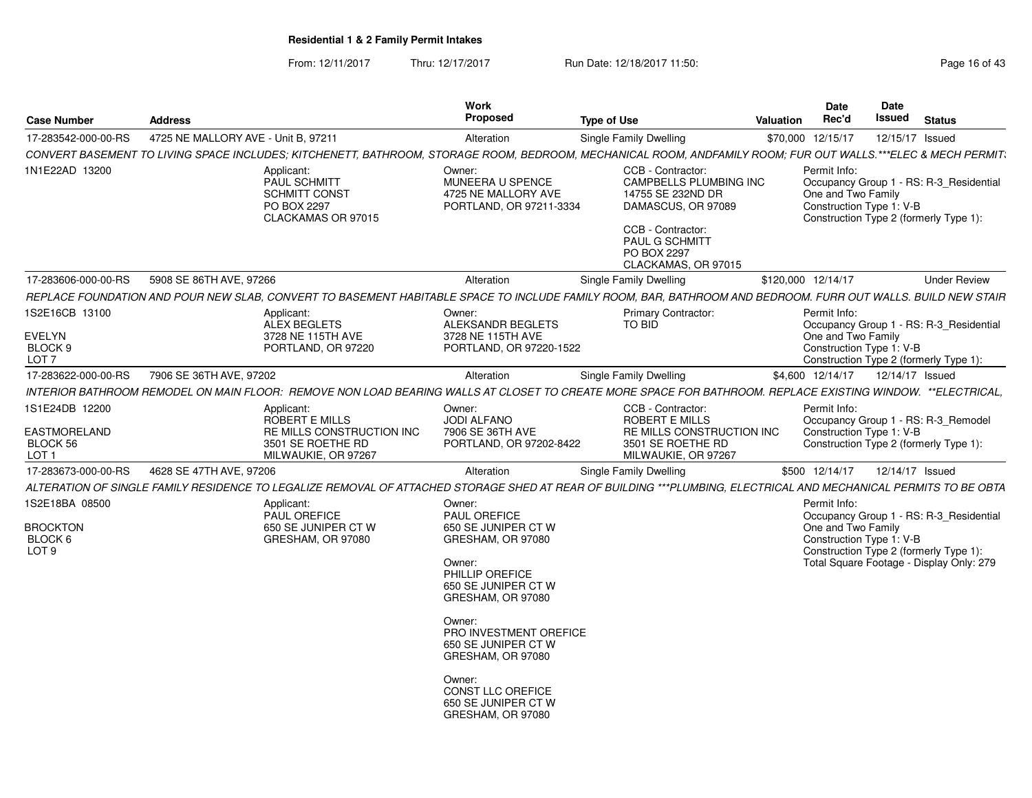**Residential 1 & 2 Family Permit Intakes**

From: 12/11/2017 Thru: 12/17/2017 Run Date: 12/18/2017 11:50:

| Case Number | Address | Work Proposed | Type of Use | Valuation | Date Rec'd | Date Issued | Status |
|---|---|---|---|---|---|---|---|
| 17-283542-000-00-RS | 4725 NE MALLORY AVE - Unit B, 97211 | Alteration | Single Family Dwelling | $70,000 | 12/15/17 | 12/15/17 | Issued |

CONVERT BASEMENT TO LIVING SPACE INCLUDES; KITCHENETT, BATHROOM, STORAGE ROOM, BEDROOM, MECHANICAL ROOM, ANDFAMILY ROOM; FUR OUT WALLS.***ELEC & MECH PERMIT:

1N1E22AD 13200

Applicant: PAUL SCHMITT, SCHMITT CONST, PO BOX 2297, CLACKAMAS OR 97015

Owner: MUNEERA U SPENCE, 4725 NE MALLORY AVE, PORTLAND, OR 97211-3334

CCB - Contractor: CAMPBELLS PLUMBING INC, 14755 SE 232ND DR, DAMASCUS, OR 97089

CCB - Contractor: PAUL G SCHMITT, PO BOX 2297, CLACKAMAS, OR 97015

Permit Info: Occupancy Group 1 - RS: R-3_Residential One and Two Family; Construction Type 1: V-B; Construction Type 2 (formerly Type 1):

| Case Number | Address | Work Proposed | Type of Use | Valuation | Date Rec'd | Date Issued | Status |
|---|---|---|---|---|---|---|---|
| 17-283606-000-00-RS | 5908 SE 86TH AVE, 97266 | Alteration | Single Family Dwelling | $120,000 | 12/14/17 | | Under Review |

REPLACE FOUNDATION AND POUR NEW SLAB, CONVERT TO BASEMENT HABITABLE SPACE TO INCLUDE FAMILY ROOM, BAR, BATHROOM AND BEDROOM. FURR OUT WALLS. BUILD NEW STAIR

1S2E16CB 13100; EVELYN; BLOCK 9; LOT 7

Applicant: ALEX BEGLETS, 3728 NE 115TH AVE, PORTLAND, OR 97220

Owner: ALEKSANDR BEGLETS, 3728 NE 115TH AVE, PORTLAND, OR 97220-1522

Primary Contractor: TO BID

Permit Info: Occupancy Group 1 - RS: R-3_Residential One and Two Family; Construction Type 1: V-B; Construction Type 2 (formerly Type 1):

| Case Number | Address | Work Proposed | Type of Use | Valuation | Date Rec'd | Date Issued | Status |
|---|---|---|---|---|---|---|---|
| 17-283622-000-00-RS | 7906 SE 36TH AVE, 97202 | Alteration | Single Family Dwelling | $4,600 | 12/14/17 | 12/14/17 | Issued |

INTERIOR BATHROOM REMODEL ON MAIN FLOOR: REMOVE NON LOAD BEARING WALLS AT CLOSET TO CREATE MORE SPACE FOR BATHROOM. REPLACE EXISTING WINDOW. **ELECTRICAL,

1S1E24DB 12200; EASTMORELAND; BLOCK 56; LOT 1

Applicant: ROBERT E MILLS, RE MILLS CONSTRUCTION INC, 3501 SE ROETHE RD, MILWAUKIE, OR 97267

Owner: JODI ALFANO, 7906 SE 36TH AVE, PORTLAND, OR 97202-8422

CCB - Contractor: ROBERT E MILLS, RE MILLS CONSTRUCTION INC, 3501 SE ROETHE RD, MILWAUKIE, OR 97267

Permit Info: Occupancy Group 1 - RS: R-3_Remodel; Construction Type 1: V-B; Construction Type 2 (formerly Type 1):

| Case Number | Address | Work Proposed | Type of Use | Valuation | Date Rec'd | Date Issued | Status |
|---|---|---|---|---|---|---|---|
| 17-283673-000-00-RS | 4628 SE 47TH AVE, 97206 | Alteration | Single Family Dwelling | $500 | 12/14/17 | 12/14/17 | Issued |

ALTERATION OF SINGLE FAMILY RESIDENCE TO LEGALIZE REMOVAL OF ATTACHED STORAGE SHED AT REAR OF BUILDING ***PLUMBING, ELECTRICAL AND MECHANICAL PERMITS TO BE OBTA

1S2E18BA 08500; BROCKTON; BLOCK 6; LOT 9

Applicant: PAUL OREFICE, 650 SE JUNIPER CT W, GRESHAM, OR 97080

Owner: PAUL OREFICE, 650 SE JUNIPER CT W, GRESHAM, OR 97080

Owner: PHILLIP OREFICE, 650 SE JUNIPER CT W, GRESHAM, OR 97080

Owner: PRO INVESTMENT OREFICE, 650 SE JUNIPER CT W, GRESHAM, OR 97080

Owner: CONST LLC OREFICE, 650 SE JUNIPER CT W, GRESHAM, OR 97080

Permit Info: Occupancy Group 1 - RS: R-3_Residential One and Two Family; Construction Type 1: V-B; Construction Type 2 (formerly Type 1):; Total Square Footage - Display Only: 279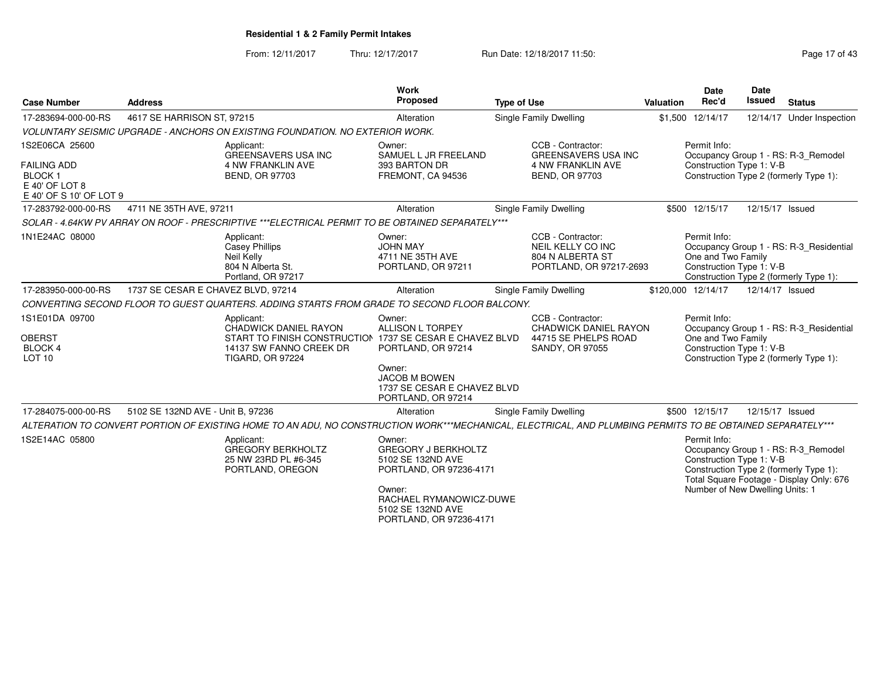# Residential 1 & 2 Family Permit Intakes

From: 12/11/2017 Thru: 12/17/2017 Run Date: 12/18/2017 11:50:

| Case Number | Address | Work Proposed | Type of Use | Valuation | Date Rec'd | Date Issued | Status |
|---|---|---|---|---|---|---|---|
| 17-283694-000-00-RS | 4617 SE HARRISON ST, 97215 | Alteration | Single Family Dwelling | $1,500 | 12/14/17 | 12/14/17 | Under Inspection |

*VOLUNTARY SEISMIC UPGRADE - ANCHORS ON EXISTING FOUNDATION. NO EXTERIOR WORK.*

1S2E06CA 25600
FAILING ADD
BLOCK 1
E 40' OF LOT 8
E 40' OF S 10' OF LOT 9

Applicant: GREENSAVERS USA INC, 4 NW FRANKLIN AVE, BEND, OR 97703

Owner: SAMUEL L JR FREELAND, 393 BARTON DR, FREMONT, CA 94536

CCB - Contractor: GREENSAVERS USA INC, 4 NW FRANKLIN AVE, BEND, OR 97703

Permit Info:
Occupancy Group 1 - RS: R-3_Remodel
Construction Type 1: V-B
Construction Type 2 (formerly Type 1):

| Case Number | Address | Work Proposed | Type of Use | Valuation | Date Rec'd | Date Issued | Status |
|---|---|---|---|---|---|---|---|
| 17-283792-000-00-RS | 4711 NE 35TH AVE, 97211 | Alteration | Single Family Dwelling | $500 | 12/15/17 | 12/15/17 | Issued |

*SOLAR - 4.64KW PV ARRAY ON ROOF - PRESCRIPTIVE ***ELECTRICAL PERMIT TO BE OBTAINED SEPARATELY****

1N1E24AC 08000

Applicant: Casey Phillips, Neil Kelly, 804 N Alberta St., Portland, OR 97217

Owner: JOHN MAY, 4711 NE 35TH AVE, PORTLAND, OR 97211

CCB - Contractor: NEIL KELLY CO INC, 804 N ALBERTA ST, PORTLAND, OR 97217-2693

Permit Info:
Occupancy Group 1 - RS: R-3_Residential One and Two Family
Construction Type 1: V-B
Construction Type 2 (formerly Type 1):

| Case Number | Address | Work Proposed | Type of Use | Valuation | Date Rec'd | Date Issued | Status |
|---|---|---|---|---|---|---|---|
| 17-283950-000-00-RS | 1737 SE CESAR E CHAVEZ BLVD, 97214 | Alteration | Single Family Dwelling | $120,000 | 12/14/17 | 12/14/17 | Issued |

*CONVERTING SECOND FLOOR TO GUEST QUARTERS. ADDING STARTS FROM GRADE TO SECOND FLOOR BALCONY.*

1S1E01DA 09700
OBERST
BLOCK 4
LOT 10

Applicant: CHADWICK DANIEL RAYON, START TO FINISH CONSTRUCTION, 14137 SW FANNO CREEK DR, TIGARD, OR 97224

Owner: ALLISON L TORPEY, 1737 SE CESAR E CHAVEZ BLVD, PORTLAND, OR 97214

Owner: JACOB M BOWEN, 1737 SE CESAR E CHAVEZ BLVD, PORTLAND, OR 97214

CCB - Contractor: CHADWICK DANIEL RAYON, 44715 SE PHELPS ROAD, SANDY, OR 97055

Permit Info:
Occupancy Group 1 - RS: R-3_Residential One and Two Family
Construction Type 1: V-B
Construction Type 2 (formerly Type 1):

| Case Number | Address | Work Proposed | Type of Use | Valuation | Date Rec'd | Date Issued | Status |
|---|---|---|---|---|---|---|---|
| 17-284075-000-00-RS | 5102 SE 132ND AVE - Unit B, 97236 | Alteration | Single Family Dwelling | $500 | 12/15/17 | 12/15/17 | Issued |

*ALTERATION TO CONVERT PORTION OF EXISTING HOME TO AN ADU, NO CONSTRUCTION WORK***MECHANICAL, ELECTRICAL, AND PLUMBING PERMITS TO BE OBTAINED SEPARATELY****

1S2E14AC 05800

Applicant: GREGORY BERKHOLTZ, 25 NW 23RD PL #6-345, PORTLAND, OREGON

Owner: GREGORY J BERKHOLTZ, 5102 SE 132ND AVE, PORTLAND, OR 97236-4171

Owner: RACHAEL RYMANOWICZ-DUWE, 5102 SE 132ND AVE, PORTLAND, OR 97236-4171

Permit Info:
Occupancy Group 1 - RS: R-3_Remodel
Construction Type 1: V-B
Construction Type 2 (formerly Type 1):
Total Square Footage - Display Only: 676
Number of New Dwelling Units: 1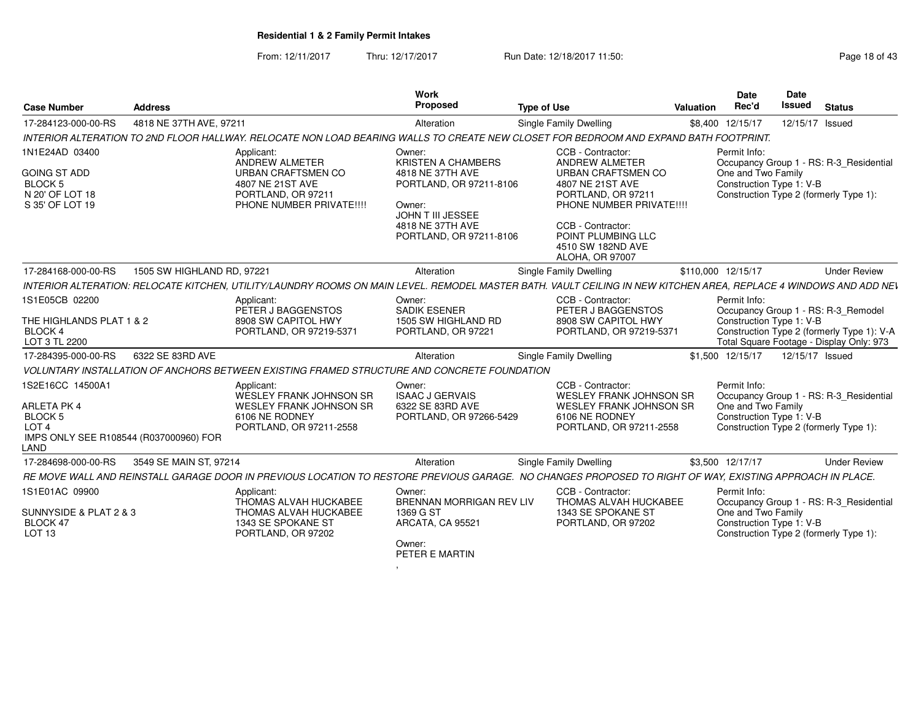**Residential 1 & 2 Family Permit Intakes**

From: 12/11/2017 Thru: 12/17/2017 Run Date: 12/18/2017 11:50:

| Case Number | Address | Work Proposed | Type of Use | Valuation | Date Rec'd | Date Issued | Status |
|---|---|---|---|---|---|---|---|
| 17-284123-000-00-RS | 4818 NE 37TH AVE, 97211 | Alteration | Single Family Dwelling | $8,400 | 12/15/17 | 12/15/17 | Issued |

INTERIOR ALTERATION TO 2ND FLOOR HALLWAY. RELOCATE NON LOAD BEARING WALLS TO CREATE NEW CLOSET FOR BEDROOM AND EXPAND BATH FOOTPRINT.

1N1E24AD 03400
GOING ST ADD
BLOCK 5
N 20' OF LOT 18
S 35' OF LOT 19

Applicant:
ANDREW ALMETER
URBAN CRAFTSMEN CO
4807 NE 21ST AVE
PORTLAND, OR 97211
PHONE NUMBER PRIVATE!!!!

Owner:
KRISTEN A CHAMBERS
4818 NE 37TH AVE
PORTLAND, OR 97211-8106

Owner:
JOHN T III JESSEE
4818 NE 37TH AVE
PORTLAND, OR 97211-8106

CCB - Contractor:
ANDREW ALMETER
URBAN CRAFTSMEN CO
4807 NE 21ST AVE
PORTLAND, OR 97211
PHONE NUMBER PRIVATE!!!!

CCB - Contractor:
POINT PLUMBING LLC
4510 SW 182ND AVE
ALOHA, OR 97007

Permit Info:
Occupancy Group 1 - RS: R-3_Residential One and Two Family
Construction Type 1: V-B
Construction Type 2 (formerly Type 1):

| Case Number | Address | Work Proposed | Type of Use | Valuation | Date Rec'd | Date Issued | Status |
|---|---|---|---|---|---|---|---|
| 17-284168-000-00-RS | 1505 SW HIGHLAND RD, 97221 | Alteration | Single Family Dwelling | $110,000 | 12/15/17 | | Under Review |

INTERIOR ALTERATION: RELOCATE KITCHEN, UTILITY/LAUNDRY ROOMS ON MAIN LEVEL. REMODEL MASTER BATH. VAULT CEILING IN NEW KITCHEN AREA, REPLACE 4 WINDOWS AND ADD NEW

1S1E05CB 02200
THE HIGHLANDS PLAT 1 & 2
BLOCK 4
LOT 3 TL 2200

Applicant:
PETER J BAGGENSTOS
8908 SW CAPITOL HWY
PORTLAND, OR 97219-5371

Owner:
SADIK ESENER
1505 SW HIGHLAND RD
PORTLAND, OR 97221

CCB - Contractor:
PETER J BAGGENSTOS
8908 SW CAPITOL HWY
PORTLAND, OR 97219-5371

Permit Info:
Occupancy Group 1 - RS: R-3_Remodel
Construction Type 1: V-B
Construction Type 2 (formerly Type 1): V-A
Total Square Footage - Display Only: 973

| Case Number | Address | Work Proposed | Type of Use | Valuation | Date Rec'd | Date Issued | Status |
|---|---|---|---|---|---|---|---|
| 17-284395-000-00-RS | 6322 SE 83RD AVE | Alteration | Single Family Dwelling | $1,500 | 12/15/17 | 12/15/17 | Issued |

VOLUNTARY INSTALLATION OF ANCHORS BETWEEN EXISTING FRAMED STRUCTURE AND CONCRETE FOUNDATION

1S2E16CC 14500A1
ARLETA PK 4
BLOCK 5
LOT 4
IMPS ONLY SEE R108544 (R037000960) FOR LAND

Applicant:
WESLEY FRANK JOHNSON SR
WESLEY FRANK JOHNSON SR
6106 NE RODNEY
PORTLAND, OR 97211-2558

Owner:
ISAAC J GERVAIS
6322 SE 83RD AVE
PORTLAND, OR 97266-5429

CCB - Contractor:
WESLEY FRANK JOHNSON SR
WESLEY FRANK JOHNSON SR
6106 NE RODNEY
PORTLAND, OR 97211-2558

Permit Info:
Occupancy Group 1 - RS: R-3_Residential One and Two Family
Construction Type 1: V-B
Construction Type 2 (formerly Type 1):

| Case Number | Address | Work Proposed | Type of Use | Valuation | Date Rec'd | Date Issued | Status |
|---|---|---|---|---|---|---|---|
| 17-284698-000-00-RS | 3549 SE MAIN ST, 97214 | Alteration | Single Family Dwelling | $3,500 | 12/17/17 | | Under Review |

RE MOVE WALL AND REINSTALL GARAGE DOOR IN PREVIOUS LOCATION TO RESTORE PREVIOUS GARAGE. NO CHANGES PROPOSED TO RIGHT OF WAY, EXISTING APPROACH IN PLACE.

1S1E01AC 09900
SUNNYSIDE & PLAT 2 & 3
BLOCK 47
LOT 13

Applicant:
THOMAS ALVAH HUCKABEE
THOMAS ALVAH HUCKABEE
1343 SE SPOKANE ST
PORTLAND, OR 97202

Owner:
BRENNAN MORRIGAN REV LIV
1369 G ST
ARCATA, CA 95521

Owner:
PETER E MARTIN
,

CCB - Contractor:
THOMAS ALVAH HUCKABEE
1343 SE SPOKANE ST
PORTLAND, OR 97202

Permit Info:
Occupancy Group 1 - RS: R-3_Residential One and Two Family
Construction Type 1: V-B
Construction Type 2 (formerly Type 1):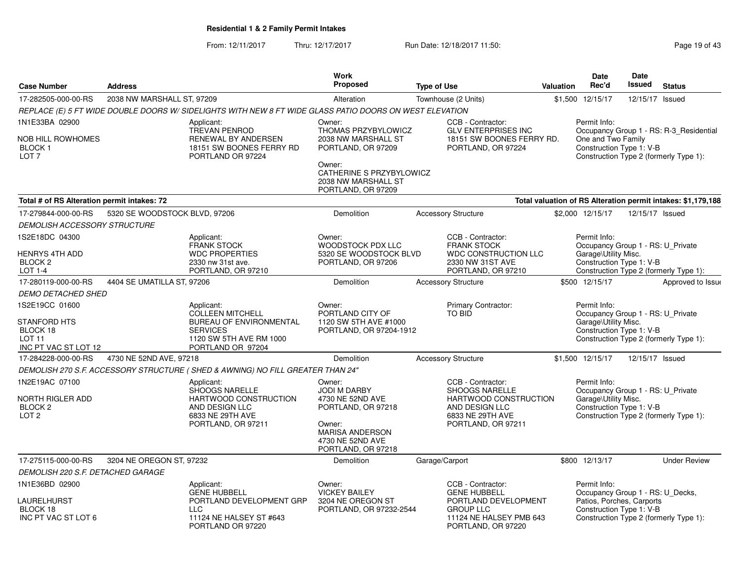## Residential 1 & 2 Family Permit Intakes

From: 12/11/2017 Thru: 12/17/2017 Run Date: 12/18/2017 11:50:

| Case Number | Address | Work Proposed | Type of Use | Valuation | Date Rec'd | Date Issued | Status |
|---|---|---|---|---|---|---|---|
| 17-282505-000-00-RS | 2038 NW MARSHALL ST, 97209 | Alteration | Townhouse (2 Units) | $1,500 | 12/15/17 | 12/15/17 | Issued |

*REPLACE (E) 5 FT WIDE DOUBLE DOORS W/ SIDELIGHTS WITH NEW 8 FT WIDE GLASS PATIO DOORS ON WEST ELEVATION*

1N1E33BA 02900
NOB HILL ROWHOMES
BLOCK 1
LOT 7

Applicant:
TREVAN PENROD
RENEWAL BY ANDERSEN
18151 SW BOONES FERRY RD
PORTLAND OR 97224

Owner:
THOMAS PRZYBYLOWICZ
2038 NW MARSHALL ST
PORTLAND, OR 97209

Owner:
CATHERINE S PRZYBYLOWICZ
2038 NW MARSHALL ST
PORTLAND, OR 97209

CCB - Contractor:
GLV ENTERPRISES INC
18151 SW BOONES FERRY RD.
PORTLAND, OR 97224

Permit Info:
Occupancy Group 1 - RS: R-3_Residential One and Two Family
Construction Type 1: V-B
Construction Type 2 (formerly Type 1):

**Total # of RS Alteration permit intakes: 72** — **Total valuation of RS Alteration permit intakes: $1,179,188**

| Case Number | Address | Work Proposed | Type of Use | Valuation | Date Rec'd | Date Issued | Status |
|---|---|---|---|---|---|---|---|
| 17-279844-000-00-RS | 5320 SE WOODSTOCK BLVD, 97206 | Demolition | Accessory Structure | $2,000 | 12/15/17 | 12/15/17 | Issued |

*DEMOLISH ACCESSORY STRUCTURE*

1S2E18DC 04300
HENRYS 4TH ADD
BLOCK 2
LOT 1-4

Applicant:
FRANK STOCK
WDC PROPERTIES
2330 nw 31st ave.
PORTLAND, OR 97210

Owner:
WOODSTOCK PDX LLC
5320 SE WOODSTOCK BLVD
PORTLAND, OR 97206

CCB - Contractor:
FRANK STOCK
WDC CONSTRUCTION LLC
2330 NW 31ST AVE
PORTLAND, OR 97210

Permit Info:
Occupancy Group 1 - RS: U_Private Garage\Utility Misc.
Construction Type 1: V-B
Construction Type 2 (formerly Type 1):

| Case Number | Address | Work Proposed | Type of Use | Valuation | Date Rec'd | Date Issued | Status |
|---|---|---|---|---|---|---|---|
| 17-280119-000-00-RS | 4404 SE UMATILLA ST, 97206 | Demolition | Accessory Structure | $500 | 12/15/17 | | Approved to Issue |

*DEMO DETACHED SHED*

1S2E19CC 01600
STANFORD HTS
BLOCK 18
LOT 11
INC PT VAC ST LOT 12

Applicant:
COLLEEN MITCHELL
BUREAU OF ENVIRONMENTAL SERVICES
1120 SW 5TH AVE RM 1000
PORTLAND OR 97204

Owner:
PORTLAND CITY OF
1120 SW 5TH AVE #1000
PORTLAND, OR 97204-1912

Primary Contractor:
TO BID

Permit Info:
Occupancy Group 1 - RS: U_Private Garage\Utility Misc.
Construction Type 1: V-B
Construction Type 2 (formerly Type 1):

| Case Number | Address | Work Proposed | Type of Use | Valuation | Date Rec'd | Date Issued | Status |
|---|---|---|---|---|---|---|---|
| 17-284228-000-00-RS | 4730 NE 52ND AVE, 97218 | Demolition | Accessory Structure | $1,500 | 12/15/17 | 12/15/17 | Issued |

*DEMOLISH 270 S.F. ACCESSORY STRUCTURE ( SHED & AWNING) NO FILL GREATER THAN 24"*

1N2E19AC 07100
NORTH RIGLER ADD
BLOCK 2
LOT 2

Applicant:
SHOOGS NARELLE
HARTWOOD CONSTRUCTION AND DESIGN LLC
6833 NE 29TH AVE
PORTLAND, OR 97211

Owner:
JODI M DARBY
4730 NE 52ND AVE
PORTLAND, OR 97218

Owner:
MARISA ANDERSON
4730 NE 52ND AVE
PORTLAND, OR 97218

CCB - Contractor:
SHOOGS NARELLE
HARTWOOD CONSTRUCTION AND DESIGN LLC
6833 NE 29TH AVE
PORTLAND, OR 97211

Permit Info:
Occupancy Group 1 - RS: U_Private Garage\Utility Misc.
Construction Type 1: V-B
Construction Type 2 (formerly Type 1):

| Case Number | Address | Work Proposed | Type of Use | Valuation | Date Rec'd | Date Issued | Status |
|---|---|---|---|---|---|---|---|
| 17-275115-000-00-RS | 3204 NE OREGON ST, 97232 | Demolition | Garage/Carport | $800 | 12/13/17 | | Under Review |

*DEMOLISH 220 S.F. DETACHED GARAGE*

1N1E36BD 02900
LAURELHURST
BLOCK 18
INC PT VAC ST LOT 6

Applicant:
GENE HUBBELL
PORTLAND DEVELOPMENT GRP LLC
11124 NE HALSEY ST #643
PORTLAND OR 97220

Owner:
VICKEY BAILEY
3204 NE OREGON ST
PORTLAND, OR 97232-2544

CCB - Contractor:
GENE HUBBELL
PORTLAND DEVELOPMENT GROUP LLC
11124 NE HALSEY PMB 643
PORTLAND, OR 97220

Permit Info:
Occupancy Group 1 - RS: U_Decks, Patios, Porches, Carports
Construction Type 1: V-B
Construction Type 2 (formerly Type 1):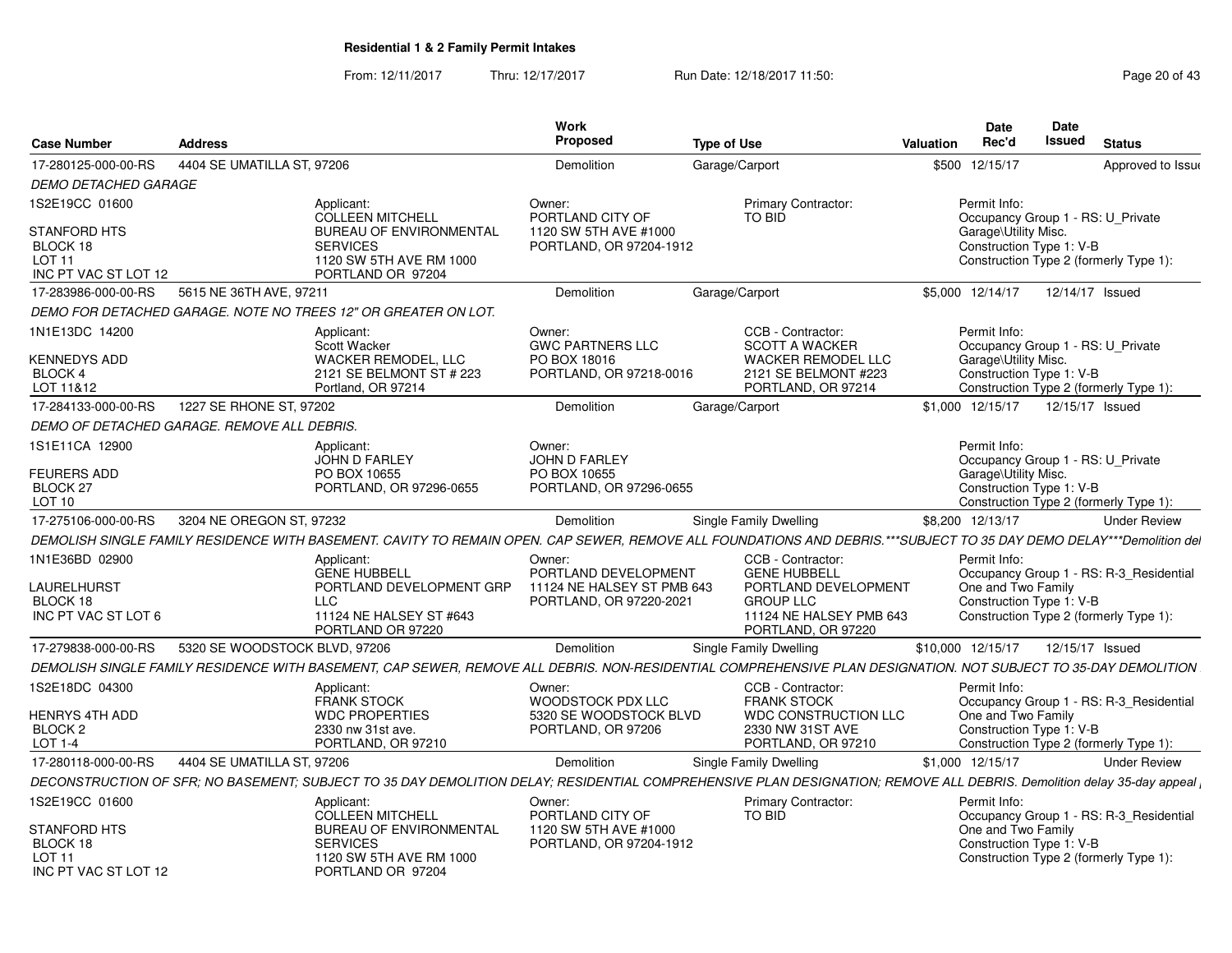**Residential 1 & 2 Family Permit Intakes**

From: 12/11/2017 Thru: 12/17/2017 Run Date: 12/18/2017 11:50:

| Case Number | Address | Work Proposed | Type of Use | Valuation | Date Rec'd | Date Issued | Status |
|---|---|---|---|---|---|---|---|
| 17-280125-000-00-RS | 4404 SE UMATILLA ST, 97206 | Demolition | Garage/Carport | $500 | 12/15/17 | | Approved to Issue |

*DEMO DETACHED GARAGE*

1S2E19CC 01600
STANFORD HTS
BLOCK 18
LOT 11
INC PT VAC ST LOT 12

Applicant: COLLEEN MITCHELL, BUREAU OF ENVIRONMENTAL SERVICES, 1120 SW 5TH AVE RM 1000, PORTLAND OR 97204

Owner: PORTLAND CITY OF, 1120 SW 5TH AVE #1000, PORTLAND, OR 97204-1912

Primary Contractor: TO BID

Permit Info: Occupancy Group 1 - RS: U_Private Garage\Utility Misc. Construction Type 1: V-B Construction Type 2 (formerly Type 1):

| Case Number | Address | Work Proposed | Type of Use | Valuation | Date Rec'd | Date Issued | Status |
|---|---|---|---|---|---|---|---|
| 17-283986-000-00-RS | 5615 NE 36TH AVE, 97211 | Demolition | Garage/Carport | $5,000 | 12/14/17 | 12/14/17 | Issued |

*DEMO FOR DETACHED GARAGE. NOTE NO TREES 12" OR GREATER ON LOT.*

1N1E13DC 14200
KENNEDYS ADD
BLOCK 4
LOT 11&12

Applicant: Scott Wacker, WACKER REMODEL, LLC, 2121 SE BELMONT ST # 223, Portland, OR 97214

Owner: GWC PARTNERS LLC, PO BOX 18016, PORTLAND, OR 97218-0016

CCB - Contractor: SCOTT A WACKER, WACKER REMODEL LLC, 2121 SE BELMONT #223, PORTLAND, OR 97214

Permit Info: Occupancy Group 1 - RS: U_Private Garage\Utility Misc. Construction Type 1: V-B Construction Type 2 (formerly Type 1):

| Case Number | Address | Work Proposed | Type of Use | Valuation | Date Rec'd | Date Issued | Status |
|---|---|---|---|---|---|---|---|
| 17-284133-000-00-RS | 1227 SE RHONE ST, 97202 | Demolition | Garage/Carport | $1,000 | 12/15/17 | 12/15/17 | Issued |

*DEMO OF DETACHED GARAGE. REMOVE ALL DEBRIS.*

1S1E11CA 12900
FEURERS ADD
BLOCK 27
LOT 10

Applicant: JOHN D FARLEY, PO BOX 10655, PORTLAND, OR 97296-0655

Owner: JOHN D FARLEY, PO BOX 10655, PORTLAND, OR 97296-0655

Permit Info: Occupancy Group 1 - RS: U_Private Garage\Utility Misc. Construction Type 1: V-B Construction Type 2 (formerly Type 1):

| Case Number | Address | Work Proposed | Type of Use | Valuation | Date Rec'd | Date Issued | Status |
|---|---|---|---|---|---|---|---|
| 17-275106-000-00-RS | 3204 NE OREGON ST, 97232 | Demolition | Single Family Dwelling | $8,200 | 12/13/17 | | Under Review |

*DEMOLISH SINGLE FAMILY RESIDENCE WITH BASEMENT. CAVITY TO REMAIN OPEN. CAP SEWER, REMOVE ALL FOUNDATIONS AND DEBRIS.\*\*\*SUBJECT TO 35 DAY DEMO DELAY\*\*\*Demolition del*

1N1E36BD 02900
LAURELHURST
BLOCK 18
INC PT VAC ST LOT 6

Applicant: GENE HUBBELL, PORTLAND DEVELOPMENT GRP LLC, 11124 NE HALSEY ST #643, PORTLAND OR 97220

Owner: PORTLAND DEVELOPMENT, 11124 NE HALSEY ST PMB 643, PORTLAND, OR 97220-2021

CCB - Contractor: GENE HUBBELL, PORTLAND DEVELOPMENT GROUP LLC, 11124 NE HALSEY PMB 643, PORTLAND, OR 97220

Permit Info: Occupancy Group 1 - RS: R-3_Residential One and Two Family Construction Type 1: V-B Construction Type 2 (formerly Type 1):

| Case Number | Address | Work Proposed | Type of Use | Valuation | Date Rec'd | Date Issued | Status |
|---|---|---|---|---|---|---|---|
| 17-279838-000-00-RS | 5320 SE WOODSTOCK BLVD, 97206 | Demolition | Single Family Dwelling | $10,000 | 12/15/17 | 12/15/17 | Issued |

*DEMOLISH SINGLE FAMILY RESIDENCE WITH BASEMENT, CAP SEWER, REMOVE ALL DEBRIS. NON-RESIDENTIAL COMPREHENSIVE PLAN DESIGNATION. NOT SUBJECT TO 35-DAY DEMOLITION*

1S2E18DC 04300
HENRYS 4TH ADD
BLOCK 2
LOT 1-4

Applicant: FRANK STOCK, WDC PROPERTIES, 2330 nw 31st ave., PORTLAND, OR 97210

Owner: WOODSTOCK PDX LLC, 5320 SE WOODSTOCK BLVD, PORTLAND, OR 97206

CCB - Contractor: FRANK STOCK, WDC CONSTRUCTION LLC, 2330 NW 31ST AVE, PORTLAND, OR 97210

Permit Info: Occupancy Group 1 - RS: R-3_Residential One and Two Family Construction Type 1: V-B Construction Type 2 (formerly Type 1):

| Case Number | Address | Work Proposed | Type of Use | Valuation | Date Rec'd | Date Issued | Status |
|---|---|---|---|---|---|---|---|
| 17-280118-000-00-RS | 4404 SE UMATILLA ST, 97206 | Demolition | Single Family Dwelling | $1,000 | 12/15/17 | | Under Review |

*DECONSTRUCTION OF SFR; NO BASEMENT; SUBJECT TO 35 DAY DEMOLITION DELAY; RESIDENTIAL COMPREHENSIVE PLAN DESIGNATION; REMOVE ALL DEBRIS. Demolition delay 35-day appeal*

1S2E19CC 01600
STANFORD HTS
BLOCK 18
LOT 11
INC PT VAC ST LOT 12

Applicant: COLLEEN MITCHELL, BUREAU OF ENVIRONMENTAL SERVICES, 1120 SW 5TH AVE RM 1000, PORTLAND OR 97204

Owner: PORTLAND CITY OF, 1120 SW 5TH AVE #1000, PORTLAND, OR 97204-1912

Primary Contractor: TO BID

Permit Info: Occupancy Group 1 - RS: R-3_Residential One and Two Family Construction Type 1: V-B Construction Type 2 (formerly Type 1):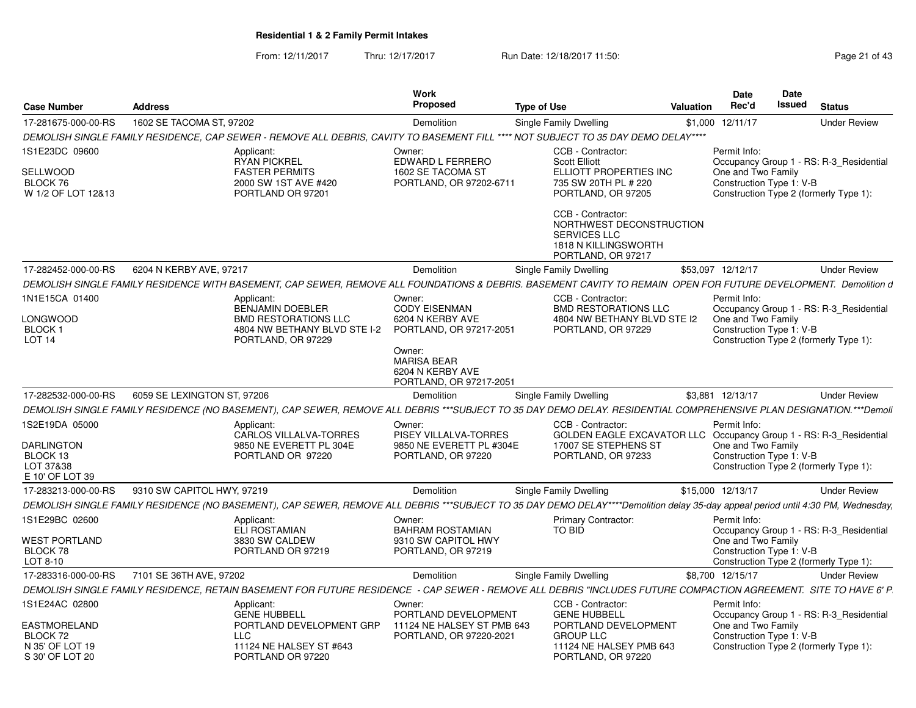**Residential 1 & 2 Family Permit Intakes**

From: 12/11/2017 Thru: 12/17/2017 Run Date: 12/18/2017 11:50:

| Case Number | Address | Work Proposed | Type of Use | Valuation | Date Rec'd | Date Issued | Status |
|---|---|---|---|---|---|---|---|
| 17-281675-000-00-RS | 1602 SE TACOMA ST, 97202 | Demolition | Single Family Dwelling | $1,000 | 12/11/17 | | Under Review |

*DEMOLISH SINGLE FAMILY RESIDENCE, CAP SEWER - REMOVE ALL DEBRIS, CAVITY TO BASEMENT FILL **** NOT SUBJECT TO 35 DAY DEMO DELAY*****

1S1E23DC 09600
SELLWOOD
BLOCK 76
W 1/2 OF LOT 12&13

Applicant: RYAN PICKREL, FASTER PERMITS, 2000 SW 1ST AVE #420, PORTLAND OR 97201

Owner: EDWARD L FERRERO, 1602 SE TACOMA ST, PORTLAND, OR 97202-6711

CCB - Contractor: Scott Elliott, ELLIOTT PROPERTIES INC, 735 SW 20TH PL # 220, PORTLAND, OR 97205

CCB - Contractor: NORTHWEST DECONSTRUCTION SERVICES LLC, 1818 N KILLINGSWORTH, PORTLAND, OR 97217

Permit Info: Occupancy Group 1 - RS: R-3_Residential One and Two Family; Construction Type 1: V-B; Construction Type 2 (formerly Type 1):

| Case Number | Address | Work Proposed | Type of Use | Valuation | Date Rec'd | Date Issued | Status |
|---|---|---|---|---|---|---|---|
| 17-282452-000-00-RS | 6204 N KERBY AVE, 97217 | Demolition | Single Family Dwelling | $53,097 | 12/12/17 | | Under Review |

*DEMOLISH SINGLE FAMILY RESIDENCE WITH BASEMENT, CAP SEWER, REMOVE ALL FOUNDATIONS & DEBRIS. BASEMENT CAVITY TO REMAIN OPEN FOR FUTURE DEVELOPMENT. Demolition d*

1N1E15CA 01400
LONGWOOD
BLOCK 1
LOT 14

Applicant: BENJAMIN DOEBLER, BMD RESTORATIONS LLC, 4804 NW BETHANY BLVD STE I-2, PORTLAND, OR 97229

Owner: CODY EISENMAN, 6204 N KERBY AVE, PORTLAND, OR 97217-2051

Owner: MARISA BEAR, 6204 N KERBY AVE, PORTLAND, OR 97217-2051

CCB - Contractor: BMD RESTORATIONS LLC, 4804 NW BETHANY BLVD STE I2, PORTLAND, OR 97229

Permit Info: Occupancy Group 1 - RS: R-3_Residential One and Two Family; Construction Type 1: V-B; Construction Type 2 (formerly Type 1):

| Case Number | Address | Work Proposed | Type of Use | Valuation | Date Rec'd | Date Issued | Status |
|---|---|---|---|---|---|---|---|
| 17-282532-000-00-RS | 6059 SE LEXINGTON ST, 97206 | Demolition | Single Family Dwelling | $3,881 | 12/13/17 | | Under Review |

*DEMOLISH SINGLE FAMILY RESIDENCE (NO BASEMENT), CAP SEWER, REMOVE ALL DEBRIS ***SUBJECT TO 35 DAY DEMO DELAY. RESIDENTIAL COMPREHENSIVE PLAN DESIGNATION.***Demoli*

1S2E19DA 05000
DARLINGTON
BLOCK 13
LOT 37&38
E 10' OF LOT 39

Applicant: CARLOS VILLALVA-TORRES, 9850 NE EVERETT PL 304E, PORTLAND OR 97220

Owner: PISEY VILLALVA-TORRES, 9850 NE EVERETT PL #304E, PORTLAND, OR 97220

CCB - Contractor: GOLDEN EAGLE EXCAVATOR LLC, 17007 SE STEPHENS ST, PORTLAND, OR 97233

Permit Info: Occupancy Group 1 - RS: R-3_Residential One and Two Family; Construction Type 1: V-B; Construction Type 2 (formerly Type 1):

| Case Number | Address | Work Proposed | Type of Use | Valuation | Date Rec'd | Date Issued | Status |
|---|---|---|---|---|---|---|---|
| 17-283213-000-00-RS | 9310 SW CAPITOL HWY, 97219 | Demolition | Single Family Dwelling | $15,000 | 12/13/17 | | Under Review |

*DEMOLISH SINGLE FAMILY RESIDENCE (NO BASEMENT), CAP SEWER, REMOVE ALL DEBRIS ***SUBJECT TO 35 DAY DEMO DELAY****Demolition delay 35-day appeal period until 4:30 PM, Wednesday,*

1S1E29BC 02600
WEST PORTLAND
BLOCK 78
LOT 8-10

Applicant: ELI ROSTAMIAN, 3830 SW CALDEW, PORTLAND OR 97219

Owner: BAHRAM ROSTAMIAN, 9310 SW CAPITOL HWY, PORTLAND, OR 97219

Primary Contractor: TO BID

Permit Info: Occupancy Group 1 - RS: R-3_Residential One and Two Family; Construction Type 1: V-B; Construction Type 2 (formerly Type 1):

| Case Number | Address | Work Proposed | Type of Use | Valuation | Date Rec'd | Date Issued | Status |
|---|---|---|---|---|---|---|---|
| 17-283316-000-00-RS | 7101 SE 36TH AVE, 97202 | Demolition | Single Family Dwelling | $8,700 | 12/15/17 | | Under Review |

*DEMOLISH SINGLE FAMILY RESIDENCE, RETAIN BASEMENT FOR FUTURE RESIDENCE - CAP SEWER - REMOVE ALL DEBRIS "INCLUDES FUTURE COMPACTION AGREEMENT. SITE TO HAVE 6' P*

1S1E24AC 02800
EASTMORELAND
BLOCK 72
N 35' OF LOT 19
S 30' OF LOT 20

Applicant: GENE HUBBELL, PORTLAND DEVELOPMENT GRP LLC, 11124 NE HALSEY ST #643, PORTLAND OR 97220

Owner: PORTLAND DEVELOPMENT, 11124 NE HALSEY ST PMB 643, PORTLAND, OR 97220-2021

CCB - Contractor: GENE HUBBELL, PORTLAND DEVELOPMENT GROUP LLC, 11124 NE HALSEY PMB 643, PORTLAND, OR 97220

Permit Info: Occupancy Group 1 - RS: R-3_Residential One and Two Family; Construction Type 1: V-B; Construction Type 2 (formerly Type 1):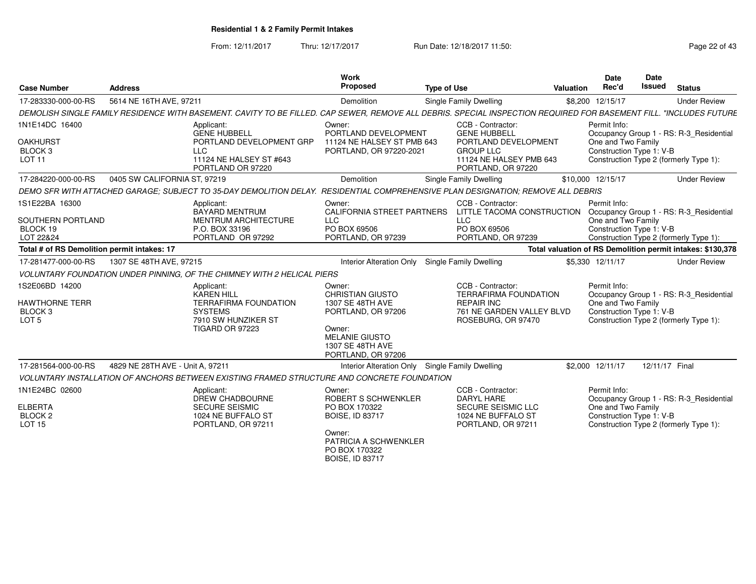**Residential 1 & 2 Family Permit Intakes**

From: 12/11/2017 Thru: 12/17/2017 Run Date: 12/18/2017 11:50:

| Case Number | Address | Work Proposed | Type of Use | Valuation | Date Rec'd | Date Issued | Status |
|---|---|---|---|---|---|---|---|
| 17-283330-000-00-RS | 5614 NE 16TH AVE, 97211 | Demolition | Single Family Dwelling | $8,200 | 12/15/17 | | Under Review |

*DEMOLISH SINGLE FAMILY RESIDENCE WITH BASEMENT. CAVITY TO BE FILLED. CAP SEWER, REMOVE ALL DEBRIS. SPECIAL INSPECTION REQUIRED FOR BASEMENT FILL. "INCLUDES FUTURE*

1N1E14DC 16400
OAKHURST
BLOCK 3
LOT 11

Applicant:
GENE HUBBELL
PORTLAND DEVELOPMENT GRP LLC
11124 NE HALSEY ST #643
PORTLAND OR 97220

Owner:
PORTLAND DEVELOPMENT
11124 NE HALSEY ST PMB 643
PORTLAND, OR 97220-2021

CCB - Contractor:
GENE HUBBELL
PORTLAND DEVELOPMENT GROUP LLC
11124 NE HALSEY PMB 643
PORTLAND, OR 97220

Permit Info:
Occupancy Group 1 - RS: R-3_Residential One and Two Family
Construction Type 1: V-B
Construction Type 2 (formerly Type 1):

| Case Number | Address | Work Proposed | Type of Use | Valuation | Date Rec'd | Date Issued | Status |
|---|---|---|---|---|---|---|---|
| 17-284220-000-00-RS | 0405 SW CALIFORNIA ST, 97219 | Demolition | Single Family Dwelling | $10,000 | 12/15/17 | | Under Review |

*DEMO SFR WITH ATTACHED GARAGE; SUBJECT TO 35-DAY DEMOLITION DELAY. RESIDENTIAL COMPREHENSIVE PLAN DESIGNATION; REMOVE ALL DEBRIS*

1S1E22BA 16300
SOUTHERN PORTLAND
BLOCK 19
LOT 22&24

Applicant:
BAYARD MENTRUM
MENTRUM ARCHITECTURE
P.O. BOX 33196
PORTLAND OR 97292

Owner:
CALIFORNIA STREET PARTNERS LLC
PO BOX 69506
PORTLAND, OR 97239

CCB - Contractor:
LITTLE TACOMA CONSTRUCTION LLC
PO BOX 69506
PORTLAND, OR 97239

Permit Info:
Occupancy Group 1 - RS: R-3_Residential One and Two Family
Construction Type 1: V-B
Construction Type 2 (formerly Type 1):

**Total # of RS Demolition permit intakes: 17**

**Total valuation of RS Demolition permit intakes: $130,378**

| Case Number | Address | Work Proposed | Type of Use | Valuation | Date Rec'd | Date Issued | Status |
|---|---|---|---|---|---|---|---|
| 17-281477-000-00-RS | 1307 SE 48TH AVE, 97215 | Interior Alteration Only | Single Family Dwelling | $5,330 | 12/11/17 | | Under Review |

*VOLUNTARY FOUNDATION UNDER PINNING, OF THE CHIMNEY WITH 2 HELICAL PIERS*

1S2E06BD 14200
HAWTHORNE TERR
BLOCK 3
LOT 5

Applicant:
KAREN HILL
TERRAFIRMA FOUNDATION SYSTEMS
7910 SW HUNZIKER ST
TIGARD OR 97223

Owner:
CHRISTIAN GIUSTO
1307 SE 48TH AVE
PORTLAND, OR 97206

Owner:
MELANIE GIUSTO
1307 SE 48TH AVE
PORTLAND, OR 97206

CCB - Contractor:
TERRAFIRMA FOUNDATION REPAIR INC
761 NE GARDEN VALLEY BLVD
ROSEBURG, OR 97470

Permit Info:
Occupancy Group 1 - RS: R-3_Residential One and Two Family
Construction Type 1: V-B
Construction Type 2 (formerly Type 1):

| Case Number | Address | Work Proposed | Type of Use | Valuation | Date Rec'd | Date Issued | Status |
|---|---|---|---|---|---|---|---|
| 17-281564-000-00-RS | 4829 NE 28TH AVE - Unit A, 97211 | Interior Alteration Only | Single Family Dwelling | $2,000 | 12/11/17 | 12/11/17 | Final |

*VOLUNTARY INSTALLATION OF ANCHORS BETWEEN EXISTING FRAMED STRUCTURE AND CONCRETE FOUNDATION*

1N1E24BC 02600
ELBERTA
BLOCK 2
LOT 15

Applicant:
DREW CHADBOURNE
SECURE SEISMIC
1024 NE BUFFALO ST
PORTLAND, OR 97211

Owner:
ROBERT S SCHWENKLER
PO BOX 170322
BOISE, ID 83717

Owner:
PATRICIA A SCHWENKLER
PO BOX 170322
BOISE, ID 83717

CCB - Contractor:
DARYL HARE
SECURE SEISMIC LLC
1024 NE BUFFALO ST
PORTLAND, OR 97211

Permit Info:
Occupancy Group 1 - RS: R-3_Residential One and Two Family
Construction Type 1: V-B
Construction Type 2 (formerly Type 1):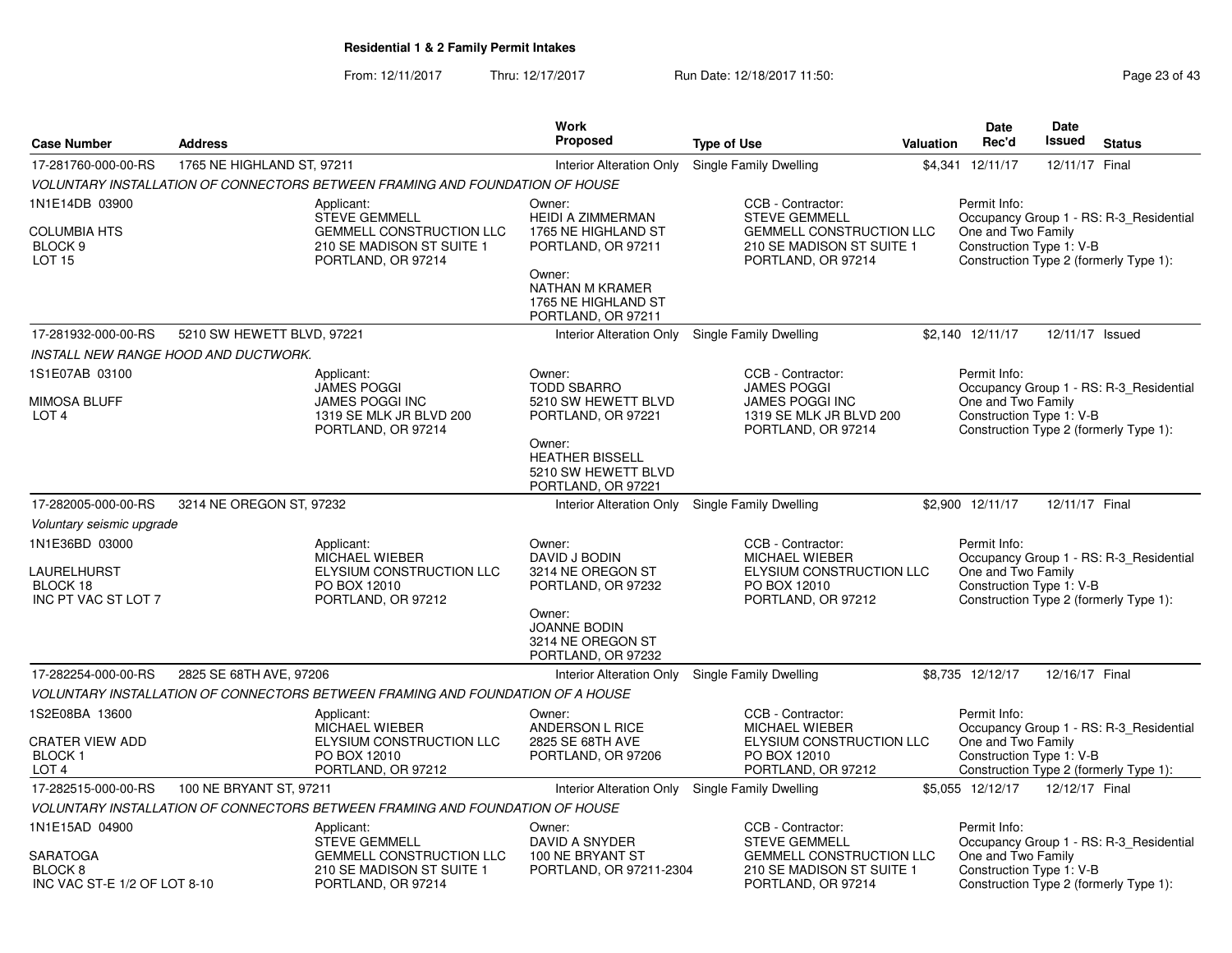**Residential 1 & 2 Family Permit Intakes**

From: 12/11/2017 Thru: 12/17/2017 Run Date: 12/18/2017 11:50:

| Case Number | Address | Work Proposed | Type of Use | Valuation | Date Rec'd | Date Issued | Status |
|---|---|---|---|---|---|---|---|
| 17-281760-000-00-RS | 1765 NE HIGHLAND ST, 97211 | Interior Alteration Only | Single Family Dwelling | $4,341 | 12/11/17 | 12/11/17 | Final |

*VOLUNTARY INSTALLATION OF CONNECTORS BETWEEN FRAMING AND FOUNDATION OF HOUSE*

1N1E14DB 03900
COLUMBIA HTS
BLOCK 9
LOT 15

Applicant: STEVE GEMMELL, GEMMELL CONSTRUCTION LLC, 210 SE MADISON ST SUITE 1, PORTLAND, OR 97214

Owner: HEIDI A ZIMMERMAN, 1765 NE HIGHLAND ST, PORTLAND, OR 97211

Owner: NATHAN M KRAMER, 1765 NE HIGHLAND ST, PORTLAND, OR 97211

CCB - Contractor: STEVE GEMMELL, GEMMELL CONSTRUCTION LLC, 210 SE MADISON ST SUITE 1, PORTLAND, OR 97214

Permit Info: Occupancy Group 1 - RS: R-3_Residential One and Two Family; Construction Type 1: V-B; Construction Type 2 (formerly Type 1):

---

| Case Number | Address | Work Proposed | Type of Use | Valuation | Date Rec'd | Date Issued | Status |
|---|---|---|---|---|---|---|---|
| 17-281932-000-00-RS | 5210 SW HEWETT BLVD, 97221 | Interior Alteration Only | Single Family Dwelling | $2,140 | 12/11/17 | 12/11/17 | Issued |

*INSTALL NEW RANGE HOOD AND DUCTWORK.*

1S1E07AB 03100
MIMOSA BLUFF
LOT 4

Applicant: JAMES POGGI, JAMES POGGI INC, 1319 SE MLK JR BLVD 200, PORTLAND, OR 97214

Owner: TODD SBARRO, 5210 SW HEWETT BLVD, PORTLAND, OR 97221

Owner: HEATHER BISSELL, 5210 SW HEWETT BLVD, PORTLAND, OR 97221

CCB - Contractor: JAMES POGGI, JAMES POGGI INC, 1319 SE MLK JR BLVD 200, PORTLAND, OR 97214

Permit Info: Occupancy Group 1 - RS: R-3_Residential One and Two Family; Construction Type 1: V-B; Construction Type 2 (formerly Type 1):

---

| Case Number | Address | Work Proposed | Type of Use | Valuation | Date Rec'd | Date Issued | Status |
|---|---|---|---|---|---|---|---|
| 17-282005-000-00-RS | 3214 NE OREGON ST, 97232 | Interior Alteration Only | Single Family Dwelling | $2,900 | 12/11/17 | 12/11/17 | Final |

*Voluntary seismic upgrade*

1N1E36BD 03000
LAURELHURST
BLOCK 18
INC PT VAC ST LOT 7

Applicant: MICHAEL WIEBER, ELYSIUM CONSTRUCTION LLC, PO BOX 12010, PORTLAND, OR 97212

Owner: DAVID J BODIN, 3214 NE OREGON ST, PORTLAND, OR 97232

Owner: JOANNE BODIN, 3214 NE OREGON ST, PORTLAND, OR 97232

CCB - Contractor: MICHAEL WIEBER, ELYSIUM CONSTRUCTION LLC, PO BOX 12010, PORTLAND, OR 97212

Permit Info: Occupancy Group 1 - RS: R-3_Residential One and Two Family; Construction Type 1: V-B; Construction Type 2 (formerly Type 1):

---

| Case Number | Address | Work Proposed | Type of Use | Valuation | Date Rec'd | Date Issued | Status |
|---|---|---|---|---|---|---|---|
| 17-282254-000-00-RS | 2825 SE 68TH AVE, 97206 | Interior Alteration Only | Single Family Dwelling | $8,735 | 12/12/17 | 12/16/17 | Final |

*VOLUNTARY INSTALLATION OF CONNECTORS BETWEEN FRAMING AND FOUNDATION OF A HOUSE*

1S2E08BA 13600
CRATER VIEW ADD
BLOCK 1
LOT 4

Applicant: MICHAEL WIEBER, ELYSIUM CONSTRUCTION LLC, PO BOX 12010, PORTLAND, OR 97212

Owner: ANDERSON L RICE, 2825 SE 68TH AVE, PORTLAND, OR 97206

CCB - Contractor: MICHAEL WIEBER, ELYSIUM CONSTRUCTION LLC, PO BOX 12010, PORTLAND, OR 97212

Permit Info: Occupancy Group 1 - RS: R-3_Residential One and Two Family; Construction Type 1: V-B; Construction Type 2 (formerly Type 1):

---

| Case Number | Address | Work Proposed | Type of Use | Valuation | Date Rec'd | Date Issued | Status |
|---|---|---|---|---|---|---|---|
| 17-282515-000-00-RS | 100 NE BRYANT ST, 97211 | Interior Alteration Only | Single Family Dwelling | $5,055 | 12/12/17 | 12/12/17 | Final |

*VOLUNTARY INSTALLATION OF CONNECTORS BETWEEN FRAMING AND FOUNDATION OF HOUSE*

1N1E15AD 04900
SARATOGA
BLOCK 8
INC VAC ST-E 1/2 OF LOT 8-10

Applicant: STEVE GEMMELL, GEMMELL CONSTRUCTION LLC, 210 SE MADISON ST SUITE 1, PORTLAND, OR 97214

Owner: DAVID A SNYDER, 100 NE BRYANT ST, PORTLAND, OR 97211-2304

CCB - Contractor: STEVE GEMMELL, GEMMELL CONSTRUCTION LLC, 210 SE MADISON ST SUITE 1, PORTLAND, OR 97214

Permit Info: Occupancy Group 1 - RS: R-3_Residential One and Two Family; Construction Type 1: V-B; Construction Type 2 (formerly Type 1):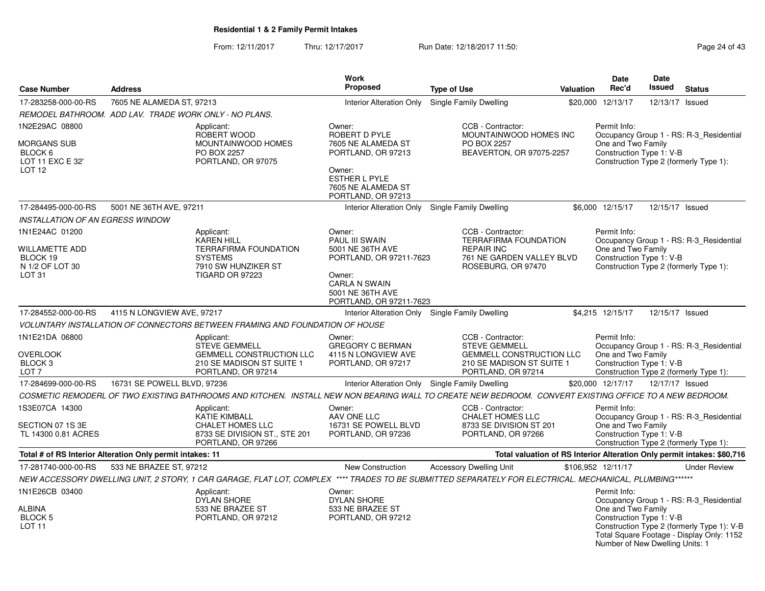**Residential 1 & 2 Family Permit Intakes**

From: 12/11/2017 Thru: 12/17/2017 Run Date: 12/18/2017 11:50:

| Case Number | Address | Work Proposed | Type of Use | Valuation | Date Rec'd | Date Issued | Status |
|---|---|---|---|---|---|---|---|
| 17-283258-000-00-RS | 7605 NE ALAMEDA ST, 97213 | Interior Alteration Only | Single Family Dwelling | $20,000 | 12/13/17 | 12/13/17 | Issued |

*REMODEL BATHROOM. ADD LAV. TRADE WORK ONLY - NO PLANS.*

1N2E29AC 08800
MORGANS SUB
BLOCK 6
LOT 11 EXC E 32'
LOT 12

Applicant: ROBERT WOOD, MOUNTAINWOOD HOMES, PO BOX 2257, PORTLAND, OR 97075

Owner: ROBERT D PYLE, 7605 NE ALAMEDA ST, PORTLAND, OR 97213
Owner: ESTHER L PYLE, 7605 NE ALAMEDA ST, PORTLAND, OR 97213

CCB - Contractor: MOUNTAINWOOD HOMES INC, PO BOX 2257, BEAVERTON, OR 97075-2257

Permit Info: Occupancy Group 1 - RS: R-3_Residential One and Two Family; Construction Type 1: V-B; Construction Type 2 (formerly Type 1):

| Case Number | Address | Work Proposed | Type of Use | Valuation | Date Rec'd | Date Issued | Status |
|---|---|---|---|---|---|---|---|
| 17-284495-000-00-RS | 5001 NE 36TH AVE, 97211 | Interior Alteration Only | Single Family Dwelling | $6,000 | 12/15/17 | 12/15/17 | Issued |

*INSTALLATION OF AN EGRESS WINDOW*

1N1E24AC 01200
WILLAMETTE ADD
BLOCK 19
N 1/2 OF LOT 30
LOT 31

Applicant: KAREN HILL, TERRAFIRMA FOUNDATION SYSTEMS, 7910 SW HUNZIKER ST, TIGARD OR 97223

Owner: PAUL III SWAIN, 5001 NE 36TH AVE, PORTLAND, OR 97211-7623
Owner: CARLA N SWAIN, 5001 NE 36TH AVE, PORTLAND, OR 97211-7623

CCB - Contractor: TERRAFIRMA FOUNDATION REPAIR INC, 761 NE GARDEN VALLEY BLVD, ROSEBURG, OR 97470

Permit Info: Occupancy Group 1 - RS: R-3_Residential One and Two Family; Construction Type 1: V-B; Construction Type 2 (formerly Type 1):

| Case Number | Address | Work Proposed | Type of Use | Valuation | Date Rec'd | Date Issued | Status |
|---|---|---|---|---|---|---|---|
| 17-284552-000-00-RS | 4115 N LONGVIEW AVE, 97217 | Interior Alteration Only | Single Family Dwelling | $4,215 | 12/15/17 | 12/15/17 | Issued |

*VOLUNTARY INSTALLATION OF CONNECTORS BETWEEN FRAMING AND FOUNDATION OF HOUSE*

1N1E21DA 06800
OVERLOOK
BLOCK 3
LOT 7

Applicant: STEVE GEMMELL, GEMMELL CONSTRUCTION LLC, 210 SE MADISON ST SUITE 1, PORTLAND, OR 97214

Owner: GREGORY C BERMAN, 4115 N LONGVIEW AVE, PORTLAND, OR 97217

CCB - Contractor: STEVE GEMMELL, GEMMELL CONSTRUCTION LLC, 210 SE MADISON ST SUITE 1, PORTLAND, OR 97214

Permit Info: Occupancy Group 1 - RS: R-3_Residential One and Two Family; Construction Type 1: V-B; Construction Type 2 (formerly Type 1):

| Case Number | Address | Work Proposed | Type of Use | Valuation | Date Rec'd | Date Issued | Status |
|---|---|---|---|---|---|---|---|
| 17-284699-000-00-RS | 16731 SE POWELL BLVD, 97236 | Interior Alteration Only | Single Family Dwelling | $20,000 | 12/17/17 | 12/17/17 | Issued |

*COSMETIC REMODERL OF TWO EXISTING BATHROOMS AND KITCHEN. INSTALL NEW NON BEARING WALL TO CREATE NEW BEDROOM. CONVERT EXISTING OFFICE TO A NEW BEDROOM.*

1S3E07CA 14300
SECTION 07 1S 3E
TL 14300 0.81 ACRES

Applicant: KATIE KIMBALL, CHALET HOMES LLC, 8733 SE DIVISION ST., STE 201, PORTLAND, OR 97266

Owner: AAV ONE LLC, 16731 SE POWELL BLVD, PORTLAND, OR 97236

CCB - Contractor: CHALET HOMES LLC, 8733 SE DIVISION ST 201, PORTLAND, OR 97266

Permit Info: Occupancy Group 1 - RS: R-3_Residential One and Two Family; Construction Type 1: V-B; Construction Type 2 (formerly Type 1):

**Total # of RS Interior Alteration Only permit intakes: 11**

**Total valuation of RS Interior Alteration Only permit intakes: $80,716**

| Case Number | Address | Work Proposed | Type of Use | Valuation | Date Rec'd | Date Issued | Status |
|---|---|---|---|---|---|---|---|
| 17-281740-000-00-RS | 533 NE BRAZEE ST, 97212 | New Construction | Accessory Dwelling Unit | $106,952 | 12/11/17 | | Under Review |

*NEW ACCESSORY DWELLING UNIT, 2 STORY, 1 CAR GARAGE, FLAT LOT, COMPLEX **** TRADES TO BE SUBMITTED SEPARATELY FOR ELECTRICAL. MECHANICAL, PLUMBING******

1N1E26CB 03400
ALBINA
BLOCK 5
LOT 11

Applicant: DYLAN SHORE, 533 NE BRAZEE ST, PORTLAND, OR 97212

Owner: DYLAN SHORE, 533 NE BRAZEE ST, PORTLAND, OR 97212

Permit Info: Occupancy Group 1 - RS: R-3_Residential One and Two Family; Construction Type 1: V-B; Construction Type 2 (formerly Type 1): V-B; Total Square Footage - Display Only: 1152; Number of New Dwelling Units: 1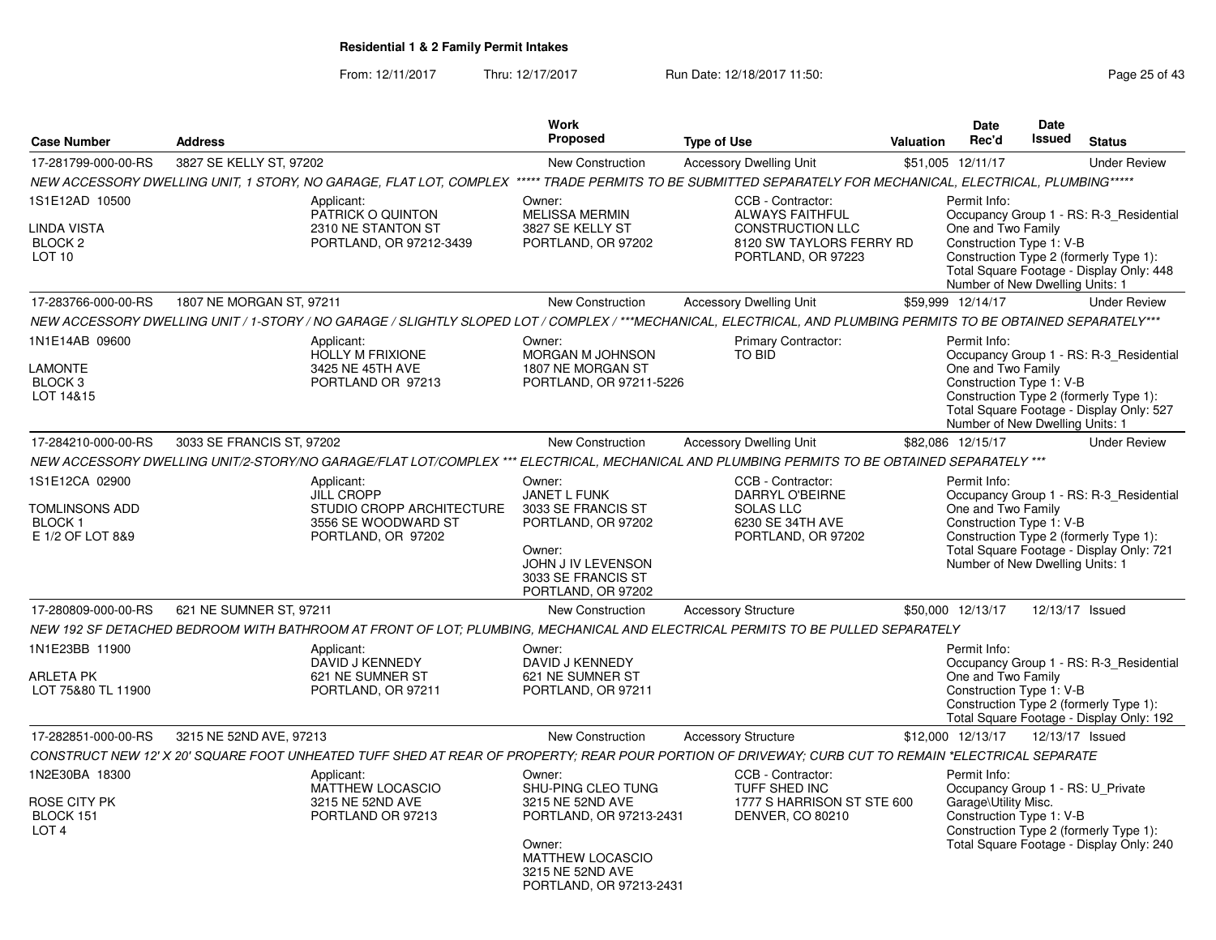**Residential 1 & 2 Family Permit Intakes**

From: 12/11/2017 Thru: 12/17/2017 Run Date: 12/18/2017 11:50:

| Case Number | Address | Work Proposed | Type of Use | Valuation | Date Rec'd | Date Issued | Status |
|---|---|---|---|---|---|---|---|
| 17-281799-000-00-RS | 3827 SE KELLY ST, 97202 | New Construction | Accessory Dwelling Unit | $51,005 | 12/11/17 | | Under Review |

*NEW ACCESSORY DWELLING UNIT, 1 STORY, NO GARAGE, FLAT LOT, COMPLEX \*\*\*\*\* TRADE PERMITS TO BE SUBMITTED SEPARATELY FOR MECHANICAL, ELECTRICAL, PLUMBING\*\*\*\*\**

1S1E12AD 10500
LINDA VISTA
BLOCK 2
LOT 10

Applicant:
PATRICK O QUINTON
2310 NE STANTON ST
PORTLAND, OR 97212-3439

Owner:
MELISSA MERMIN
3827 SE KELLY ST
PORTLAND, OR 97202

CCB - Contractor:
ALWAYS FAITHFUL CONSTRUCTION LLC
8120 SW TAYLORS FERRY RD
PORTLAND, OR 97223

Permit Info:
Occupancy Group 1 - RS: R-3_Residential One and Two Family
Construction Type 1: V-B
Construction Type 2 (formerly Type 1):
Total Square Footage - Display Only: 448
Number of New Dwelling Units: 1

| Case Number | Address | Work Proposed | Type of Use | Valuation | Date Rec'd | Date Issued | Status |
|---|---|---|---|---|---|---|---|
| 17-283766-000-00-RS | 1807 NE MORGAN ST, 97211 | New Construction | Accessory Dwelling Unit | $59,999 | 12/14/17 | | Under Review |

*NEW ACCESSORY DWELLING UNIT / 1-STORY / NO GARAGE / SLIGHTLY SLOPED LOT / COMPLEX / \*\*\*MECHANICAL, ELECTRICAL, AND PLUMBING PERMITS TO BE OBTAINED SEPARATELY\*\*\**

1N1E14AB 09600
LAMONTE
BLOCK 3
LOT 14&15

Applicant:
HOLLY M FRIXIONE
3425 NE 45TH AVE
PORTLAND OR 97213

Owner:
MORGAN M JOHNSON
1807 NE MORGAN ST
PORTLAND, OR 97211-5226

Primary Contractor:
TO BID

Permit Info:
Occupancy Group 1 - RS: R-3_Residential One and Two Family
Construction Type 1: V-B
Construction Type 2 (formerly Type 1):
Total Square Footage - Display Only: 527
Number of New Dwelling Units: 1

| Case Number | Address | Work Proposed | Type of Use | Valuation | Date Rec'd | Date Issued | Status |
|---|---|---|---|---|---|---|---|
| 17-284210-000-00-RS | 3033 SE FRANCIS ST, 97202 | New Construction | Accessory Dwelling Unit | $82,086 | 12/15/17 | | Under Review |

*NEW ACCESSORY DWELLING UNIT/2-STORY/NO GARAGE/FLAT LOT/COMPLEX \*\*\* ELECTRICAL, MECHANICAL AND PLUMBING PERMITS TO BE OBTAINED SEPARATELY \*\*\**

1S1E12CA 02900
TOMLINSONS ADD
BLOCK 1
E 1/2 OF LOT 8&9

Applicant:
JILL CROPP
STUDIO CROPP ARCHITECTURE
3556 SE WOODWARD ST
PORTLAND, OR 97202

Owner:
JANET L FUNK
3033 SE FRANCIS ST
PORTLAND, OR 97202

Owner:
JOHN J IV LEVENSON
3033 SE FRANCIS ST
PORTLAND, OR 97202

CCB - Contractor:
DARRYL O'BEIRNE
SOLAS LLC
6230 SE 34TH AVE
PORTLAND, OR 97202

Permit Info:
Occupancy Group 1 - RS: R-3_Residential One and Two Family
Construction Type 1: V-B
Construction Type 2 (formerly Type 1):
Total Square Footage - Display Only: 721
Number of New Dwelling Units: 1

| Case Number | Address | Work Proposed | Type of Use | Valuation | Date Rec'd | Date Issued | Status |
|---|---|---|---|---|---|---|---|
| 17-280809-000-00-RS | 621 NE SUMNER ST, 97211 | New Construction | Accessory Structure | $50,000 | 12/13/17 | 12/13/17 | Issued |

*NEW 192 SF DETACHED BEDROOM WITH BATHROOM AT FRONT OF LOT; PLUMBING, MECHANICAL AND ELECTRICAL PERMITS TO BE PULLED SEPARATELY*

1N1E23BB 11900
ARLETA PK
LOT 75&80 TL 11900

Applicant:
DAVID J KENNEDY
621 NE SUMNER ST
PORTLAND, OR 97211

Owner:
DAVID J KENNEDY
621 NE SUMNER ST
PORTLAND, OR 97211

Permit Info:
Occupancy Group 1 - RS: R-3_Residential One and Two Family
Construction Type 1: V-B
Construction Type 2 (formerly Type 1):
Total Square Footage - Display Only: 192

| Case Number | Address | Work Proposed | Type of Use | Valuation | Date Rec'd | Date Issued | Status |
|---|---|---|---|---|---|---|---|
| 17-282851-000-00-RS | 3215 NE 52ND AVE, 97213 | New Construction | Accessory Structure | $12,000 | 12/13/17 | 12/13/17 | Issued |

*CONSTRUCT NEW 12' X 20' SQUARE FOOT UNHEATED TUFF SHED AT REAR OF PROPERTY; REAR POUR PORTION OF DRIVEWAY; CURB CUT TO REMAIN \*ELECTRICAL SEPARATE*

1N2E30BA 18300
ROSE CITY PK
BLOCK 151
LOT 4

Applicant:
MATTHEW LOCASCIO
3215 NE 52ND AVE
PORTLAND OR 97213

Owner:
SHU-PING CLEO TUNG
3215 NE 52ND AVE
PORTLAND, OR 97213-2431

Owner:
MATTHEW LOCASCIO
3215 NE 52ND AVE
PORTLAND, OR 97213-2431

CCB - Contractor:
TUFF SHED INC
1777 S HARRISON ST STE 600
DENVER, CO 80210

Permit Info:
Occupancy Group 1 - RS: U_Private Garage\Utility Misc.
Construction Type 1: V-B
Construction Type 2 (formerly Type 1):
Total Square Footage - Display Only: 240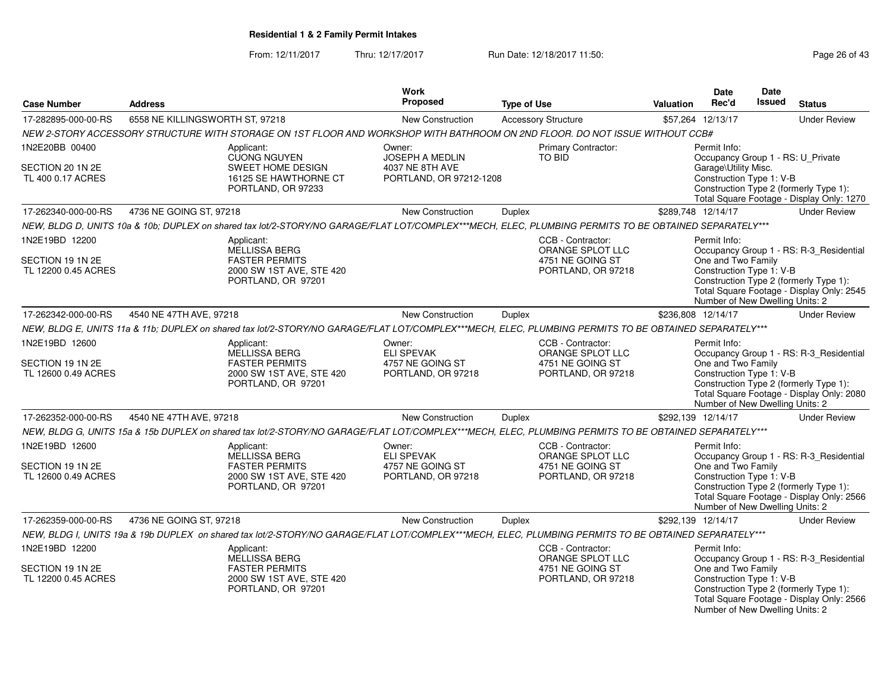**Residential 1 & 2 Family Permit Intakes**

From: 12/11/2017 Thru: 12/17/2017 Run Date: 12/18/2017 11:50:

| Case Number | Address | Work Proposed | Type of Use | Valuation | Date Rec'd | Date Issued | Status |
|---|---|---|---|---|---|---|---|
| 17-282895-000-00-RS | 6558 NE KILLINGSWORTH ST, 97218 | New Construction | Accessory Structure | $57,264 | 12/13/17 | | Under Review |

*NEW 2-STORY ACCESSORY STRUCTURE WITH STORAGE ON 1ST FLOOR AND WORKSHOP WITH BATHROOM ON 2ND FLOOR. DO NOT ISSUE WITHOUT CCB#*

1N2E20BB 00400
SECTION 20 1N 2E
TL 400 0.17 ACRES

Applicant: CUONG NGUYEN, SWEET HOME DESIGN, 16125 SE HAWTHORNE CT, PORTLAND, OR 97233

Owner: JOSEPH A MEDLIN, 4037 NE 8TH AVE, PORTLAND, OR 97212-1208

Primary Contractor: TO BID

Permit Info: Occupancy Group 1 - RS: U_Private Garage\Utility Misc. Construction Type 1: V-B. Construction Type 2 (formerly Type 1): Total Square Footage - Display Only: 1270

| Case Number | Address | Work Proposed | Type of Use | Valuation | Date Rec'd | Date Issued | Status |
|---|---|---|---|---|---|---|---|
| 17-262340-000-00-RS | 4736 NE GOING ST, 97218 | New Construction | Duplex | $289,748 | 12/14/17 | | Under Review |

*NEW, BLDG D, UNITS 10a & 10b; DUPLEX on shared tax lot/2-STORY/NO GARAGE/FLAT LOT/COMPLEX***MECH, ELEC, PLUMBING PERMITS TO BE OBTAINED SEPARATELY****

1N2E19BD 12200
SECTION 19 1N 2E
TL 12200 0.45 ACRES

Applicant: MELLISSA BERG, FASTER PERMITS, 2000 SW 1ST AVE, STE 420, PORTLAND, OR 97201

CCB - Contractor: ORANGE SPLOT LLC, 4751 NE GOING ST, PORTLAND, OR 97218

Permit Info: Occupancy Group 1 - RS: R-3_Residential One and Two Family. Construction Type 1: V-B. Construction Type 2 (formerly Type 1): Total Square Footage - Display Only: 2545. Number of New Dwelling Units: 2

| Case Number | Address | Work Proposed | Type of Use | Valuation | Date Rec'd | Date Issued | Status |
|---|---|---|---|---|---|---|---|
| 17-262342-000-00-RS | 4540 NE 47TH AVE, 97218 | New Construction | Duplex | $236,808 | 12/14/17 | | Under Review |

*NEW, BLDG E, UNITS 11a & 11b; DUPLEX on shared tax lot/2-STORY/NO GARAGE/FLAT LOT/COMPLEX***MECH, ELEC, PLUMBING PERMITS TO BE OBTAINED SEPARATELY****

1N2E19BD 12600
SECTION 19 1N 2E
TL 12600 0.49 ACRES

Applicant: MELLISSA BERG, FASTER PERMITS, 2000 SW 1ST AVE, STE 420, PORTLAND, OR 97201

Owner: ELI SPEVAK, 4757 NE GOING ST, PORTLAND, OR 97218

CCB - Contractor: ORANGE SPLOT LLC, 4751 NE GOING ST, PORTLAND, OR 97218

Permit Info: Occupancy Group 1 - RS: R-3_Residential One and Two Family. Construction Type 1: V-B. Construction Type 2 (formerly Type 1): Total Square Footage - Display Only: 2080. Number of New Dwelling Units: 2

| Case Number | Address | Work Proposed | Type of Use | Valuation | Date Rec'd | Date Issued | Status |
|---|---|---|---|---|---|---|---|
| 17-262352-000-00-RS | 4540 NE 47TH AVE, 97218 | New Construction | Duplex | $292,139 | 12/14/17 | | Under Review |

*NEW, BLDG G, UNITS 15a & 15b DUPLEX on shared tax lot/2-STORY/NO GARAGE/FLAT LOT/COMPLEX***MECH, ELEC, PLUMBING PERMITS TO BE OBTAINED SEPARATELY****

1N2E19BD 12600
SECTION 19 1N 2E
TL 12600 0.49 ACRES

Applicant: MELLISSA BERG, FASTER PERMITS, 2000 SW 1ST AVE, STE 420, PORTLAND, OR 97201

Owner: ELI SPEVAK, 4757 NE GOING ST, PORTLAND, OR 97218

CCB - Contractor: ORANGE SPLOT LLC, 4751 NE GOING ST, PORTLAND, OR 97218

Permit Info: Occupancy Group 1 - RS: R-3_Residential One and Two Family. Construction Type 1: V-B. Construction Type 2 (formerly Type 1): Total Square Footage - Display Only: 2566. Number of New Dwelling Units: 2

| Case Number | Address | Work Proposed | Type of Use | Valuation | Date Rec'd | Date Issued | Status |
|---|---|---|---|---|---|---|---|
| 17-262359-000-00-RS | 4736 NE GOING ST, 97218 | New Construction | Duplex | $292,139 | 12/14/17 | | Under Review |

*NEW, BLDG I, UNITS 19a & 19b DUPLEX on shared tax lot/2-STORY/NO GARAGE/FLAT LOT/COMPLEX***MECH, ELEC, PLUMBING PERMITS TO BE OBTAINED SEPARATELY****

1N2E19BD 12200
SECTION 19 1N 2E
TL 12200 0.45 ACRES

Applicant: MELLISSA BERG, FASTER PERMITS, 2000 SW 1ST AVE, STE 420, PORTLAND, OR 97201

CCB - Contractor: ORANGE SPLOT LLC, 4751 NE GOING ST, PORTLAND, OR 97218

Permit Info: Occupancy Group 1 - RS: R-3_Residential One and Two Family. Construction Type 1: V-B. Construction Type 2 (formerly Type 1): Total Square Footage - Display Only: 2566. Number of New Dwelling Units: 2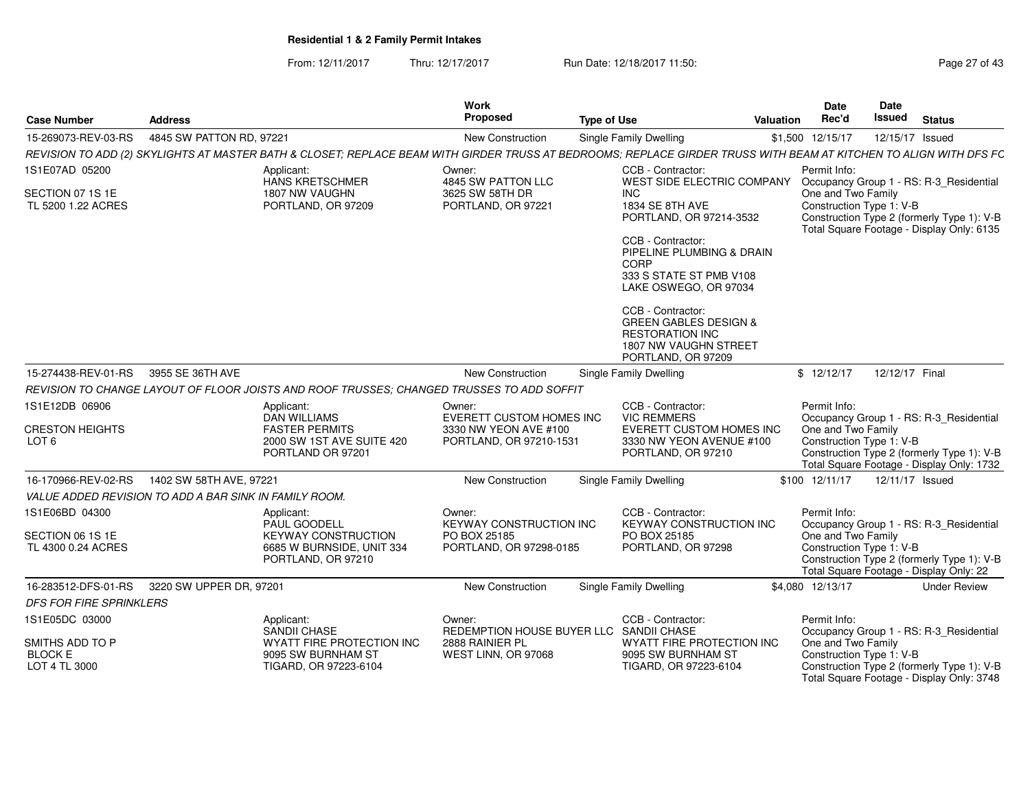**Residential 1 & 2 Family Permit Intakes**

From: 12/11/2017 Thru: 12/17/2017 Run Date: 12/18/2017 11:50:

| Case Number | Address | Work Proposed | Type of Use | Valuation | Date Rec'd | Date Issued | Status |
|---|---|---|---|---|---|---|---|
| 15-269073-REV-03-RS | 4845 SW PATTON RD, 97221 | New Construction | Single Family Dwelling | $1,500 | 12/15/17 | 12/15/17 | Issued |

*REVISION TO ADD (2) SKYLIGHTS AT MASTER BATH & CLOSET; REPLACE BEAM WITH GIRDER TRUSS AT BEDROOMS; REPLACE GIRDER TRUSS WITH BEAM AT KITCHEN TO ALIGN WITH DFS FC*

1S1E07AD 05200
SECTION 07 1S 1E
TL 5200 1.22 ACRES

Applicant:
HANS KRETSCHMER
1807 NW VAUGHN
PORTLAND, OR 97209

Owner:
4845 SW PATTON LLC
3625 SW 58TH DR
PORTLAND, OR 97221

CCB - Contractor:
WEST SIDE ELECTRIC COMPANY INC
1834 SE 8TH AVE
PORTLAND, OR 97214-3532

CCB - Contractor:
PIPELINE PLUMBING & DRAIN CORP
333 S STATE ST PMB V108
LAKE OSWEGO, OR 97034

CCB - Contractor:
GREEN GABLES DESIGN & RESTORATION INC
1807 NW VAUGHN STREET
PORTLAND, OR 97209

Permit Info:
Occupancy Group 1 - RS: R-3_Residential One and Two Family
Construction Type 1: V-B
Construction Type 2 (formerly Type 1): V-B
Total Square Footage - Display Only: 6135

| Case Number | Address | Work Proposed | Type of Use | Valuation | Date Rec'd | Date Issued | Status |
|---|---|---|---|---|---|---|---|
| 15-274438-REV-01-RS | 3955 SE 36TH AVE | New Construction | Single Family Dwelling | $ | 12/12/17 | 12/12/17 | Final |

*REVISION TO CHANGE LAYOUT OF FLOOR JOISTS AND ROOF TRUSSES; CHANGED TRUSSES TO ADD SOFFIT*

1S1E12DB 06906
CRESTON HEIGHTS
LOT 6

Applicant:
DAN WILLIAMS
FASTER PERMITS
2000 SW 1ST AVE SUITE 420
PORTLAND OR 97201

Owner:
EVERETT CUSTOM HOMES INC
3330 NW YEON AVE #100
PORTLAND, OR 97210-1531

CCB - Contractor:
VIC REMMERS
EVERETT CUSTOM HOMES INC
3330 NW YEON AVENUE #100
PORTLAND, OR 97210

Permit Info:
Occupancy Group 1 - RS: R-3_Residential One and Two Family
Construction Type 1: V-B
Construction Type 2 (formerly Type 1): V-B
Total Square Footage - Display Only: 1732

| Case Number | Address | Work Proposed | Type of Use | Valuation | Date Rec'd | Date Issued | Status |
|---|---|---|---|---|---|---|---|
| 16-170966-REV-02-RS | 1402 SW 58TH AVE, 97221 | New Construction | Single Family Dwelling | $100 | 12/11/17 | 12/11/17 | Issued |

*VALUE ADDED REVISION TO ADD A BAR SINK IN FAMILY ROOM.*

1S1E06BD 04300
SECTION 06 1S 1E
TL 4300 0.24 ACRES

Applicant:
PAUL GOODELL
KEYWAY CONSTRUCTION
6685 W BURNSIDE, UNIT 334
PORTLAND, OR 97210

Owner:
KEYWAY CONSTRUCTION INC
PO BOX 25185
PORTLAND, OR 97298-0185

CCB - Contractor:
KEYWAY CONSTRUCTION INC
PO BOX 25185
PORTLAND, OR 97298

Permit Info:
Occupancy Group 1 - RS: R-3_Residential One and Two Family
Construction Type 1: V-B
Construction Type 2 (formerly Type 1): V-B
Total Square Footage - Display Only: 22

| Case Number | Address | Work Proposed | Type of Use | Valuation | Date Rec'd | Date Issued | Status |
|---|---|---|---|---|---|---|---|
| 16-283512-DFS-01-RS | 3220 SW UPPER DR, 97201 | New Construction | Single Family Dwelling | $4,080 | 12/13/17 | | Under Review |

*DFS FOR FIRE SPRINKLERS*

1S1E05DC 03000
SMITHS ADD TO P
BLOCK E
LOT 4 TL 3000

Applicant:
SANDII CHASE
WYATT FIRE PROTECTION INC
9095 SW BURNHAM ST
TIGARD, OR 97223-6104

Owner:
REDEMPTION HOUSE BUYER LLC
2888 RAINIER PL
WEST LINN, OR 97068

CCB - Contractor:
SANDII CHASE
WYATT FIRE PROTECTION INC
9095 SW BURNHAM ST
TIGARD, OR 97223-6104

Permit Info:
Occupancy Group 1 - RS: R-3_Residential One and Two Family
Construction Type 1: V-B
Construction Type 2 (formerly Type 1): V-B
Total Square Footage - Display Only: 3748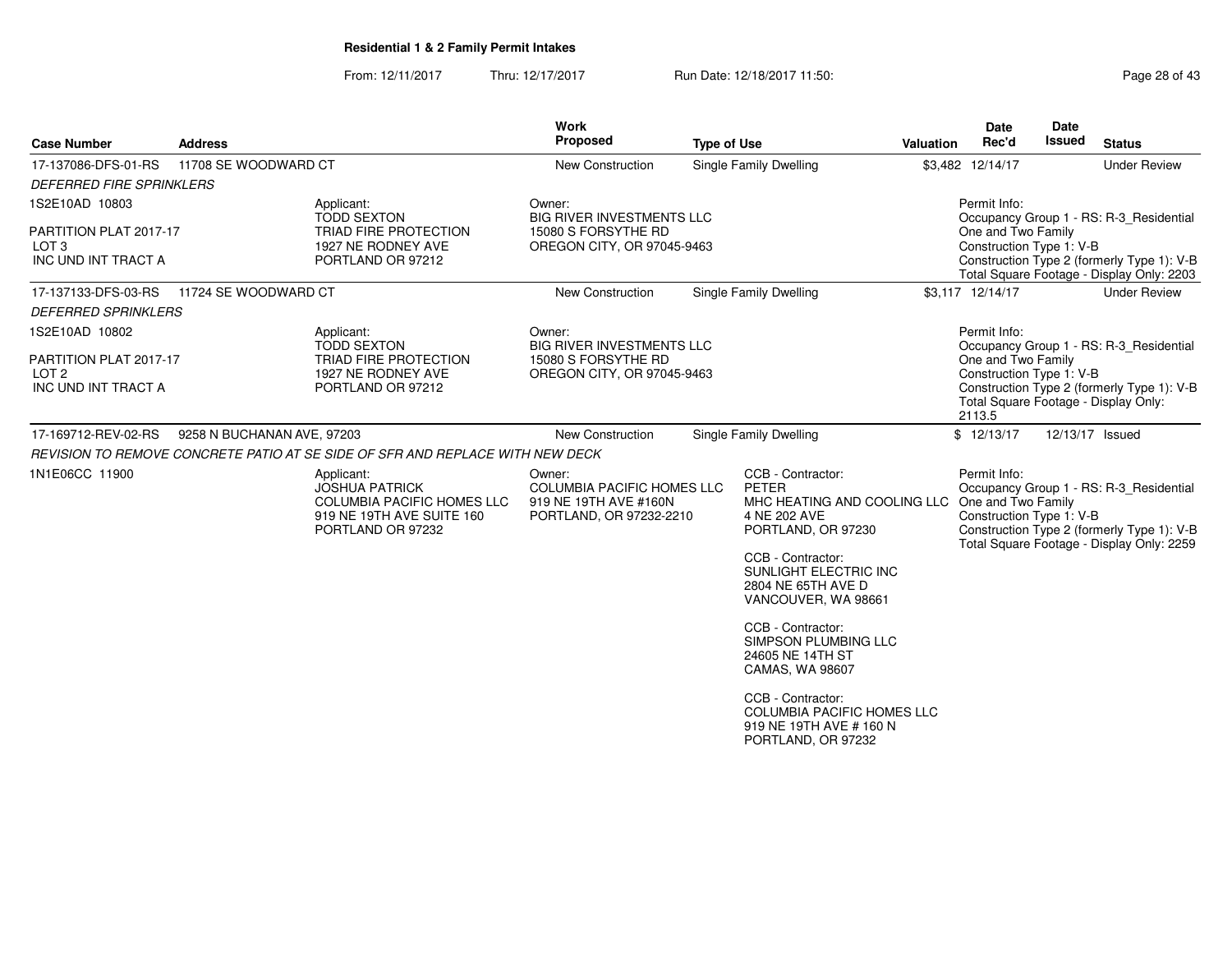## Residential 1 & 2 Family Permit Intakes

From: 12/11/2017 Thru: 12/17/2017 Run Date: 12/18/2017 11:50:

| Case Number | Address | Work Proposed | Type of Use | Valuation | Date Rec'd | Date Issued | Status |
|---|---|---|---|---|---|---|---|
| 17-137086-DFS-01-RS | 11708 SE WOODWARD CT | New Construction | Single Family Dwelling | $3,482 | 12/14/17 | | Under Review |
| 17-137133-DFS-03-RS | 11724 SE WOODWARD CT | New Construction | Single Family Dwelling | $3,117 | 12/14/17 | | Under Review |
| 17-169712-REV-02-RS | 9258 N BUCHANAN AVE, 97203 | New Construction | Single Family Dwelling | $ | 12/13/17 | 12/13/17 | Issued |

### 17-137086-DFS-01-RS — 11708 SE WOODWARD CT

*DEFERRED FIRE SPRINKLERS*

1S2E10AD 10803
PARTITION PLAT 2017-17
LOT 3
INC UND INT TRACT A

Applicant:
TODD SEXTON
TRIAD FIRE PROTECTION
1927 NE RODNEY AVE
PORTLAND OR 97212

Owner:
BIG RIVER INVESTMENTS LLC
15080 S FORSYTHE RD
OREGON CITY, OR 97045-9463

Permit Info:
Occupancy Group 1 - RS: R-3_Residential One and Two Family
Construction Type 1: V-B
Construction Type 2 (formerly Type 1): V-B
Total Square Footage - Display Only: 2203

### 17-137133-DFS-03-RS — 11724 SE WOODWARD CT

*DEFERRED SPRINKLERS*

1S2E10AD 10802
PARTITION PLAT 2017-17
LOT 2
INC UND INT TRACT A

Applicant:
TODD SEXTON
TRIAD FIRE PROTECTION
1927 NE RODNEY AVE
PORTLAND OR 97212

Owner:
BIG RIVER INVESTMENTS LLC
15080 S FORSYTHE RD
OREGON CITY, OR 97045-9463

Permit Info:
Occupancy Group 1 - RS: R-3_Residential One and Two Family
Construction Type 1: V-B
Construction Type 2 (formerly Type 1): V-B
Total Square Footage - Display Only: 2113.5

### 17-169712-REV-02-RS — 9258 N BUCHANAN AVE, 97203

*REVISION TO REMOVE CONCRETE PATIO AT SE SIDE OF SFR AND REPLACE WITH NEW DECK*

1N1E06CC 11900

Applicant:
JOSHUA PATRICK
COLUMBIA PACIFIC HOMES LLC
919 NE 19TH AVE SUITE 160
PORTLAND OR 97232

Owner:
COLUMBIA PACIFIC HOMES LLC
919 NE 19TH AVE #160N
PORTLAND, OR 97232-2210

CCB - Contractor:
PETER
MHC HEATING AND COOLING LLC
4 NE 202 AVE
PORTLAND, OR 97230

CCB - Contractor:
SUNLIGHT ELECTRIC INC
2804 NE 65TH AVE D
VANCOUVER, WA 98661

CCB - Contractor:
SIMPSON PLUMBING LLC
24605 NE 14TH ST
CAMAS, WA 98607

CCB - Contractor:
COLUMBIA PACIFIC HOMES LLC
919 NE 19TH AVE # 160 N
PORTLAND, OR 97232

Permit Info:
Occupancy Group 1 - RS: R-3_Residential One and Two Family
Construction Type 1: V-B
Construction Type 2 (formerly Type 1): V-B
Total Square Footage - Display Only: 2259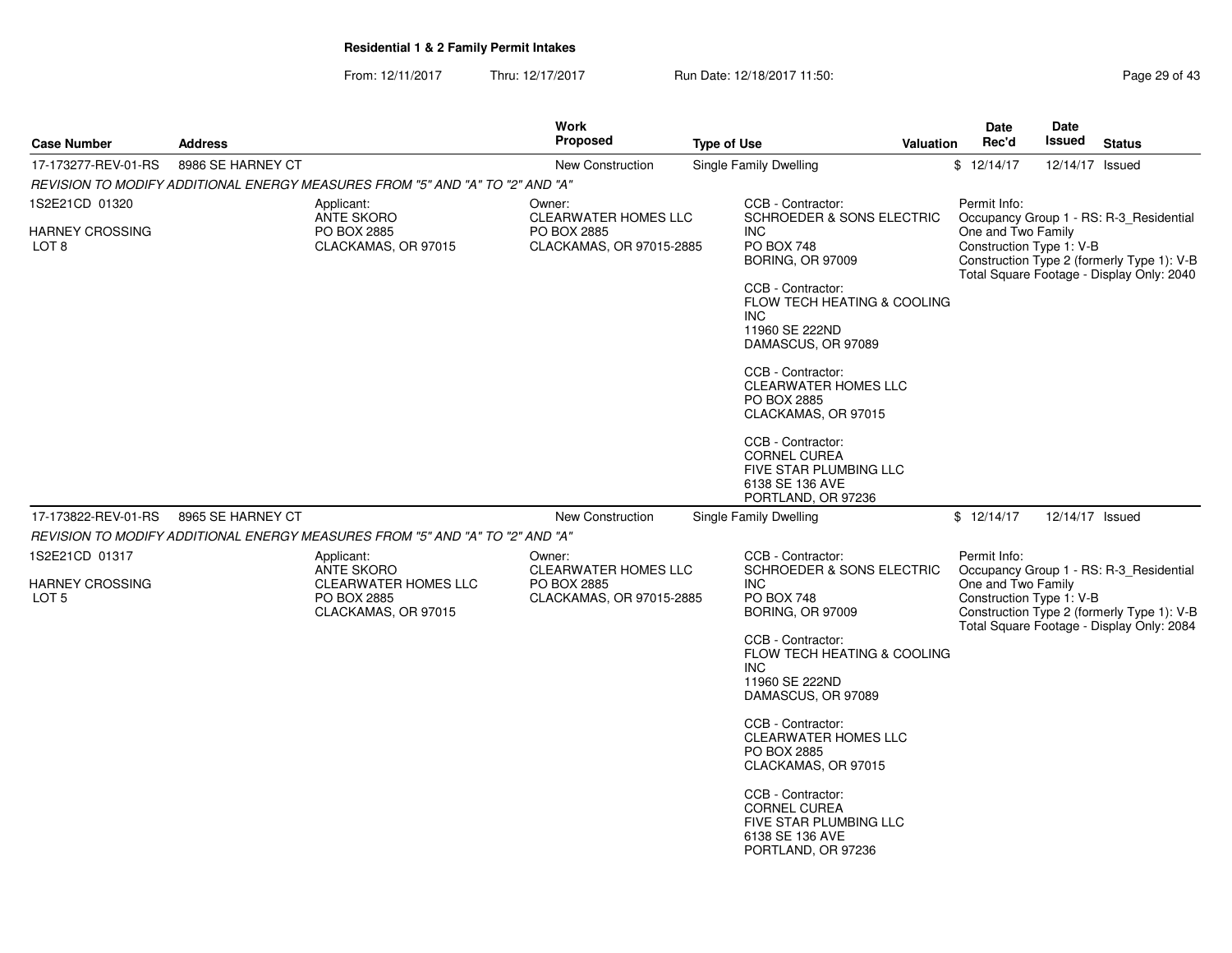**Residential 1 & 2 Family Permit Intakes**

From: 12/11/2017 Thru: 12/17/2017 Run Date: 12/18/2017 11:50:

| Case Number | Address | Work Proposed | Type of Use | Valuation | Date Rec'd | Date Issued | Status |
|---|---|---|---|---|---|---|---|
| 17-173277-REV-01-RS | 8986 SE HARNEY CT | New Construction | Single Family Dwelling | $ | 12/14/17 | 12/14/17 | Issued |

*REVISION TO MODIFY ADDITIONAL ENERGY MEASURES FROM "5" AND "A" TO "2" AND "A"*

1S2E21CD 01320

HARNEY CROSSING
LOT 8

Applicant:
ANTE SKORO
PO BOX 2885
CLACKAMAS, OR 97015

Owner:
CLEARWATER HOMES LLC
PO BOX 2885
CLACKAMAS, OR 97015-2885

CCB - Contractor:
SCHROEDER & SONS ELECTRIC INC
PO BOX 748
BORING, OR 97009

CCB - Contractor:
FLOW TECH HEATING & COOLING INC
11960 SE 222ND
DAMASCUS, OR 97089

CCB - Contractor:
CLEARWATER HOMES LLC
PO BOX 2885
CLACKAMAS, OR 97015

CCB - Contractor:
CORNEL CUREA
FIVE STAR PLUMBING LLC
6138 SE 136 AVE
PORTLAND, OR 97236

Permit Info:
Occupancy Group 1 - RS: R-3_Residential One and Two Family
Construction Type 1: V-B
Construction Type 2 (formerly Type 1): V-B
Total Square Footage - Display Only: 2040

| Case Number | Address | Work Proposed | Type of Use | Valuation | Date Rec'd | Date Issued | Status |
|---|---|---|---|---|---|---|---|
| 17-173822-REV-01-RS | 8965 SE HARNEY CT | New Construction | Single Family Dwelling | $ | 12/14/17 | 12/14/17 | Issued |

*REVISION TO MODIFY ADDITIONAL ENERGY MEASURES FROM "5" AND "A" TO "2" AND "A"*

1S2E21CD 01317

HARNEY CROSSING
LOT 5

Applicant:
ANTE SKORO
CLEARWATER HOMES LLC
PO BOX 2885
CLACKAMAS, OR 97015

Owner:
CLEARWATER HOMES LLC
PO BOX 2885
CLACKAMAS, OR 97015-2885

CCB - Contractor:
SCHROEDER & SONS ELECTRIC INC
PO BOX 748
BORING, OR 97009

CCB - Contractor:
FLOW TECH HEATING & COOLING INC
11960 SE 222ND
DAMASCUS, OR 97089

CCB - Contractor:
CLEARWATER HOMES LLC
PO BOX 2885
CLACKAMAS, OR 97015

CCB - Contractor:
CORNEL CUREA
FIVE STAR PLUMBING LLC
6138 SE 136 AVE
PORTLAND, OR 97236

Permit Info:
Occupancy Group 1 - RS: R-3_Residential One and Two Family
Construction Type 1: V-B
Construction Type 2 (formerly Type 1): V-B
Total Square Footage - Display Only: 2084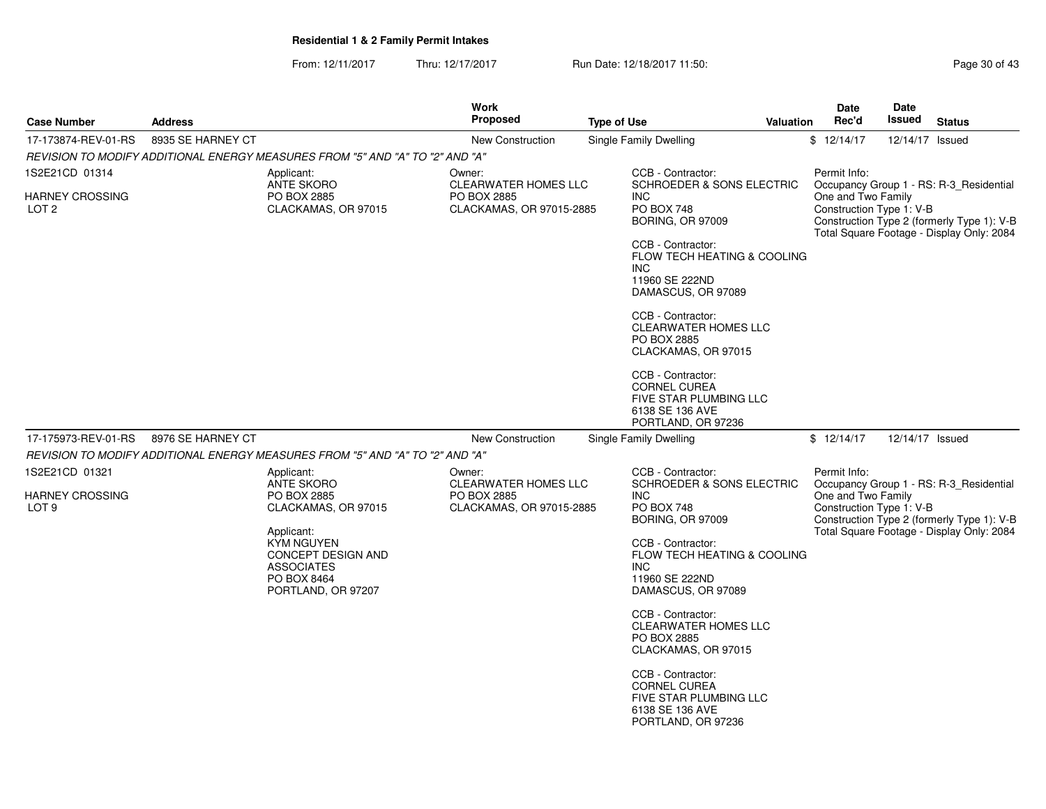# Residential 1 & 2 Family Permit Intakes

From: 12/11/2017 Thru: 12/17/2017 Run Date: 12/18/2017 11:50:

| Case Number | Address | Work Proposed | Type of Use | Valuation | Date Rec'd | Date Issued | Status |
|---|---|---|---|---|---|---|---|
| 17-173874-REV-01-RS | 8935 SE HARNEY CT | New Construction | Single Family Dwelling | $ | 12/14/17 | 12/14/17 | Issued |

*REVISION TO MODIFY ADDITIONAL ENERGY MEASURES FROM "5" AND "A" TO "2" AND "A"*

1S2E21CD 01314

HARNEY CROSSING
LOT 2

Applicant:
ANTE SKORO
PO BOX 2885
CLACKAMAS, OR 97015

Owner:
CLEARWATER HOMES LLC
PO BOX 2885
CLACKAMAS, OR 97015-2885

CCB - Contractor:
SCHROEDER & SONS ELECTRIC INC
PO BOX 748
BORING, OR 97009

CCB - Contractor:
FLOW TECH HEATING & COOLING INC
11960 SE 222ND
DAMASCUS, OR 97089

CCB - Contractor:
CLEARWATER HOMES LLC
PO BOX 2885
CLACKAMAS, OR 97015

CCB - Contractor:
CORNEL CUREA
FIVE STAR PLUMBING LLC
6138 SE 136 AVE
PORTLAND, OR 97236

Permit Info:
Occupancy Group 1 - RS: R-3_Residential One and Two Family
Construction Type 1: V-B
Construction Type 2 (formerly Type 1): V-B
Total Square Footage - Display Only: 2084

---

| Case Number | Address | Work Proposed | Type of Use | Valuation | Date Rec'd | Date Issued | Status |
|---|---|---|---|---|---|---|---|
| 17-175973-REV-01-RS | 8976 SE HARNEY CT | New Construction | Single Family Dwelling | $ | 12/14/17 | 12/14/17 | Issued |

*REVISION TO MODIFY ADDITIONAL ENERGY MEASURES FROM "5" AND "A" TO "2" AND "A"*

1S2E21CD 01321

HARNEY CROSSING
LOT 9

Applicant:
ANTE SKORO
PO BOX 2885
CLACKAMAS, OR 97015

Applicant:
KYM NGUYEN
CONCEPT DESIGN AND ASSOCIATES
PO BOX 8464
PORTLAND, OR 97207

Owner:
CLEARWATER HOMES LLC
PO BOX 2885
CLACKAMAS, OR 97015-2885

CCB - Contractor:
SCHROEDER & SONS ELECTRIC INC
PO BOX 748
BORING, OR 97009

CCB - Contractor:
FLOW TECH HEATING & COOLING INC
11960 SE 222ND
DAMASCUS, OR 97089

CCB - Contractor:
CLEARWATER HOMES LLC
PO BOX 2885
CLACKAMAS, OR 97015

CCB - Contractor:
CORNEL CUREA
FIVE STAR PLUMBING LLC
6138 SE 136 AVE
PORTLAND, OR 97236

Permit Info:
Occupancy Group 1 - RS: R-3_Residential One and Two Family
Construction Type 1: V-B
Construction Type 2 (formerly Type 1): V-B
Total Square Footage - Display Only: 2084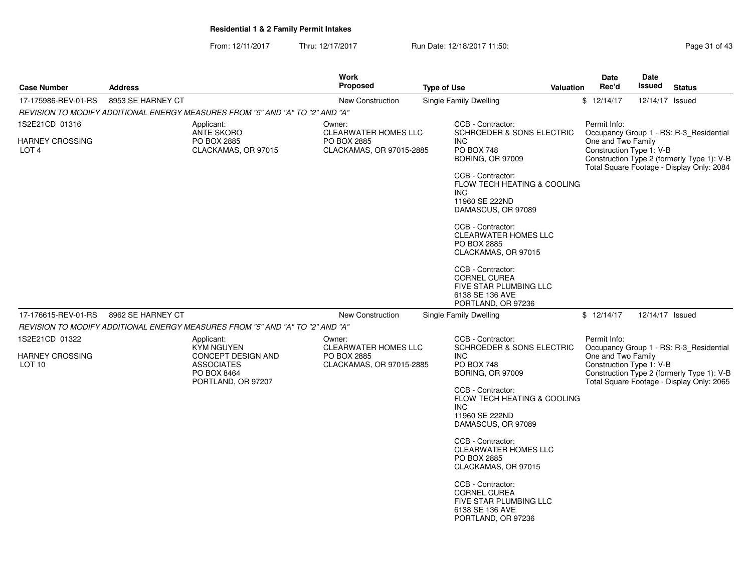**Residential 1 & 2 Family Permit Intakes**

From: 12/11/2017 Thru: 12/17/2017 Run Date: 12/18/2017 11:50:

| Case Number | Address | Work Proposed | Type of Use | Valuation | Date Rec'd | Date Issued | Status |
|---|---|---|---|---|---|---|---|
| 17-175986-REV-01-RS | 8953 SE HARNEY CT | New Construction | Single Family Dwelling | $ | 12/14/17 | 12/14/17 | Issued |

*REVISION TO MODIFY ADDITIONAL ENERGY MEASURES FROM "5" AND "A" TO "2" AND "A"*

1S2E21CD 01316

HARNEY CROSSING
LOT 4

Applicant:
ANTE SKORO
PO BOX 2885
CLACKAMAS, OR 97015

Owner:
CLEARWATER HOMES LLC
PO BOX 2885
CLACKAMAS, OR 97015-2885

CCB - Contractor:
SCHROEDER & SONS ELECTRIC INC
PO BOX 748
BORING, OR 97009

CCB - Contractor:
FLOW TECH HEATING & COOLING INC
11960 SE 222ND
DAMASCUS, OR 97089

CCB - Contractor:
CLEARWATER HOMES LLC
PO BOX 2885
CLACKAMAS, OR 97015

CCB - Contractor:
CORNEL CUREA
FIVE STAR PLUMBING LLC
6138 SE 136 AVE
PORTLAND, OR 97236

Permit Info:
Occupancy Group 1 - RS: R-3_Residential One and Two Family
Construction Type 1: V-B
Construction Type 2 (formerly Type 1): V-B
Total Square Footage - Display Only: 2084

| Case Number | Address | Work Proposed | Type of Use | Valuation | Date Rec'd | Date Issued | Status |
|---|---|---|---|---|---|---|---|
| 17-176615-REV-01-RS | 8962 SE HARNEY CT | New Construction | Single Family Dwelling | $ | 12/14/17 | 12/14/17 | Issued |

*REVISION TO MODIFY ADDITIONAL ENERGY MEASURES FROM "5" AND "A" TO "2" AND "A"*

1S2E21CD 01322

HARNEY CROSSING
LOT 10

Applicant:
KYM NGUYEN
CONCEPT DESIGN AND ASSOCIATES
PO BOX 8464
PORTLAND, OR 97207

Owner:
CLEARWATER HOMES LLC
PO BOX 2885
CLACKAMAS, OR 97015-2885

CCB - Contractor:
SCHROEDER & SONS ELECTRIC INC
PO BOX 748
BORING, OR 97009

CCB - Contractor:
FLOW TECH HEATING & COOLING INC
11960 SE 222ND
DAMASCUS, OR 97089

CCB - Contractor:
CLEARWATER HOMES LLC
PO BOX 2885
CLACKAMAS, OR 97015

CCB - Contractor:
CORNEL CUREA
FIVE STAR PLUMBING LLC
6138 SE 136 AVE
PORTLAND, OR 97236

Permit Info:
Occupancy Group 1 - RS: R-3_Residential One and Two Family
Construction Type 1: V-B
Construction Type 2 (formerly Type 1): V-B
Total Square Footage - Display Only: 2065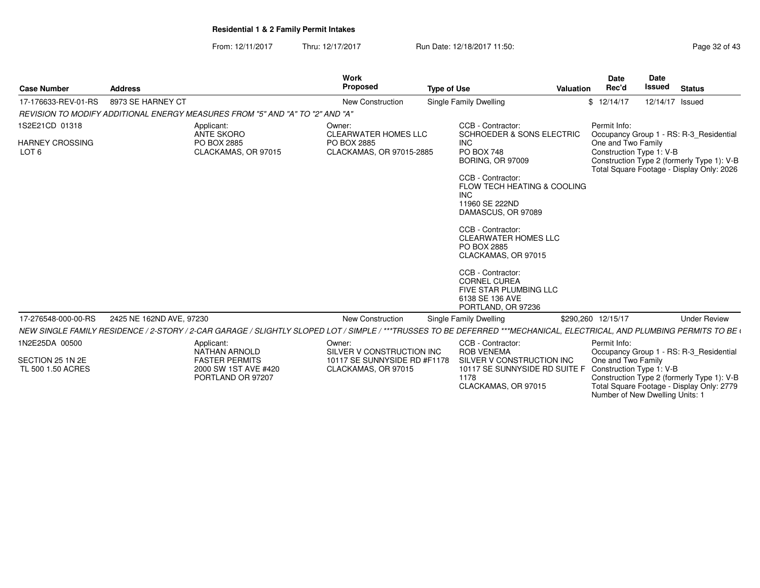**Residential 1 & 2 Family Permit Intakes**

From: 12/11/2017 Thru: 12/17/2017 Run Date: 12/18/2017 11:50:

| Case Number | Address | Work Proposed | Type of Use | Valuation | Date Rec'd | Date Issued | Status |
|---|---|---|---|---|---|---|---|
| 17-176633-REV-01-RS | 8973 SE HARNEY CT | New Construction | Single Family Dwelling | $ | 12/14/17 | 12/14/17 | Issued |

*REVISION TO MODIFY ADDITIONAL ENERGY MEASURES FROM "5" AND "A" TO "2" AND "A"*

1S2E21CD 01318
HARNEY CROSSING
LOT 6

Applicant:
ANTE SKORO
PO BOX 2885
CLACKAMAS, OR 97015

Owner:
CLEARWATER HOMES LLC
PO BOX 2885
CLACKAMAS, OR 97015-2885

CCB - Contractor:
SCHROEDER & SONS ELECTRIC INC
PO BOX 748
BORING, OR 97009

CCB - Contractor:
FLOW TECH HEATING & COOLING INC
11960 SE 222ND
DAMASCUS, OR 97089

CCB - Contractor:
CLEARWATER HOMES LLC
PO BOX 2885
CLACKAMAS, OR 97015

CCB - Contractor:
CORNEL CUREA
FIVE STAR PLUMBING LLC
6138 SE 136 AVE
PORTLAND, OR 97236

Permit Info:
Occupancy Group 1 - RS: R-3_Residential One and Two Family
Construction Type 1: V-B
Construction Type 2 (formerly Type 1): V-B
Total Square Footage - Display Only: 2026

| Case Number | Address | Work Proposed | Type of Use | Valuation | Date Rec'd | Date Issued | Status |
|---|---|---|---|---|---|---|---|
| 17-276548-000-00-RS | 2425 NE 162ND AVE, 97230 | New Construction | Single Family Dwelling | $290,260 | 12/15/17 | | Under Review |

*NEW SINGLE FAMILY RESIDENCE / 2-STORY / 2-CAR GARAGE / SLIGHTLY SLOPED LOT / SIMPLE / \*\*\*TRUSSES TO BE DEFERRED \*\*\*MECHANICAL, ELECTRICAL, AND PLUMBING PERMITS TO BE (*

1N2E25DA 00500
SECTION 25 1N 2E
TL 500 1.50 ACRES

Applicant:
NATHAN ARNOLD
FASTER PERMITS
2000 SW 1ST AVE #420
PORTLAND OR 97207

Owner:
SILVER V CONSTRUCTION INC
10117 SE SUNNYSIDE RD #F1178
CLACKAMAS, OR 97015

CCB - Contractor:
ROB VENEMA
SILVER V CONSTRUCTION INC
10117 SE SUNNYSIDE RD SUITE F 1178
CLACKAMAS, OR 97015

Permit Info:
Occupancy Group 1 - RS: R-3_Residential One and Two Family
Construction Type 1: V-B
Construction Type 2 (formerly Type 1): V-B
Total Square Footage - Display Only: 2779
Number of New Dwelling Units: 1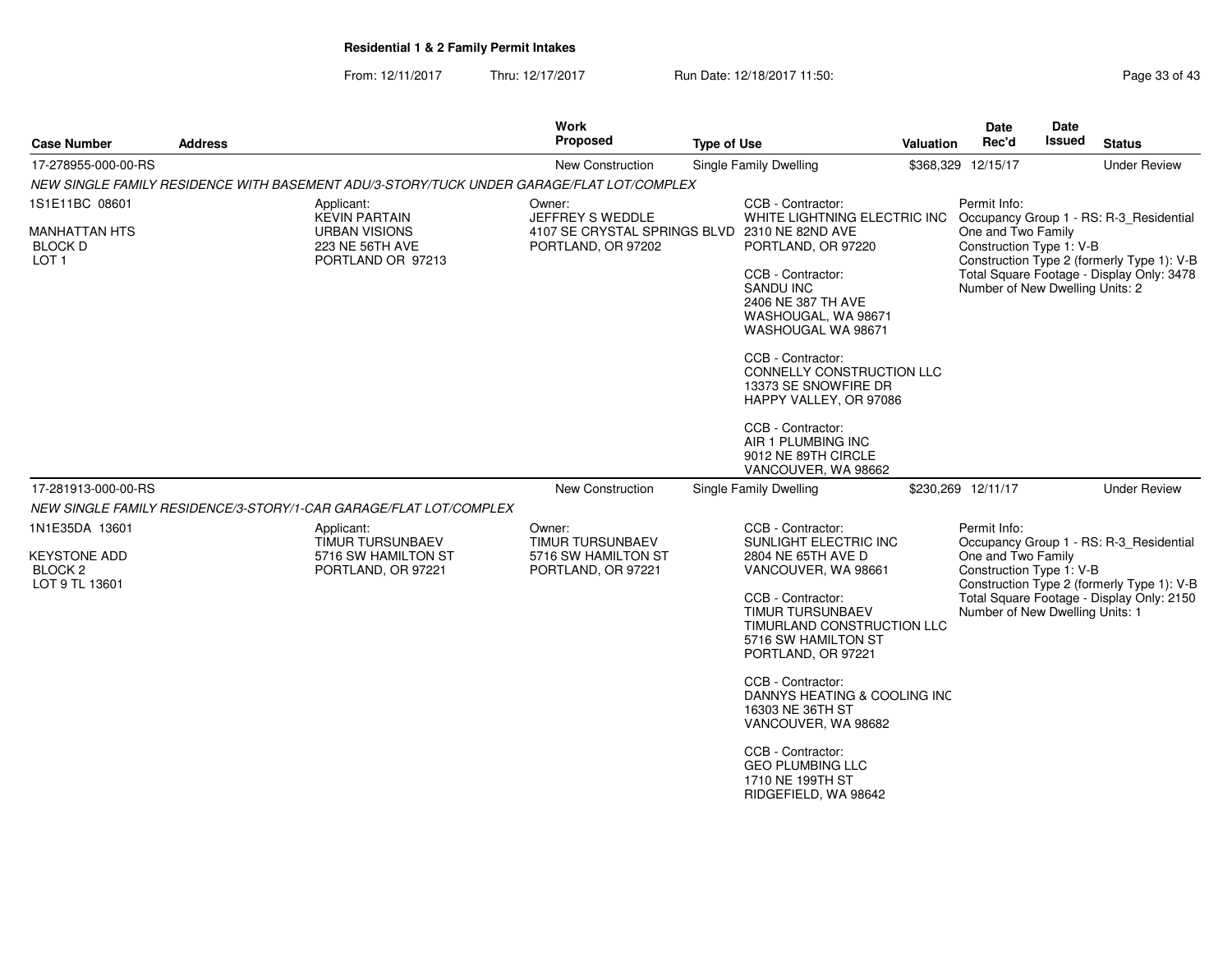**Residential 1 & 2 Family Permit Intakes**

From: 12/11/2017 Thru: 12/17/2017 Run Date: 12/18/2017 11:50:

| Case Number | Address | Work Proposed | Type of Use | Valuation | Date Rec'd | Date Issued | Status |
|---|---|---|---|---|---|---|---|
| 17-278955-000-00-RS | | New Construction | Single Family Dwelling | $368,329 | 12/15/17 | | Under Review |

*NEW SINGLE FAMILY RESIDENCE WITH BASEMENT ADU/3-STORY/TUCK UNDER GARAGE/FLAT LOT/COMPLEX*

1S1E11BC 08601
MANHATTAN HTS
BLOCK D
LOT 1

Applicant:
KEVIN PARTAIN
URBAN VISIONS
223 NE 56TH AVE
PORTLAND OR 97213

Owner:
JEFFREY S WEDDLE
4107 SE CRYSTAL SPRINGS BLVD
PORTLAND, OR 97202

CCB - Contractor:
WHITE LIGHTNING ELECTRIC INC
2310 NE 82ND AVE
PORTLAND, OR 97220

CCB - Contractor:
SANDU INC
2406 NE 387 TH AVE
WASHOUGAL, WA 98671
WASHOUGAL WA 98671

CCB - Contractor:
CONNELLY CONSTRUCTION LLC
13373 SE SNOWFIRE DR
HAPPY VALLEY, OR 97086

CCB - Contractor:
AIR 1 PLUMBING INC
9012 NE 89TH CIRCLE
VANCOUVER, WA 98662

Permit Info:
Occupancy Group 1 - RS: R-3_Residential One and Two Family
Construction Type 1: V-B
Construction Type 2 (formerly Type 1): V-B
Total Square Footage - Display Only: 3478
Number of New Dwelling Units: 2

| Case Number | Address | Work Proposed | Type of Use | Valuation | Date Rec'd | Date Issued | Status |
|---|---|---|---|---|---|---|---|
| 17-281913-000-00-RS | | New Construction | Single Family Dwelling | $230,269 | 12/11/17 | | Under Review |

*NEW SINGLE FAMILY RESIDENCE/3-STORY/1-CAR GARAGE/FLAT LOT/COMPLEX*

1N1E35DA 13601
KEYSTONE ADD
BLOCK 2
LOT 9 TL 13601

Applicant:
TIMUR TURSUNBAEV
5716 SW HAMILTON ST
PORTLAND, OR 97221

Owner:
TIMUR TURSUNBAEV
5716 SW HAMILTON ST
PORTLAND, OR 97221

CCB - Contractor:
SUNLIGHT ELECTRIC INC
2804 NE 65TH AVE D
VANCOUVER, WA 98661

CCB - Contractor:
TIMUR TURSUNBAEV
TIMURLAND CONSTRUCTION LLC
5716 SW HAMILTON ST
PORTLAND, OR 97221

CCB - Contractor:
DANNYS HEATING & COOLING INC
16303 NE 36TH ST
VANCOUVER, WA 98682

CCB - Contractor:
GEO PLUMBING LLC
1710 NE 199TH ST
RIDGEFIELD, WA 98642

Permit Info:
Occupancy Group 1 - RS: R-3_Residential One and Two Family
Construction Type 1: V-B
Construction Type 2 (formerly Type 1): V-B
Total Square Footage - Display Only: 2150
Number of New Dwelling Units: 1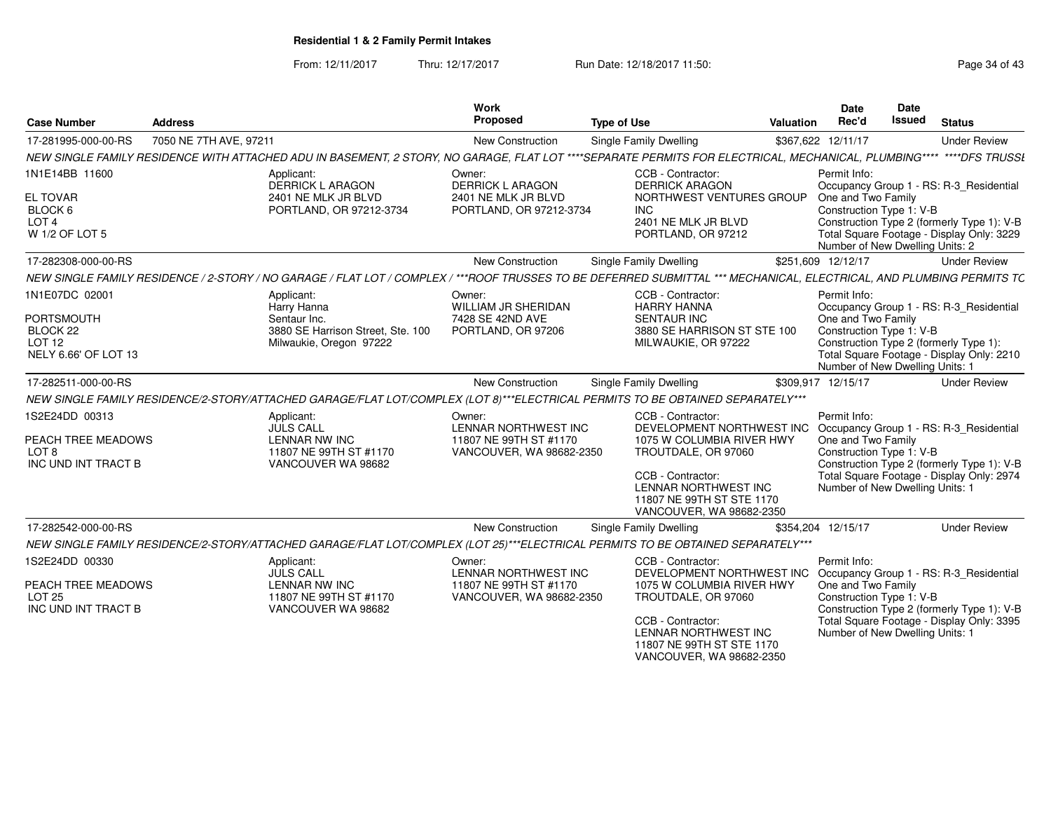**Residential 1 & 2 Family Permit Intakes**

From: 12/11/2017 Thru: 12/17/2017 Run Date: 12/18/2017 11:50:

| Case Number | Address | Work Proposed | Type of Use | Valuation | Date Rec'd | Date Issued | Status |
|---|---|---|---|---|---|---|---|
| 17-281995-000-00-RS | 7050 NE 7TH AVE, 97211 | New Construction | Single Family Dwelling | $367,622 | 12/11/17 | | Under Review |

*NEW SINGLE FAMILY RESIDENCE WITH ATTACHED ADU IN BASEMENT, 2 STORY, NO GARAGE, FLAT LOT \*\*\*\*SEPARATE PERMITS FOR ELECTRICAL, MECHANICAL, PLUMBING\*\*\*\* \*\*\*\*DFS TRUSSE*

1N1E14BB 11600
EL TOVAR
BLOCK 6
LOT 4
W 1/2 OF LOT 5

Applicant:
DERRICK L ARAGON
2401 NE MLK JR BLVD
PORTLAND, OR 97212-3734

Owner:
DERRICK L ARAGON
2401 NE MLK JR BLVD
PORTLAND, OR 97212-3734

CCB - Contractor:
DERRICK ARAGON
NORTHWEST VENTURES GROUP INC
2401 NE MLK JR BLVD
PORTLAND, OR 97212

Permit Info:
Occupancy Group 1 - RS: R-3_Residential One and Two Family
Construction Type 1: V-B
Construction Type 2 (formerly Type 1): V-B
Total Square Footage - Display Only: 3229
Number of New Dwelling Units: 2

| Case Number | Address | Work Proposed | Type of Use | Valuation | Date Rec'd | Date Issued | Status |
|---|---|---|---|---|---|---|---|
| 17-282308-000-00-RS | | New Construction | Single Family Dwelling | $251,609 | 12/12/17 | | Under Review |

*NEW SINGLE FAMILY RESIDENCE / 2-STORY / NO GARAGE / FLAT LOT / COMPLEX / \*\*\*ROOF TRUSSES TO BE DEFERRED SUBMITTAL \*\*\* MECHANICAL, ELECTRICAL, AND PLUMBING PERMITS TO*

1N1E07DC 02001
PORTSMOUTH
BLOCK 22
LOT 12
NELY 6.66' OF LOT 13

Applicant:
Harry Hanna
Sentaur Inc.
3880 SE Harrison Street, Ste. 100
Milwaukie, Oregon 97222

Owner:
WILLIAM JR SHERIDAN
7428 SE 42ND AVE
PORTLAND, OR 97206

CCB - Contractor:
HARRY HANNA
SENTAUR INC
3880 SE HARRISON ST STE 100
MILWAUKIE, OR 97222

Permit Info:
Occupancy Group 1 - RS: R-3_Residential One and Two Family
Construction Type 1: V-B
Construction Type 2 (formerly Type 1):
Total Square Footage - Display Only: 2210
Number of New Dwelling Units: 1

| Case Number | Address | Work Proposed | Type of Use | Valuation | Date Rec'd | Date Issued | Status |
|---|---|---|---|---|---|---|---|
| 17-282511-000-00-RS | | New Construction | Single Family Dwelling | $309,917 | 12/15/17 | | Under Review |

*NEW SINGLE FAMILY RESIDENCE/2-STORY/ATTACHED GARAGE/FLAT LOT/COMPLEX (LOT 8)\*\*\*ELECTRICAL PERMITS TO BE OBTAINED SEPARATELY\*\*\**

1S2E24DD 00313
PEACH TREE MEADOWS
LOT 8
INC UND INT TRACT B

Applicant:
JULS CALL
LENNAR NW INC
11807 NE 99TH ST #1170
VANCOUVER WA 98682

Owner:
LENNAR NORTHWEST INC
11807 NE 99TH ST #1170
VANCOUVER, WA 98682-2350

CCB - Contractor:
DEVELOPMENT NORTHWEST INC
1075 W COLUMBIA RIVER HWY
TROUTDALE, OR 97060

CCB - Contractor:
LENNAR NORTHWEST INC
11807 NE 99TH ST STE 1170
VANCOUVER, WA 98682-2350

Permit Info:
Occupancy Group 1 - RS: R-3_Residential One and Two Family
Construction Type 1: V-B
Construction Type 2 (formerly Type 1): V-B
Total Square Footage - Display Only: 2974
Number of New Dwelling Units: 1

| Case Number | Address | Work Proposed | Type of Use | Valuation | Date Rec'd | Date Issued | Status |
|---|---|---|---|---|---|---|---|
| 17-282542-000-00-RS | | New Construction | Single Family Dwelling | $354,204 | 12/15/17 | | Under Review |

*NEW SINGLE FAMILY RESIDENCE/2-STORY/ATTACHED GARAGE/FLAT LOT/COMPLEX (LOT 25)\*\*\*ELECTRICAL PERMITS TO BE OBTAINED SEPARATELY\*\*\**

1S2E24DD 00330
PEACH TREE MEADOWS
LOT 25
INC UND INT TRACT B

Applicant:
JULS CALL
LENNAR NW INC
11807 NE 99TH ST #1170
VANCOUVER WA 98682

Owner:
LENNAR NORTHWEST INC
11807 NE 99TH ST #1170
VANCOUVER, WA 98682-2350

CCB - Contractor:
DEVELOPMENT NORTHWEST INC
1075 W COLUMBIA RIVER HWY
TROUTDALE, OR 97060

CCB - Contractor:
LENNAR NORTHWEST INC
11807 NE 99TH ST STE 1170
VANCOUVER, WA 98682-2350

Permit Info:
Occupancy Group 1 - RS: R-3_Residential One and Two Family
Construction Type 1: V-B
Construction Type 2 (formerly Type 1): V-B
Total Square Footage - Display Only: 3395
Number of New Dwelling Units: 1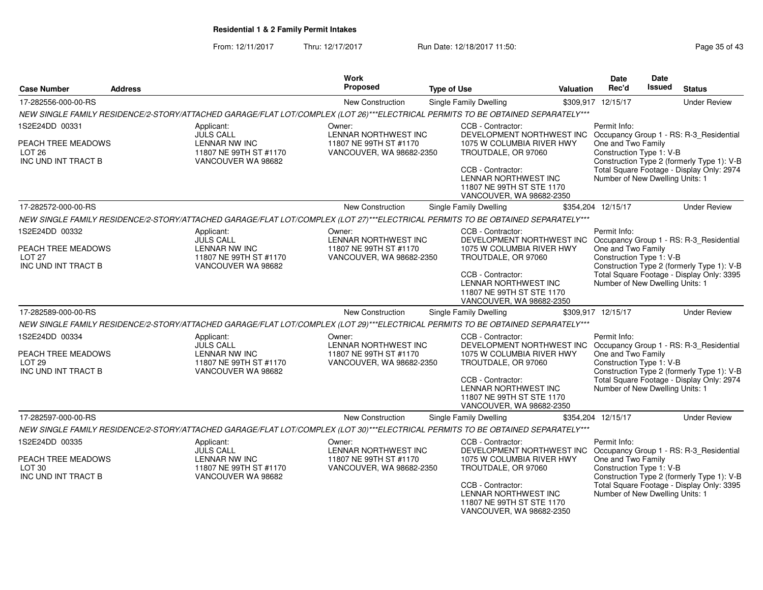**Residential 1 & 2 Family Permit Intakes**

From: 12/11/2017 Thru: 12/17/2017 Run Date: 12/18/2017 11:50:

| Case Number | Address | Work Proposed | Type of Use | Valuation | Date Rec'd | Date Issued | Status |
|---|---|---|---|---|---|---|---|
| 17-282556-000-00-RS | | New Construction | Single Family Dwelling | $309,917 | 12/15/17 | | Under Review |

NEW SINGLE FAMILY RESIDENCE/2-STORY/ATTACHED GARAGE/FLAT LOT/COMPLEX (LOT 26)***ELECTRICAL PERMITS TO BE OBTAINED SEPARATELY***

1S2E24DD 00331
PEACH TREE MEADOWS
LOT 26
INC UND INT TRACT B

Applicant:
JULS CALL
LENNAR NW INC
11807 NE 99TH ST #1170
VANCOUVER WA 98682

Owner:
LENNAR NORTHWEST INC
11807 NE 99TH ST #1170
VANCOUVER, WA 98682-2350

CCB - Contractor:
DEVELOPMENT NORTHWEST INC
1075 W COLUMBIA RIVER HWY
TROUTDALE, OR 97060

CCB - Contractor:
LENNAR NORTHWEST INC
11807 NE 99TH ST STE 1170
VANCOUVER, WA 98682-2350

Permit Info:
Occupancy Group 1 - RS: R-3_Residential One and Two Family
Construction Type 1: V-B
Construction Type 2 (formerly Type 1): V-B
Total Square Footage - Display Only: 2974
Number of New Dwelling Units: 1

| Case Number | Address | Work Proposed | Type of Use | Valuation | Date Rec'd | Date Issued | Status |
|---|---|---|---|---|---|---|---|
| 17-282572-000-00-RS | | New Construction | Single Family Dwelling | $354,204 | 12/15/17 | | Under Review |

NEW SINGLE FAMILY RESIDENCE/2-STORY/ATTACHED GARAGE/FLAT LOT/COMPLEX (LOT 27)***ELECTRICAL PERMITS TO BE OBTAINED SEPARATELY***

1S2E24DD 00332
PEACH TREE MEADOWS
LOT 27
INC UND INT TRACT B

Applicant:
JULS CALL
LENNAR NW INC
11807 NE 99TH ST #1170
VANCOUVER WA 98682

Owner:
LENNAR NORTHWEST INC
11807 NE 99TH ST #1170
VANCOUVER, WA 98682-2350

CCB - Contractor:
DEVELOPMENT NORTHWEST INC
1075 W COLUMBIA RIVER HWY
TROUTDALE, OR 97060

CCB - Contractor:
LENNAR NORTHWEST INC
11807 NE 99TH ST STE 1170
VANCOUVER, WA 98682-2350

Permit Info:
Occupancy Group 1 - RS: R-3_Residential One and Two Family
Construction Type 1: V-B
Construction Type 2 (formerly Type 1): V-B
Total Square Footage - Display Only: 3395
Number of New Dwelling Units: 1

| Case Number | Address | Work Proposed | Type of Use | Valuation | Date Rec'd | Date Issued | Status |
|---|---|---|---|---|---|---|---|
| 17-282589-000-00-RS | | New Construction | Single Family Dwelling | $309,917 | 12/15/17 | | Under Review |

NEW SINGLE FAMILY RESIDENCE/2-STORY/ATTACHED GARAGE/FLAT LOT/COMPLEX (LOT 29)***ELECTRICAL PERMITS TO BE OBTAINED SEPARATELY***

1S2E24DD 00334
PEACH TREE MEADOWS
LOT 29
INC UND INT TRACT B

Applicant:
JULS CALL
LENNAR NW INC
11807 NE 99TH ST #1170
VANCOUVER WA 98682

Owner:
LENNAR NORTHWEST INC
11807 NE 99TH ST #1170
VANCOUVER, WA 98682-2350

CCB - Contractor:
DEVELOPMENT NORTHWEST INC
1075 W COLUMBIA RIVER HWY
TROUTDALE, OR 97060

CCB - Contractor:
LENNAR NORTHWEST INC
11807 NE 99TH ST STE 1170
VANCOUVER, WA 98682-2350

Permit Info:
Occupancy Group 1 - RS: R-3_Residential One and Two Family
Construction Type 1: V-B
Construction Type 2 (formerly Type 1): V-B
Total Square Footage - Display Only: 2974
Number of New Dwelling Units: 1

| Case Number | Address | Work Proposed | Type of Use | Valuation | Date Rec'd | Date Issued | Status |
|---|---|---|---|---|---|---|---|
| 17-282597-000-00-RS | | New Construction | Single Family Dwelling | $354,204 | 12/15/17 | | Under Review |

NEW SINGLE FAMILY RESIDENCE/2-STORY/ATTACHED GARAGE/FLAT LOT/COMPLEX (LOT 30)***ELECTRICAL PERMITS TO BE OBTAINED SEPARATELY***

1S2E24DD 00335
PEACH TREE MEADOWS
LOT 30
INC UND INT TRACT B

Applicant:
JULS CALL
LENNAR NW INC
11807 NE 99TH ST #1170
VANCOUVER WA 98682

Owner:
LENNAR NORTHWEST INC
11807 NE 99TH ST #1170
VANCOUVER, WA 98682-2350

CCB - Contractor:
DEVELOPMENT NORTHWEST INC
1075 W COLUMBIA RIVER HWY
TROUTDALE, OR 97060

CCB - Contractor:
LENNAR NORTHWEST INC
11807 NE 99TH ST STE 1170
VANCOUVER, WA 98682-2350

Permit Info:
Occupancy Group 1 - RS: R-3_Residential One and Two Family
Construction Type 1: V-B
Construction Type 2 (formerly Type 1): V-B
Total Square Footage - Display Only: 3395
Number of New Dwelling Units: 1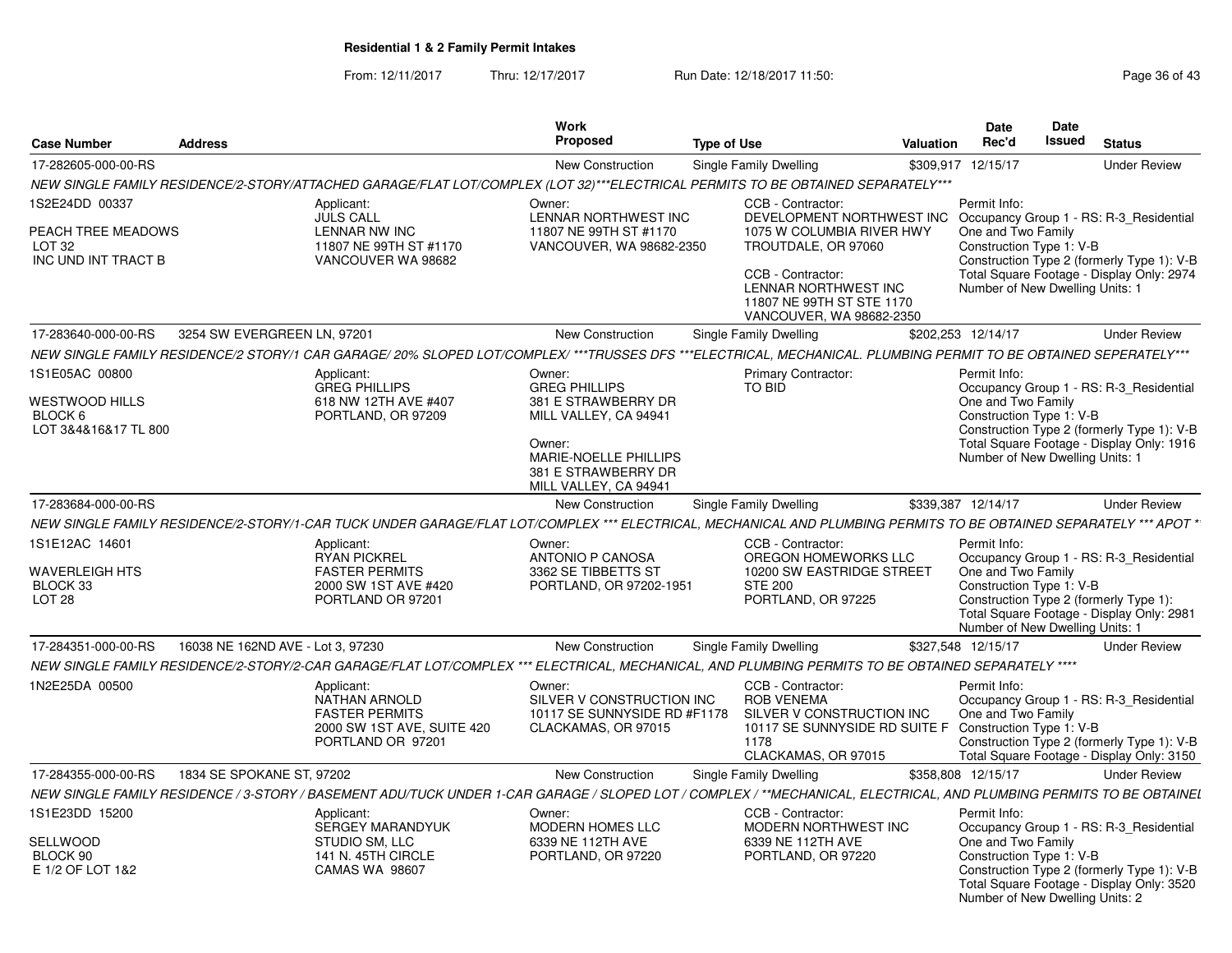**Residential 1 & 2 Family Permit Intakes**

From: 12/11/2017 Thru: 12/17/2017 Run Date: 12/18/2017 11:50:

| Case Number | Address | Work Proposed | Type of Use | Valuation | Date Rec'd | Date Issued | Status |
|---|---|---|---|---|---|---|---|
| 17-282605-000-00-RS | | New Construction | Single Family Dwelling | $309,917 | 12/15/17 | | Under Review |

NEW SINGLE FAMILY RESIDENCE/2-STORY/ATTACHED GARAGE/FLAT LOT/COMPLEX (LOT 32)***ELECTRICAL PERMITS TO BE OBTAINED SEPARATELY***

1S2E24DD 00337
PEACH TREE MEADOWS
LOT 32
INC UND INT TRACT B

Applicant:
JULS CALL
LENNAR NW INC
11807 NE 99TH ST #1170
VANCOUVER WA 98682

Owner:
LENNAR NORTHWEST INC
11807 NE 99TH ST #1170
VANCOUVER, WA 98682-2350

CCB - Contractor:
DEVELOPMENT NORTHWEST INC
1075 W COLUMBIA RIVER HWY
TROUTDALE, OR 97060

CCB - Contractor:
LENNAR NORTHWEST INC
11807 NE 99TH ST STE 1170
VANCOUVER, WA 98682-2350

Permit Info:
Occupancy Group 1 - RS: R-3_Residential One and Two Family
Construction Type 1: V-B
Construction Type 2 (formerly Type 1): V-B
Total Square Footage - Display Only: 2974
Number of New Dwelling Units: 1

| Case Number | Address | Work Proposed | Type of Use | Valuation | Date Rec'd | Date Issued | Status |
|---|---|---|---|---|---|---|---|
| 17-283640-000-00-RS | 3254 SW EVERGREEN LN, 97201 | New Construction | Single Family Dwelling | $202,253 | 12/14/17 | | Under Review |

NEW SINGLE FAMILY RESIDENCE/2 STORY/1 CAR GARAGE/ 20% SLOPED LOT/COMPLEX/ ***TRUSSES DFS ***ELECTRICAL, MECHANICAL. PLUMBING PERMIT TO BE OBTAINED SEPERATELY***

1S1E05AC 00800
WESTWOOD HILLS
BLOCK 6
LOT 3&4&16&17 TL 800

Applicant:
GREG PHILLIPS
618 NW 12TH AVE #407
PORTLAND, OR 97209

Owner:
GREG PHILLIPS
381 E STRAWBERRY DR
MILL VALLEY, CA 94941

Owner:
MARIE-NOELLE PHILLIPS
381 E STRAWBERRY DR
MILL VALLEY, CA 94941

Primary Contractor:
TO BID

Permit Info:
Occupancy Group 1 - RS: R-3_Residential One and Two Family
Construction Type 1: V-B
Construction Type 2 (formerly Type 1): V-B
Total Square Footage - Display Only: 1916
Number of New Dwelling Units: 1

| Case Number | Address | Work Proposed | Type of Use | Valuation | Date Rec'd | Date Issued | Status |
|---|---|---|---|---|---|---|---|
| 17-283684-000-00-RS | | New Construction | Single Family Dwelling | $339,387 | 12/14/17 | | Under Review |

NEW SINGLE FAMILY RESIDENCE/2-STORY/1-CAR TUCK UNDER GARAGE/FLAT LOT/COMPLEX *** ELECTRICAL, MECHANICAL AND PLUMBING PERMITS TO BE OBTAINED SEPARATELY *** APOT *

1S1E12AC 14601
WAVERLEIGH HTS
BLOCK 33
LOT 28

Applicant:
RYAN PICKREL
FASTER PERMITS
2000 SW 1ST AVE #420
PORTLAND OR 97201

Owner:
ANTONIO P CANOSA
3362 SE TIBBETTS ST
PORTLAND, OR 97202-1951

CCB - Contractor:
OREGON HOMEWORKS LLC
10200 SW EASTRIDGE STREET
STE 200
PORTLAND, OR 97225

Permit Info:
Occupancy Group 1 - RS: R-3_Residential One and Two Family
Construction Type 1: V-B
Construction Type 2 (formerly Type 1):
Total Square Footage - Display Only: 2981
Number of New Dwelling Units: 1

| Case Number | Address | Work Proposed | Type of Use | Valuation | Date Rec'd | Date Issued | Status |
|---|---|---|---|---|---|---|---|
| 17-284351-000-00-RS | 16038 NE 162ND AVE - Lot 3, 97230 | New Construction | Single Family Dwelling | $327,548 | 12/15/17 | | Under Review |

NEW SINGLE FAMILY RESIDENCE/2-STORY/2-CAR GARAGE/FLAT LOT/COMPLEX *** ELECTRICAL, MECHANICAL, AND PLUMBING PERMITS TO BE OBTAINED SEPARATELY ****

1N2E25DA 00500

Applicant:
NATHAN ARNOLD
FASTER PERMITS
2000 SW 1ST AVE, SUITE 420
PORTLAND OR 97201

Owner:
SILVER V CONSTRUCTION INC
10117 SE SUNNYSIDE RD #F1178
CLACKAMAS, OR 97015

CCB - Contractor:
ROB VENEMA
SILVER V CONSTRUCTION INC
10117 SE SUNNYSIDE RD SUITE F 1178
CLACKAMAS, OR 97015

Permit Info:
Occupancy Group 1 - RS: R-3_Residential One and Two Family
Construction Type 1: V-B
Construction Type 2 (formerly Type 1): V-B
Total Square Footage - Display Only: 3150

| Case Number | Address | Work Proposed | Type of Use | Valuation | Date Rec'd | Date Issued | Status |
|---|---|---|---|---|---|---|---|
| 17-284355-000-00-RS | 1834 SE SPOKANE ST, 97202 | New Construction | Single Family Dwelling | $358,808 | 12/15/17 | | Under Review |

NEW SINGLE FAMILY RESIDENCE / 3-STORY / BASEMENT ADU/TUCK UNDER 1-CAR GARAGE / SLOPED LOT / COMPLEX / **MECHANICAL, ELECTRICAL, AND PLUMBING PERMITS TO BE OBTAINEL

1S1E23DD 15200
SELLWOOD
BLOCK 90
E 1/2 OF LOT 1&2

Applicant:
SERGEY MARANDYUK
STUDIO SM, LLC
141 N. 45TH CIRCLE
CAMAS WA 98607

Owner:
MODERN HOMES LLC
6339 NE 112TH AVE
PORTLAND, OR 97220

CCB - Contractor:
MODERN NORTHWEST INC
6339 NE 112TH AVE
PORTLAND, OR 97220

Permit Info:
Occupancy Group 1 - RS: R-3_Residential One and Two Family
Construction Type 1: V-B
Construction Type 2 (formerly Type 1): V-B
Total Square Footage - Display Only: 3520
Number of New Dwelling Units: 2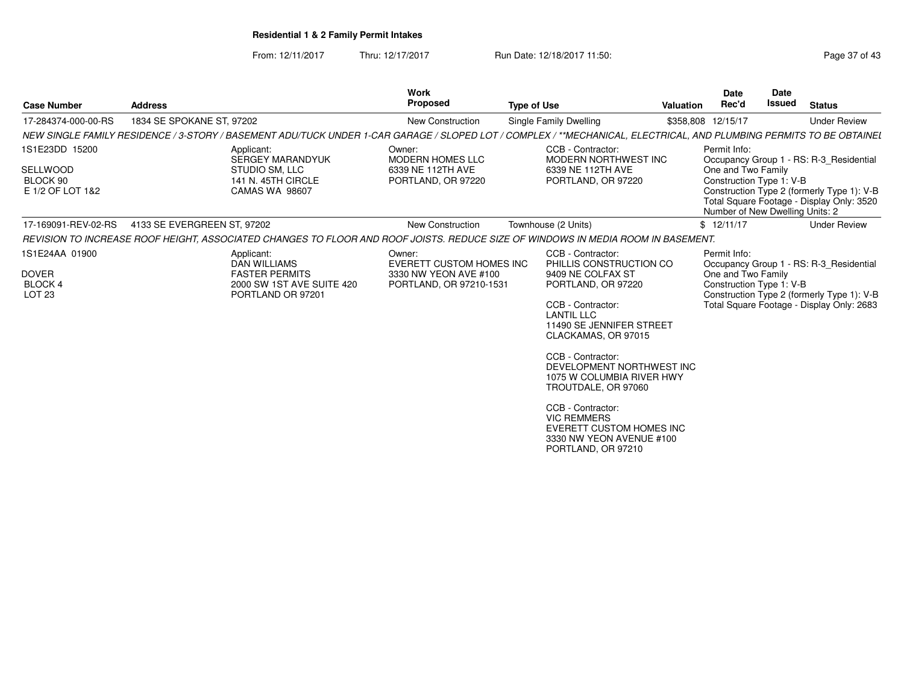**Residential 1 & 2 Family Permit Intakes**

From: 12/11/2017 Thru: 12/17/2017 Run Date: 12/18/2017 11:50:

| Case Number | Address | Work Proposed | Type of Use | Valuation | Date Rec'd | Date Issued | Status |
|---|---|---|---|---|---|---|---|
| 17-284374-000-00-RS | 1834 SE SPOKANE ST, 97202 | New Construction | Single Family Dwelling | $358,808 | 12/15/17 | | Under Review |

*NEW SINGLE FAMILY RESIDENCE / 3-STORY / BASEMENT ADU/TUCK UNDER 1-CAR GARAGE / SLOPED LOT / COMPLEX / **MECHANICAL, ELECTRICAL, AND PLUMBING PERMITS TO BE OBTAINEL*

1S1E23DD 15200
SELLWOOD
BLOCK 90
E 1/2 OF LOT 1&2

Applicant:
SERGEY MARANDYUK
STUDIO SM, LLC
141 N. 45TH CIRCLE
CAMAS WA 98607

Owner:
MODERN HOMES LLC
6339 NE 112TH AVE
PORTLAND, OR 97220

CCB - Contractor:
MODERN NORTHWEST INC
6339 NE 112TH AVE
PORTLAND, OR 97220

Permit Info:
Occupancy Group 1 - RS: R-3_Residential One and Two Family
Construction Type 1: V-B
Construction Type 2 (formerly Type 1): V-B
Total Square Footage - Display Only: 3520
Number of New Dwelling Units: 2

| Case Number | Address | Work Proposed | Type of Use | Valuation | Date Rec'd | Date Issued | Status |
|---|---|---|---|---|---|---|---|
| 17-169091-REV-02-RS | 4133 SE EVERGREEN ST, 97202 | New Construction | Townhouse (2 Units) | $ | 12/11/17 | | Under Review |

*REVISION TO INCREASE ROOF HEIGHT, ASSOCIATED CHANGES TO FLOOR AND ROOF JOISTS. REDUCE SIZE OF WINDOWS IN MEDIA ROOM IN BASEMENT.*

1S1E24AA 01900
DOVER
BLOCK 4
LOT 23

Applicant:
DAN WILLIAMS
FASTER PERMITS
2000 SW 1ST AVE SUITE 420
PORTLAND OR 97201

Owner:
EVERETT CUSTOM HOMES INC
3330 NW YEON AVE #100
PORTLAND, OR 97210-1531

CCB - Contractor:
PHILLIS CONSTRUCTION CO
9409 NE COLFAX ST
PORTLAND, OR 97220

CCB - Contractor:
LANTIL LLC
11490 SE JENNIFER STREET
CLACKAMAS, OR 97015

CCB - Contractor:
DEVELOPMENT NORTHWEST INC
1075 W COLUMBIA RIVER HWY
TROUTDALE, OR 97060

CCB - Contractor:
VIC REMMERS
EVERETT CUSTOM HOMES INC
3330 NW YEON AVENUE #100
PORTLAND, OR 97210

Permit Info:
Occupancy Group 1 - RS: R-3_Residential One and Two Family
Construction Type 1: V-B
Construction Type 2 (formerly Type 1): V-B
Total Square Footage - Display Only: 2683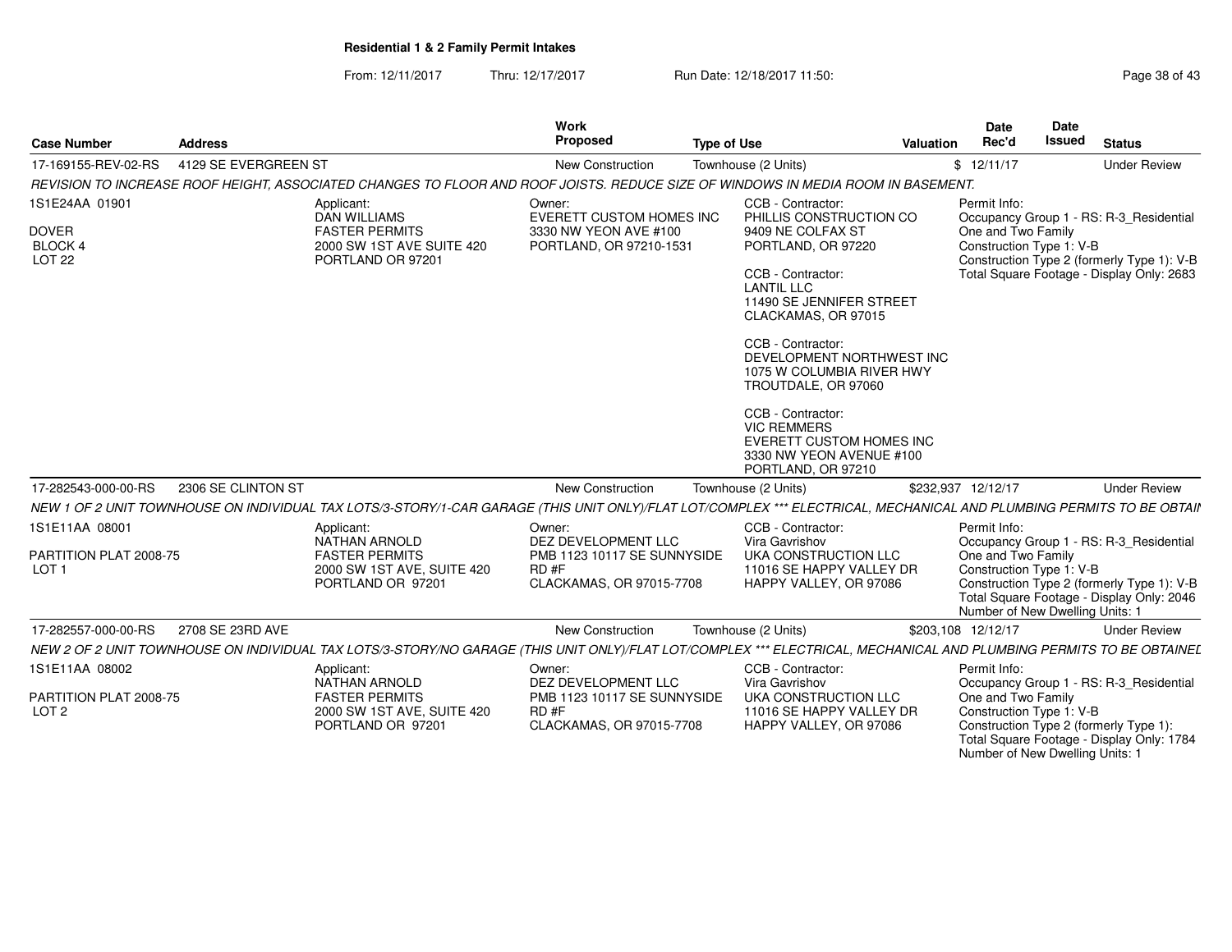**Residential 1 & 2 Family Permit Intakes**

From: 12/11/2017 Thru: 12/17/2017 Run Date: 12/18/2017 11:50:

| Case Number | Address | Work Proposed | Type of Use | Valuation | Date Rec'd | Date Issued | Status |
|---|---|---|---|---|---|---|---|
| 17-169155-REV-02-RS | 4129 SE EVERGREEN ST | New Construction | Townhouse (2 Units) | $ | 12/11/17 | | Under Review |

REVISION TO INCREASE ROOF HEIGHT, ASSOCIATED CHANGES TO FLOOR AND ROOF JOISTS. REDUCE SIZE OF WINDOWS IN MEDIA ROOM IN BASEMENT.

1S1E24AA 01901

DOVER
BLOCK 4
LOT 22

Applicant:
DAN WILLIAMS
FASTER PERMITS
2000 SW 1ST AVE SUITE 420
PORTLAND OR 97201

Owner:
EVERETT CUSTOM HOMES INC
3330 NW YEON AVE #100
PORTLAND, OR 97210-1531

CCB - Contractor:
PHILLIS CONSTRUCTION CO
9409 NE COLFAX ST
PORTLAND, OR 97220

CCB - Contractor:
LANTIL LLC
11490 SE JENNIFER STREET
CLACKAMAS, OR 97015

CCB - Contractor:
DEVELOPMENT NORTHWEST INC
1075 W COLUMBIA RIVER HWY
TROUTDALE, OR 97060

CCB - Contractor:
VIC REMMERS
EVERETT CUSTOM HOMES INC
3330 NW YEON AVENUE #100
PORTLAND, OR 97210

Permit Info:
Occupancy Group 1 - RS: R-3_Residential One and Two Family
Construction Type 1: V-B
Construction Type 2 (formerly Type 1): V-B
Total Square Footage - Display Only: 2683

| Case Number | Address | Work Proposed | Type of Use | Valuation | Date Rec'd | Date Issued | Status |
|---|---|---|---|---|---|---|---|
| 17-282543-000-00-RS | 2306 SE CLINTON ST | New Construction | Townhouse (2 Units) | $232,937 | 12/12/17 | | Under Review |

NEW 1 OF 2 UNIT TOWNHOUSE ON INDIVIDUAL TAX LOTS/3-STORY/1-CAR GARAGE (THIS UNIT ONLY)/FLAT LOT/COMPLEX *** ELECTRICAL, MECHANICAL AND PLUMBING PERMITS TO BE OBTAIN

1S1E11AA 08001

PARTITION PLAT 2008-75
LOT 1

Applicant:
NATHAN ARNOLD
FASTER PERMITS
2000 SW 1ST AVE, SUITE 420
PORTLAND OR 97201

Owner:
DEZ DEVELOPMENT LLC
PMB 1123 10117 SE SUNNYSIDE RD #F
CLACKAMAS, OR 97015-7708

CCB - Contractor:
Vira Gavrishov
UKA CONSTRUCTION LLC
11016 SE HAPPY VALLEY DR
HAPPY VALLEY, OR 97086

Permit Info:
Occupancy Group 1 - RS: R-3_Residential One and Two Family
Construction Type 1: V-B
Construction Type 2 (formerly Type 1): V-B
Total Square Footage - Display Only: 2046
Number of New Dwelling Units: 1

| Case Number | Address | Work Proposed | Type of Use | Valuation | Date Rec'd | Date Issued | Status |
|---|---|---|---|---|---|---|---|
| 17-282557-000-00-RS | 2708 SE 23RD AVE | New Construction | Townhouse (2 Units) | $203,108 | 12/12/17 | | Under Review |

NEW 2 OF 2 UNIT TOWNHOUSE ON INDIVIDUAL TAX LOTS/3-STORY/NO GARAGE (THIS UNIT ONLY)/FLAT LOT/COMPLEX *** ELECTRICAL, MECHANICAL AND PLUMBING PERMITS TO BE OBTAINED

1S1E11AA 08002

PARTITION PLAT 2008-75
LOT 2

Applicant:
NATHAN ARNOLD
FASTER PERMITS
2000 SW 1ST AVE, SUITE 420
PORTLAND OR 97201

Owner:
DEZ DEVELOPMENT LLC
PMB 1123 10117 SE SUNNYSIDE RD #F
CLACKAMAS, OR 97015-7708

CCB - Contractor:
Vira Gavrishov
UKA CONSTRUCTION LLC
11016 SE HAPPY VALLEY DR
HAPPY VALLEY, OR 97086

Permit Info:
Occupancy Group 1 - RS: R-3_Residential One and Two Family
Construction Type 1: V-B
Construction Type 2 (formerly Type 1):
Total Square Footage - Display Only: 1784
Number of New Dwelling Units: 1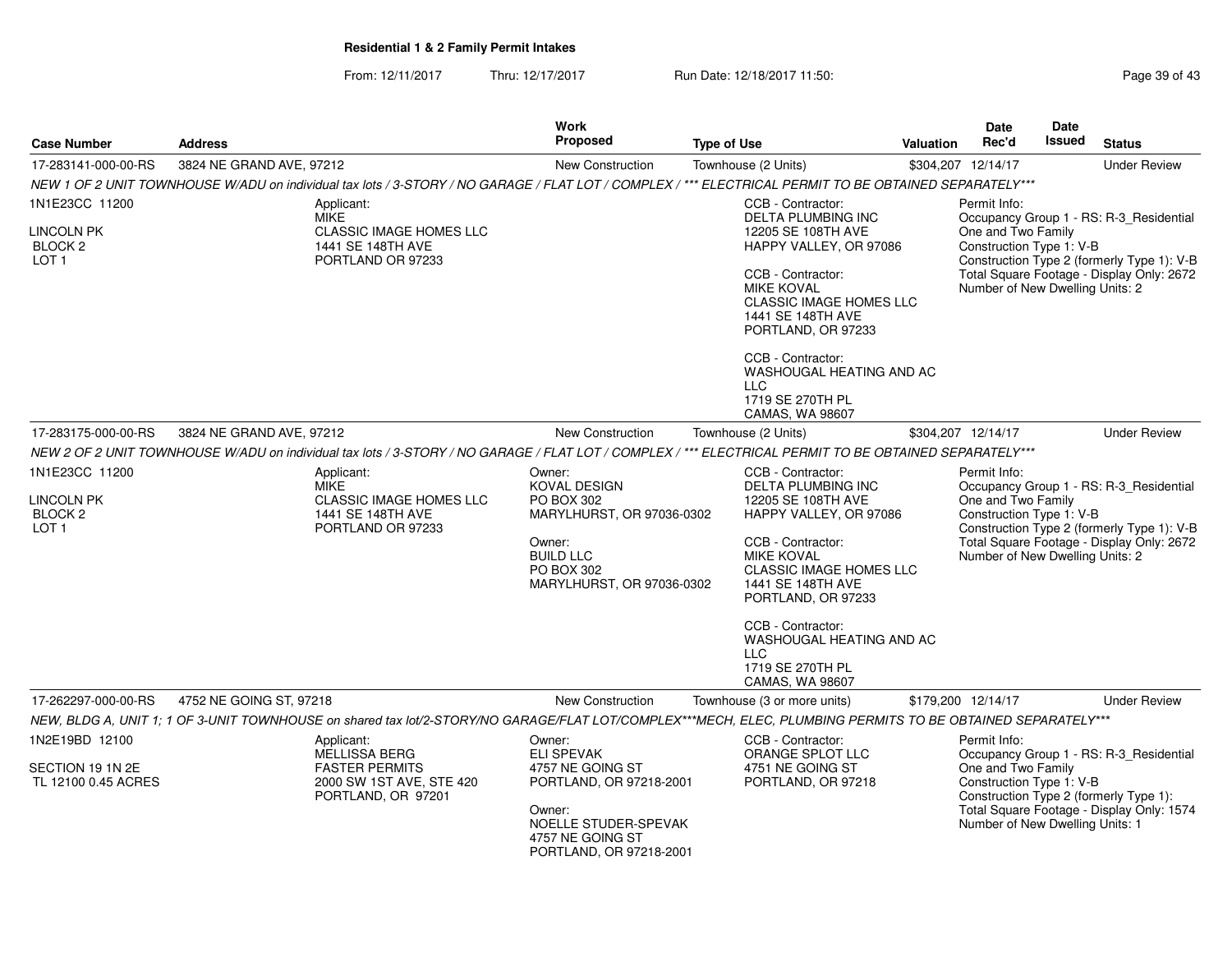## Residential 1 & 2 Family Permit Intakes

From: 12/11/2017 Thru: 12/17/2017 Run Date: 12/18/2017 11:50:

| Case Number | Address | Work Proposed | Type of Use | Valuation | Date Rec'd | Date Issued | Status |
|---|---|---|---|---|---|---|---|
| 17-283141-000-00-RS | 3824 NE GRAND AVE, 97212 | New Construction | Townhouse (2 Units) | $304,207 | 12/14/17 | | Under Review |

*NEW 1 OF 2 UNIT TOWNHOUSE W/ADU on individual tax lots / 3-STORY / NO GARAGE / FLAT LOT / COMPLEX / \*\*\* ELECTRICAL PERMIT TO BE OBTAINED SEPARATELY\*\*\**

1N1E23CC 11200

LINCOLN PK
BLOCK 2
LOT 1

Applicant:
MIKE
CLASSIC IMAGE HOMES LLC
1441 SE 148TH AVE
PORTLAND OR 97233

CCB - Contractor:
DELTA PLUMBING INC
12205 SE 108TH AVE
HAPPY VALLEY, OR 97086

CCB - Contractor:
MIKE KOVAL
CLASSIC IMAGE HOMES LLC
1441 SE 148TH AVE
PORTLAND, OR 97233

CCB - Contractor:
WASHOUGAL HEATING AND AC LLC
1719 SE 270TH PL
CAMAS, WA 98607

Permit Info:
Occupancy Group 1 - RS: R-3_Residential One and Two Family
Construction Type 1: V-B
Construction Type 2 (formerly Type 1): V-B
Total Square Footage - Display Only: 2672
Number of New Dwelling Units: 2

| Case Number | Address | Work Proposed | Type of Use | Valuation | Date Rec'd | Date Issued | Status |
|---|---|---|---|---|---|---|---|
| 17-283175-000-00-RS | 3824 NE GRAND AVE, 97212 | New Construction | Townhouse (2 Units) | $304,207 | 12/14/17 | | Under Review |

*NEW 2 OF 2 UNIT TOWNHOUSE W/ADU on individual tax lots / 3-STORY / NO GARAGE / FLAT LOT / COMPLEX / \*\*\* ELECTRICAL PERMIT TO BE OBTAINED SEPARATELY\*\*\**

1N1E23CC 11200

LINCOLN PK
BLOCK 2
LOT 1

Applicant:
MIKE
CLASSIC IMAGE HOMES LLC
1441 SE 148TH AVE
PORTLAND OR 97233

Owner:
KOVAL DESIGN
PO BOX 302
MARYLHURST, OR 97036-0302

Owner:
BUILD LLC
PO BOX 302
MARYLHURST, OR 97036-0302

CCB - Contractor:
DELTA PLUMBING INC
12205 SE 108TH AVE
HAPPY VALLEY, OR 97086

CCB - Contractor:
MIKE KOVAL
CLASSIC IMAGE HOMES LLC
1441 SE 148TH AVE
PORTLAND, OR 97233

CCB - Contractor:
WASHOUGAL HEATING AND AC LLC
1719 SE 270TH PL
CAMAS, WA 98607

Permit Info:
Occupancy Group 1 - RS: R-3_Residential One and Two Family
Construction Type 1: V-B
Construction Type 2 (formerly Type 1): V-B
Total Square Footage - Display Only: 2672
Number of New Dwelling Units: 2

| Case Number | Address | Work Proposed | Type of Use | Valuation | Date Rec'd | Date Issued | Status |
|---|---|---|---|---|---|---|---|
| 17-262297-000-00-RS | 4752 NE GOING ST, 97218 | New Construction | Townhouse (3 or more units) | $179,200 | 12/14/17 | | Under Review |

*NEW, BLDG A, UNIT 1; 1 OF 3-UNIT TOWNHOUSE on shared tax lot/2-STORY/NO GARAGE/FLAT LOT/COMPLEX\*\*\*MECH, ELEC, PLUMBING PERMITS TO BE OBTAINED SEPARATELY\*\*\**

1N2E19BD 12100

SECTION 19 1N 2E
TL 12100 0.45 ACRES

Applicant:
MELLISSA BERG
FASTER PERMITS
2000 SW 1ST AVE, STE 420
PORTLAND, OR 97201

Owner:
ELI SPEVAK
4757 NE GOING ST
PORTLAND, OR 97218-2001

Owner:
NOELLE STUDER-SPEVAK
4757 NE GOING ST
PORTLAND, OR 97218-2001

CCB - Contractor:
ORANGE SPLOT LLC
4751 NE GOING ST
PORTLAND, OR 97218

Permit Info:
Occupancy Group 1 - RS: R-3_Residential One and Two Family
Construction Type 1: V-B
Construction Type 2 (formerly Type 1):
Total Square Footage - Display Only: 1574
Number of New Dwelling Units: 1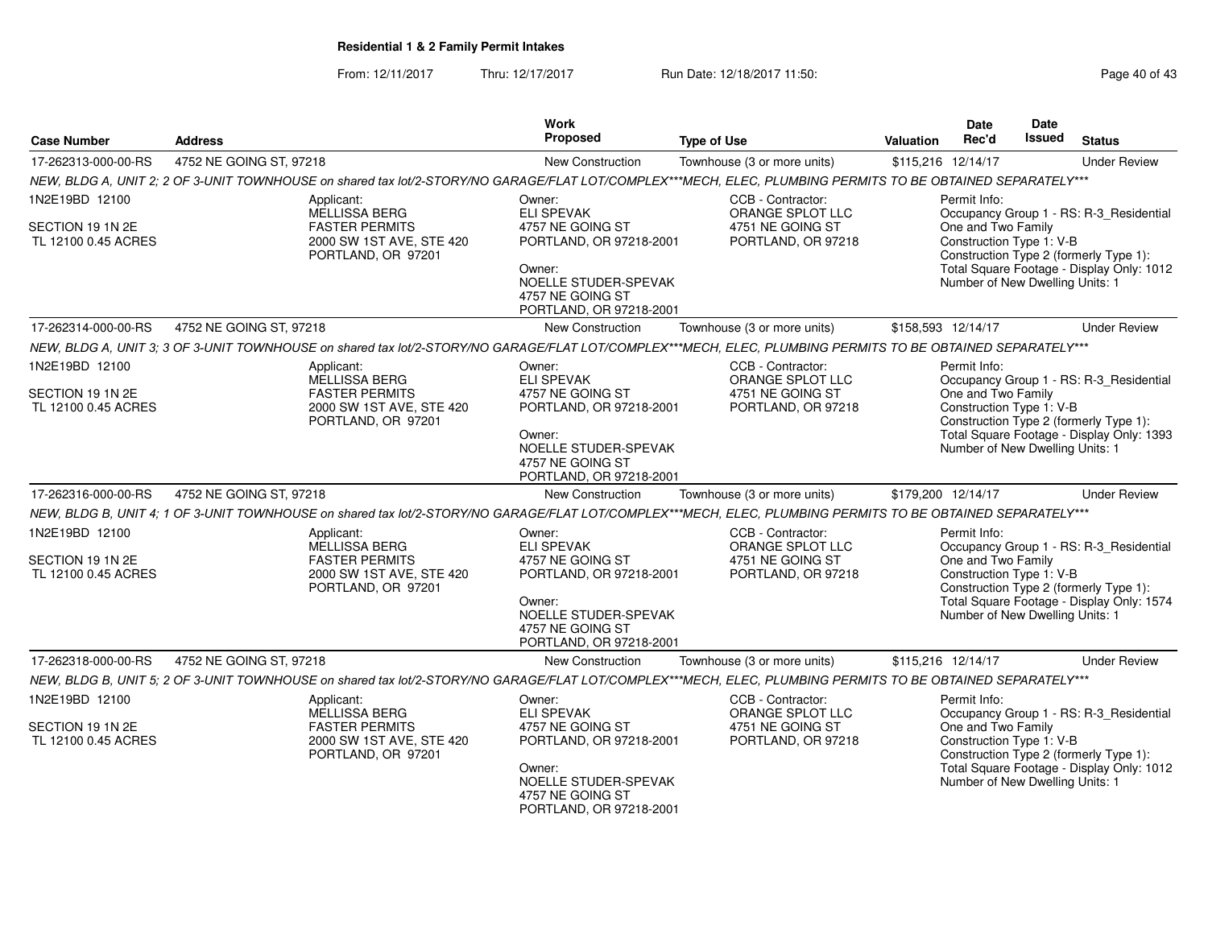**Residential 1 & 2 Family Permit Intakes**

From: 12/11/2017 Thru: 12/17/2017 Run Date: 12/18/2017 11:50:

| Case Number | Address | Work Proposed | Type of Use | Valuation | Date Rec'd | Date Issued | Status |
|---|---|---|---|---|---|---|---|
| 17-262313-000-00-RS | 4752 NE GOING ST, 97218 | New Construction | Townhouse (3 or more units) | $115,216 | 12/14/17 | | Under Review |

*NEW, BLDG A, UNIT 2; 2 OF 3-UNIT TOWNHOUSE on shared tax lot/2-STORY/NO GARAGE/FLAT LOT/COMPLEX***MECH, ELEC, PLUMBING PERMITS TO BE OBTAINED SEPARATELY****

1N2E19BD 12100
SECTION 19 1N 2E
TL 12100 0.45 ACRES

Applicant: MELLISSA BERG, FASTER PERMITS, 2000 SW 1ST AVE, STE 420, PORTLAND, OR 97201

Owner: ELI SPEVAK, 4757 NE GOING ST, PORTLAND, OR 97218-2001
Owner: NOELLE STUDER-SPEVAK, 4757 NE GOING ST, PORTLAND, OR 97218-2001

CCB - Contractor: ORANGE SPLOT LLC, 4751 NE GOING ST, PORTLAND, OR 97218

Permit Info: Occupancy Group 1 - RS: R-3_Residential One and Two Family; Construction Type 1: V-B; Construction Type 2 (formerly Type 1): ; Total Square Footage - Display Only: 1012; Number of New Dwelling Units: 1

| Case Number | Address | Work Proposed | Type of Use | Valuation | Date Rec'd | Date Issued | Status |
|---|---|---|---|---|---|---|---|
| 17-262314-000-00-RS | 4752 NE GOING ST, 97218 | New Construction | Townhouse (3 or more units) | $158,593 | 12/14/17 | | Under Review |

*NEW, BLDG A, UNIT 3; 3 OF 3-UNIT TOWNHOUSE on shared tax lot/2-STORY/NO GARAGE/FLAT LOT/COMPLEX***MECH, ELEC, PLUMBING PERMITS TO BE OBTAINED SEPARATELY****

1N2E19BD 12100
SECTION 19 1N 2E
TL 12100 0.45 ACRES

Applicant: MELLISSA BERG, FASTER PERMITS, 2000 SW 1ST AVE, STE 420, PORTLAND, OR 97201

Owner: ELI SPEVAK, 4757 NE GOING ST, PORTLAND, OR 97218-2001
Owner: NOELLE STUDER-SPEVAK, 4757 NE GOING ST, PORTLAND, OR 97218-2001

CCB - Contractor: ORANGE SPLOT LLC, 4751 NE GOING ST, PORTLAND, OR 97218

Permit Info: Occupancy Group 1 - RS: R-3_Residential One and Two Family; Construction Type 1: V-B; Construction Type 2 (formerly Type 1): ; Total Square Footage - Display Only: 1393; Number of New Dwelling Units: 1

| Case Number | Address | Work Proposed | Type of Use | Valuation | Date Rec'd | Date Issued | Status |
|---|---|---|---|---|---|---|---|
| 17-262316-000-00-RS | 4752 NE GOING ST, 97218 | New Construction | Townhouse (3 or more units) | $179,200 | 12/14/17 | | Under Review |

*NEW, BLDG B, UNIT 4; 1 OF 3-UNIT TOWNHOUSE on shared tax lot/2-STORY/NO GARAGE/FLAT LOT/COMPLEX***MECH, ELEC, PLUMBING PERMITS TO BE OBTAINED SEPARATELY****

1N2E19BD 12100
SECTION 19 1N 2E
TL 12100 0.45 ACRES

Applicant: MELLISSA BERG, FASTER PERMITS, 2000 SW 1ST AVE, STE 420, PORTLAND, OR 97201

Owner: ELI SPEVAK, 4757 NE GOING ST, PORTLAND, OR 97218-2001
Owner: NOELLE STUDER-SPEVAK, 4757 NE GOING ST, PORTLAND, OR 97218-2001

CCB - Contractor: ORANGE SPLOT LLC, 4751 NE GOING ST, PORTLAND, OR 97218

Permit Info: Occupancy Group 1 - RS: R-3_Residential One and Two Family; Construction Type 1: V-B; Construction Type 2 (formerly Type 1): ; Total Square Footage - Display Only: 1574; Number of New Dwelling Units: 1

| Case Number | Address | Work Proposed | Type of Use | Valuation | Date Rec'd | Date Issued | Status |
|---|---|---|---|---|---|---|---|
| 17-262318-000-00-RS | 4752 NE GOING ST, 97218 | New Construction | Townhouse (3 or more units) | $115,216 | 12/14/17 | | Under Review |

*NEW, BLDG B, UNIT 5; 2 OF 3-UNIT TOWNHOUSE on shared tax lot/2-STORY/NO GARAGE/FLAT LOT/COMPLEX***MECH, ELEC, PLUMBING PERMITS TO BE OBTAINED SEPARATELY****

1N2E19BD 12100
SECTION 19 1N 2E
TL 12100 0.45 ACRES

Applicant: MELLISSA BERG, FASTER PERMITS, 2000 SW 1ST AVE, STE 420, PORTLAND, OR 97201

Owner: ELI SPEVAK, 4757 NE GOING ST, PORTLAND, OR 97218-2001
Owner: NOELLE STUDER-SPEVAK, 4757 NE GOING ST, PORTLAND, OR 97218-2001

CCB - Contractor: ORANGE SPLOT LLC, 4751 NE GOING ST, PORTLAND, OR 97218

Permit Info: Occupancy Group 1 - RS: R-3_Residential One and Two Family; Construction Type 1: V-B; Construction Type 2 (formerly Type 1): ; Total Square Footage - Display Only: 1012; Number of New Dwelling Units: 1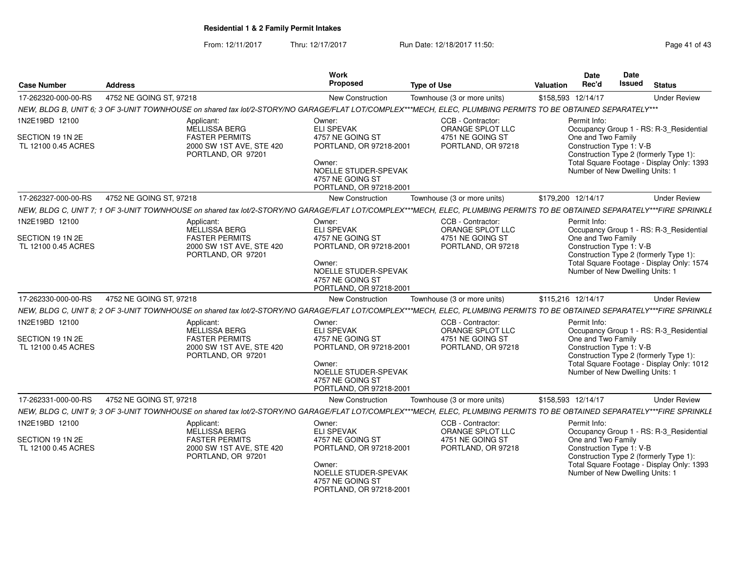**Residential 1 & 2 Family Permit Intakes**

From: 12/11/2017 Thru: 12/17/2017 Run Date: 12/18/2017 11:50:

| Case Number | Address | Work Proposed | Type of Use | Valuation | Date Rec'd | Date Issued | Status |
|---|---|---|---|---|---|---|---|
| 17-262320-000-00-RS | 4752 NE GOING ST, 97218 | New Construction | Townhouse (3 or more units) | $158,593 | 12/14/17 | | Under Review |

*NEW, BLDG B, UNIT 6; 3 OF 3-UNIT TOWNHOUSE on shared tax lot/2-STORY/NO GARAGE/FLAT LOT/COMPLEX***MECH, ELEC, PLUMBING PERMITS TO BE OBTAINED SEPARATELY****

1N2E19BD 12100
SECTION 19 1N 2E
TL 12100 0.45 ACRES

Applicant: MELLISSA BERG, FASTER PERMITS, 2000 SW 1ST AVE, STE 420, PORTLAND, OR 97201

Owner: ELI SPEVAK, 4757 NE GOING ST, PORTLAND, OR 97218-2001

Owner: NOELLE STUDER-SPEVAK, 4757 NE GOING ST, PORTLAND, OR 97218-2001

CCB - Contractor: ORANGE SPLOT LLC, 4751 NE GOING ST, PORTLAND, OR 97218

Permit Info:
Occupancy Group 1 - RS: R-3_Residential One and Two Family
Construction Type 1: V-B
Construction Type 2 (formerly Type 1):
Total Square Footage - Display Only: 1393
Number of New Dwelling Units: 1

| Case Number | Address | Work Proposed | Type of Use | Valuation | Date Rec'd | Date Issued | Status |
|---|---|---|---|---|---|---|---|
| 17-262327-000-00-RS | 4752 NE GOING ST, 97218 | New Construction | Townhouse (3 or more units) | $179,200 | 12/14/17 | | Under Review |

*NEW, BLDG C, UNIT 7; 1 OF 3-UNIT TOWNHOUSE on shared tax lot/2-STORY/NO GARAGE/FLAT LOT/COMPLEX***MECH, ELEC, PLUMBING PERMITS TO BE OBTAINED SEPARATELY***FIRE SPRINKLE*

1N2E19BD 12100
SECTION 19 1N 2E
TL 12100 0.45 ACRES

Applicant: MELLISSA BERG, FASTER PERMITS, 2000 SW 1ST AVE, STE 420, PORTLAND, OR 97201

Owner: ELI SPEVAK, 4757 NE GOING ST, PORTLAND, OR 97218-2001

Owner: NOELLE STUDER-SPEVAK, 4757 NE GOING ST, PORTLAND, OR 97218-2001

CCB - Contractor: ORANGE SPLOT LLC, 4751 NE GOING ST, PORTLAND, OR 97218

Permit Info:
Occupancy Group 1 - RS: R-3_Residential One and Two Family
Construction Type 1: V-B
Construction Type 2 (formerly Type 1):
Total Square Footage - Display Only: 1574
Number of New Dwelling Units: 1

| Case Number | Address | Work Proposed | Type of Use | Valuation | Date Rec'd | Date Issued | Status |
|---|---|---|---|---|---|---|---|
| 17-262330-000-00-RS | 4752 NE GOING ST, 97218 | New Construction | Townhouse (3 or more units) | $115,216 | 12/14/17 | | Under Review |

*NEW, BLDG C, UNIT 8; 2 OF 3-UNIT TOWNHOUSE on shared tax lot/2-STORY/NO GARAGE/FLAT LOT/COMPLEX***MECH, ELEC, PLUMBING PERMITS TO BE OBTAINED SEPARATELY***FIRE SPRINKLE*

1N2E19BD 12100
SECTION 19 1N 2E
TL 12100 0.45 ACRES

Applicant: MELLISSA BERG, FASTER PERMITS, 2000 SW 1ST AVE, STE 420, PORTLAND, OR 97201

Owner: ELI SPEVAK, 4757 NE GOING ST, PORTLAND, OR 97218-2001

Owner: NOELLE STUDER-SPEVAK, 4757 NE GOING ST, PORTLAND, OR 97218-2001

CCB - Contractor: ORANGE SPLOT LLC, 4751 NE GOING ST, PORTLAND, OR 97218

Permit Info:
Occupancy Group 1 - RS: R-3_Residential One and Two Family
Construction Type 1: V-B
Construction Type 2 (formerly Type 1):
Total Square Footage - Display Only: 1012
Number of New Dwelling Units: 1

| Case Number | Address | Work Proposed | Type of Use | Valuation | Date Rec'd | Date Issued | Status |
|---|---|---|---|---|---|---|---|
| 17-262331-000-00-RS | 4752 NE GOING ST, 97218 | New Construction | Townhouse (3 or more units) | $158,593 | 12/14/17 | | Under Review |

*NEW, BLDG C, UNIT 9; 3 OF 3-UNIT TOWNHOUSE on shared tax lot/2-STORY/NO GARAGE/FLAT LOT/COMPLEX***MECH, ELEC, PLUMBING PERMITS TO BE OBTAINED SEPARATELY***FIRE SPRINKLE*

1N2E19BD 12100
SECTION 19 1N 2E
TL 12100 0.45 ACRES

Applicant: MELLISSA BERG, FASTER PERMITS, 2000 SW 1ST AVE, STE 420, PORTLAND, OR 97201

Owner: ELI SPEVAK, 4757 NE GOING ST, PORTLAND, OR 97218-2001

Owner: NOELLE STUDER-SPEVAK, 4757 NE GOING ST, PORTLAND, OR 97218-2001

CCB - Contractor: ORANGE SPLOT LLC, 4751 NE GOING ST, PORTLAND, OR 97218

Permit Info:
Occupancy Group 1 - RS: R-3_Residential One and Two Family
Construction Type 1: V-B
Construction Type 2 (formerly Type 1):
Total Square Footage - Display Only: 1393
Number of New Dwelling Units: 1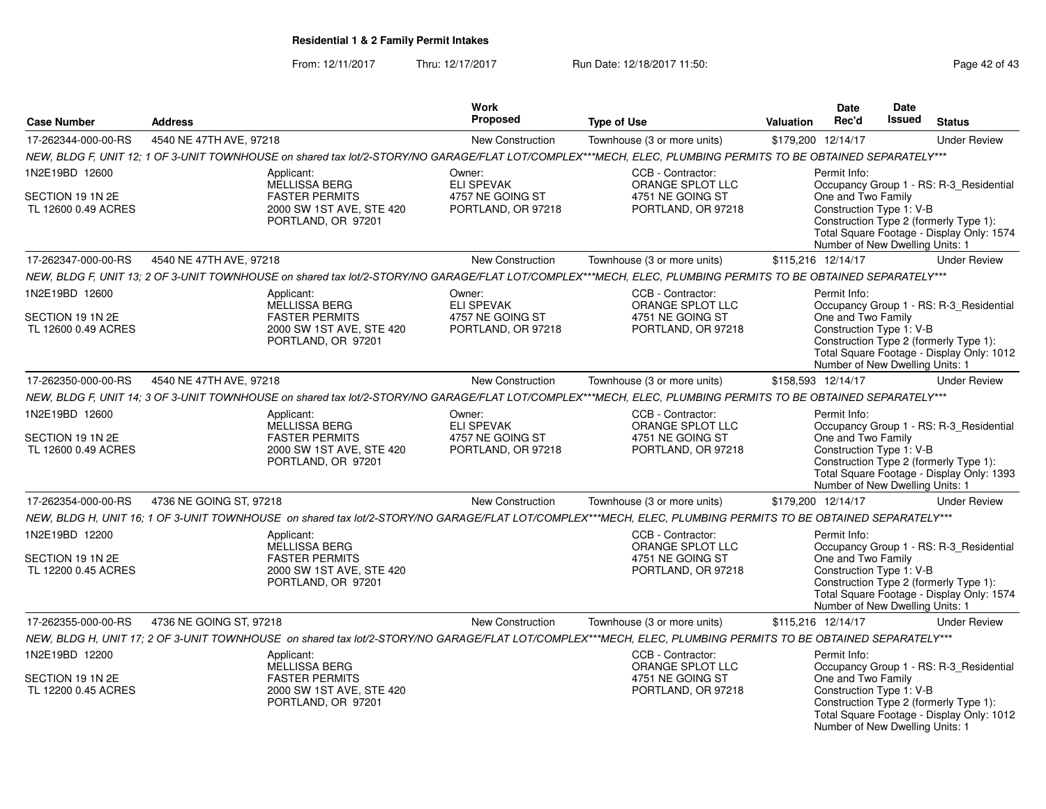**Residential 1 & 2 Family Permit Intakes**

From: 12/11/2017 Thru: 12/17/2017 Run Date: 12/18/2017 11:50:

| Case Number | Address | Work Proposed | Type of Use | Valuation | Date Rec'd | Date Issued | Status |
|---|---|---|---|---|---|---|---|
| 17-262344-000-00-RS | 4540 NE 47TH AVE, 97218 | New Construction | Townhouse (3 or more units) | $179,200 | 12/14/17 | | Under Review |

*NEW, BLDG F, UNIT 12; 1 OF 3-UNIT TOWNHOUSE on shared tax lot/2-STORY/NO GARAGE/FLAT LOT/COMPLEX***MECH, ELEC, PLUMBING PERMITS TO BE OBTAINED SEPARATELY****

1N2E19BD 12600
SECTION 19 1N 2E
TL 12600 0.49 ACRES

Applicant: MELLISSA BERG, FASTER PERMITS, 2000 SW 1ST AVE, STE 420, PORTLAND, OR 97201

Owner: ELI SPEVAK, 4757 NE GOING ST, PORTLAND, OR 97218

CCB - Contractor: ORANGE SPLOT LLC, 4751 NE GOING ST, PORTLAND, OR 97218

Permit Info:
Occupancy Group 1 - RS: R-3_Residential One and Two Family
Construction Type 1: V-B
Construction Type 2 (formerly Type 1):
Total Square Footage - Display Only: 1574
Number of New Dwelling Units: 1

| Case Number | Address | Work Proposed | Type of Use | Valuation | Date Rec'd | Date Issued | Status |
|---|---|---|---|---|---|---|---|
| 17-262347-000-00-RS | 4540 NE 47TH AVE, 97218 | New Construction | Townhouse (3 or more units) | $115,216 | 12/14/17 | | Under Review |

*NEW, BLDG F, UNIT 13; 2 OF 3-UNIT TOWNHOUSE on shared tax lot/2-STORY/NO GARAGE/FLAT LOT/COMPLEX***MECH, ELEC, PLUMBING PERMITS TO BE OBTAINED SEPARATELY****

1N2E19BD 12600
SECTION 19 1N 2E
TL 12600 0.49 ACRES

Applicant: MELLISSA BERG, FASTER PERMITS, 2000 SW 1ST AVE, STE 420, PORTLAND, OR 97201

Owner: ELI SPEVAK, 4757 NE GOING ST, PORTLAND, OR 97218

CCB - Contractor: ORANGE SPLOT LLC, 4751 NE GOING ST, PORTLAND, OR 97218

Permit Info:
Occupancy Group 1 - RS: R-3_Residential One and Two Family
Construction Type 1: V-B
Construction Type 2 (formerly Type 1):
Total Square Footage - Display Only: 1012
Number of New Dwelling Units: 1

| Case Number | Address | Work Proposed | Type of Use | Valuation | Date Rec'd | Date Issued | Status |
|---|---|---|---|---|---|---|---|
| 17-262350-000-00-RS | 4540 NE 47TH AVE, 97218 | New Construction | Townhouse (3 or more units) | $158,593 | 12/14/17 | | Under Review |

*NEW, BLDG F, UNIT 14; 3 OF 3-UNIT TOWNHOUSE on shared tax lot/2-STORY/NO GARAGE/FLAT LOT/COMPLEX***MECH, ELEC, PLUMBING PERMITS TO BE OBTAINED SEPARATELY****

1N2E19BD 12600
SECTION 19 1N 2E
TL 12600 0.49 ACRES

Applicant: MELLISSA BERG, FASTER PERMITS, 2000 SW 1ST AVE, STE 420, PORTLAND, OR 97201

Owner: ELI SPEVAK, 4757 NE GOING ST, PORTLAND, OR 97218

CCB - Contractor: ORANGE SPLOT LLC, 4751 NE GOING ST, PORTLAND, OR 97218

Permit Info:
Occupancy Group 1 - RS: R-3_Residential One and Two Family
Construction Type 1: V-B
Construction Type 2 (formerly Type 1):
Total Square Footage - Display Only: 1393
Number of New Dwelling Units: 1

| Case Number | Address | Work Proposed | Type of Use | Valuation | Date Rec'd | Date Issued | Status |
|---|---|---|---|---|---|---|---|
| 17-262354-000-00-RS | 4736 NE GOING ST, 97218 | New Construction | Townhouse (3 or more units) | $179,200 | 12/14/17 | | Under Review |

*NEW, BLDG H, UNIT 16; 1 OF 3-UNIT TOWNHOUSE on shared tax lot/2-STORY/NO GARAGE/FLAT LOT/COMPLEX***MECH, ELEC, PLUMBING PERMITS TO BE OBTAINED SEPARATELY****

1N2E19BD 12200
SECTION 19 1N 2E
TL 12200 0.45 ACRES

Applicant: MELLISSA BERG, FASTER PERMITS, 2000 SW 1ST AVE, STE 420, PORTLAND, OR 97201

CCB - Contractor: ORANGE SPLOT LLC, 4751 NE GOING ST, PORTLAND, OR 97218

Permit Info:
Occupancy Group 1 - RS: R-3_Residential One and Two Family
Construction Type 1: V-B
Construction Type 2 (formerly Type 1):
Total Square Footage - Display Only: 1574
Number of New Dwelling Units: 1

| Case Number | Address | Work Proposed | Type of Use | Valuation | Date Rec'd | Date Issued | Status |
|---|---|---|---|---|---|---|---|
| 17-262355-000-00-RS | 4736 NE GOING ST, 97218 | New Construction | Townhouse (3 or more units) | $115,216 | 12/14/17 | | Under Review |

*NEW, BLDG H, UNIT 17; 2 OF 3-UNIT TOWNHOUSE on shared tax lot/2-STORY/NO GARAGE/FLAT LOT/COMPLEX***MECH, ELEC, PLUMBING PERMITS TO BE OBTAINED SEPARATELY****

1N2E19BD 12200
SECTION 19 1N 2E
TL 12200 0.45 ACRES

Applicant: MELLISSA BERG, FASTER PERMITS, 2000 SW 1ST AVE, STE 420, PORTLAND, OR 97201

CCB - Contractor: ORANGE SPLOT LLC, 4751 NE GOING ST, PORTLAND, OR 97218

Permit Info:
Occupancy Group 1 - RS: R-3_Residential One and Two Family
Construction Type 1: V-B
Construction Type 2 (formerly Type 1):
Total Square Footage - Display Only: 1012
Number of New Dwelling Units: 1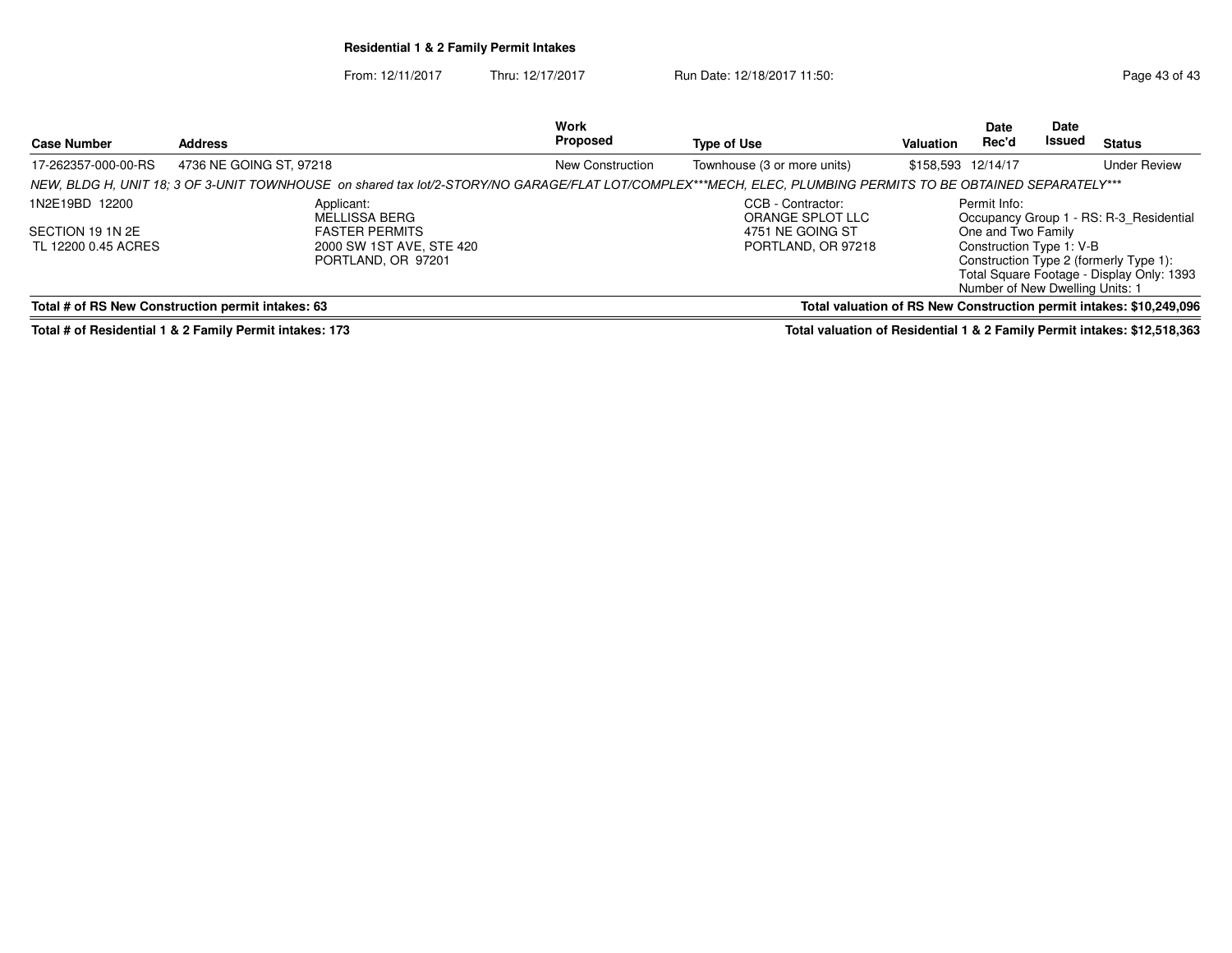**Residential 1 & 2 Family Permit Intakes**

From: 12/11/2017 Thru: 12/17/2017 Run Date: 12/18/2017 11:50:

| Case Number | Address | Work Proposed | Type of Use | Valuation | Date Rec'd | Date Issued | Status |
|---|---|---|---|---|---|---|---|
| 17-262357-000-00-RS | 4736 NE GOING ST, 97218 | New Construction | Townhouse (3 or more units) | $158,593 | 12/14/17 | | Under Review |

*NEW, BLDG H, UNIT 18; 3 OF 3-UNIT TOWNHOUSE on shared tax lot/2-STORY/NO GARAGE/FLAT LOT/COMPLEX***MECH, ELEC, PLUMBING PERMITS TO BE OBTAINED SEPARATELY****

1N2E19BD 12200

SECTION 19 1N 2E
TL 12200 0.45 ACRES

Applicant:
MELLISSA BERG
FASTER PERMITS
2000 SW 1ST AVE, STE 420
PORTLAND, OR 97201

CCB - Contractor:
ORANGE SPLOT LLC
4751 NE GOING ST
PORTLAND, OR 97218

Permit Info:
Occupancy Group 1 - RS: R-3_Residential One and Two Family
Construction Type 1: V-B
Construction Type 2 (formerly Type 1):
Total Square Footage - Display Only: 1393
Number of New Dwelling Units: 1

**Total # of RS New Construction permit intakes: 63**

**Total valuation of RS New Construction permit intakes: $10,249,096**

**Total # of Residential 1 & 2 Family Permit intakes: 173**

**Total valuation of Residential 1 & 2 Family Permit intakes: $12,518,363**